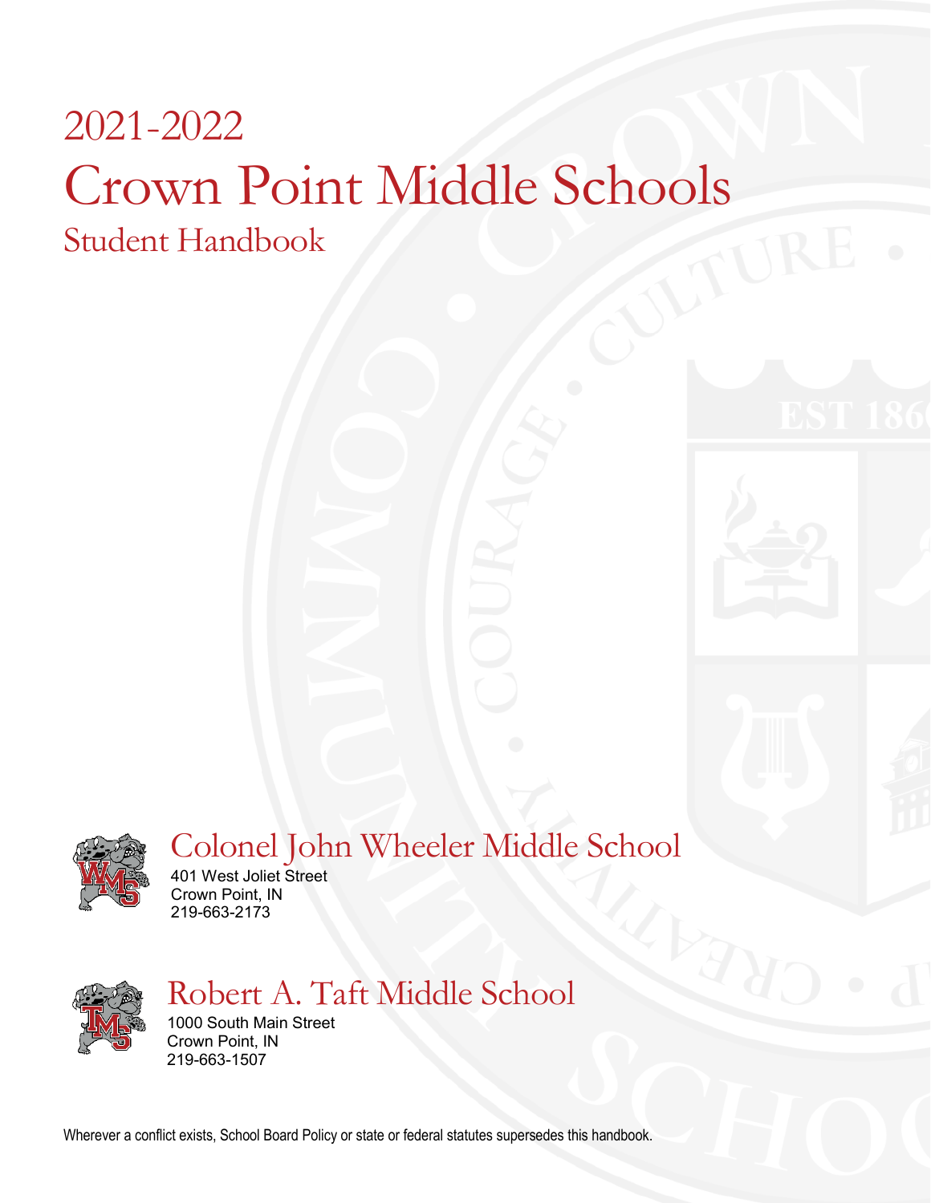# 2021-2022

# Crown Point Middle Schools

## Student Handbook

## Colonel John Wheeler Middle School

401 West Joliet Street
Crown Point, IN
219-663-2173

## Robert A. Taft Middle School

1000 South Main Street
Crown Point, IN
219-663-1507

Wherever a conflict exists, School Board Policy or state or federal statutes supersedes this handbook.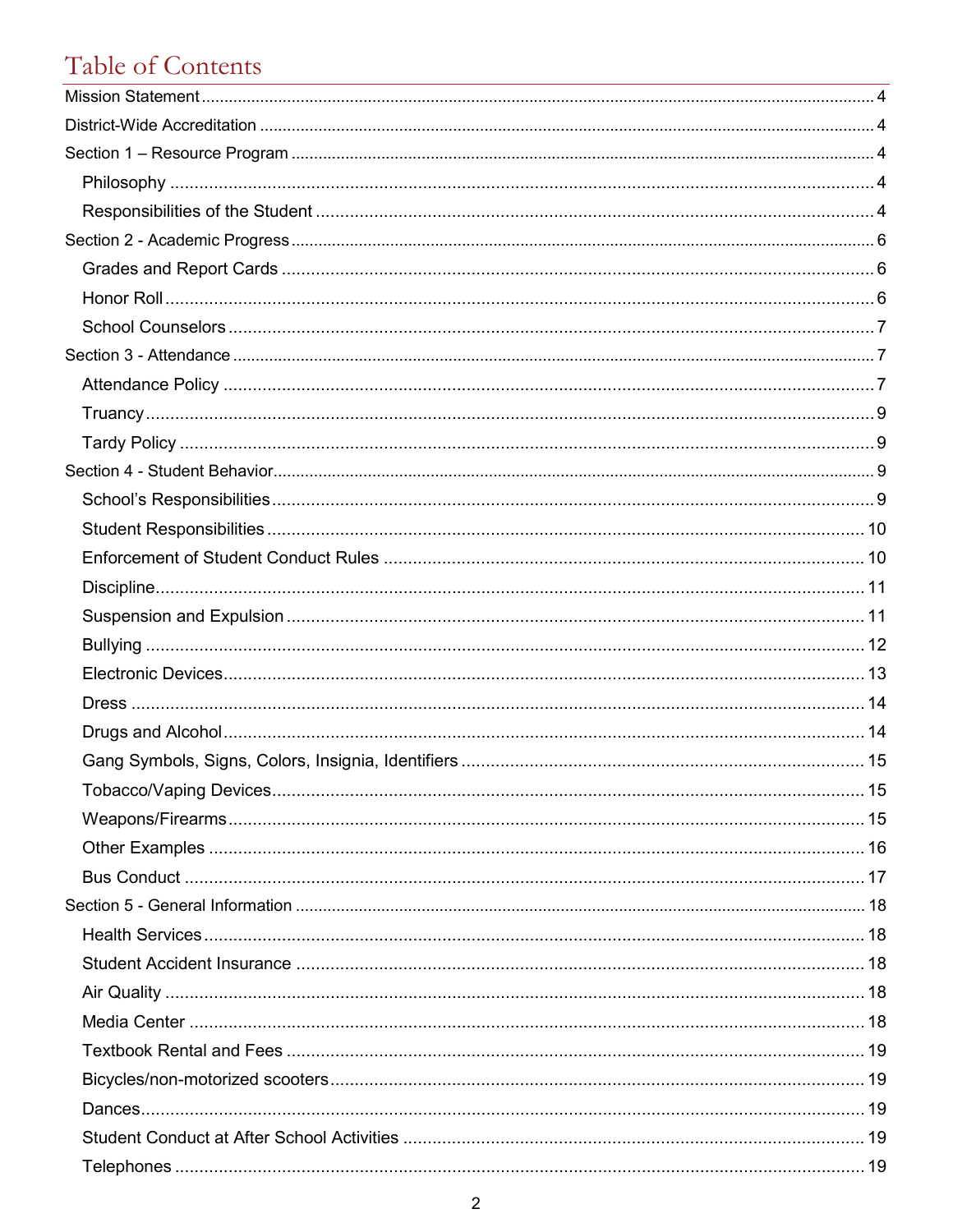# Table of Contents

- Mission Statement ... 4
- District-Wide Accreditation ... 4
- Section 1 – Resource Program ... 4
  - Philosophy ... 4
  - Responsibilities of the Student ... 4
- Section 2 - Academic Progress ... 6
  - Grades and Report Cards ... 6
  - Honor Roll ... 6
  - School Counselors ... 7
- Section 3 - Attendance ... 7
  - Attendance Policy ... 7
  - Truancy ... 9
  - Tardy Policy ... 9
- Section 4 - Student Behavior ... 9
  - School's Responsibilities ... 9
  - Student Responsibilities ... 10
  - Enforcement of Student Conduct Rules ... 10
  - Discipline ... 11
  - Suspension and Expulsion ... 11
  - Bullying ... 12
  - Electronic Devices ... 13
  - Dress ... 14
  - Drugs and Alcohol ... 14
  - Gang Symbols, Signs, Colors, Insignia, Identifiers ... 15
  - Tobacco/Vaping Devices ... 15
  - Weapons/Firearms ... 15
  - Other Examples ... 16
  - Bus Conduct ... 17
- Section 5 - General Information ... 18
  - Health Services ... 18
  - Student Accident Insurance ... 18
  - Air Quality ... 18
  - Media Center ... 18
  - Textbook Rental and Fees ... 19
  - Bicycles/non-motorized scooters ... 19
  - Dances ... 19
  - Student Conduct at After School Activities ... 19
  - Telephones ... 19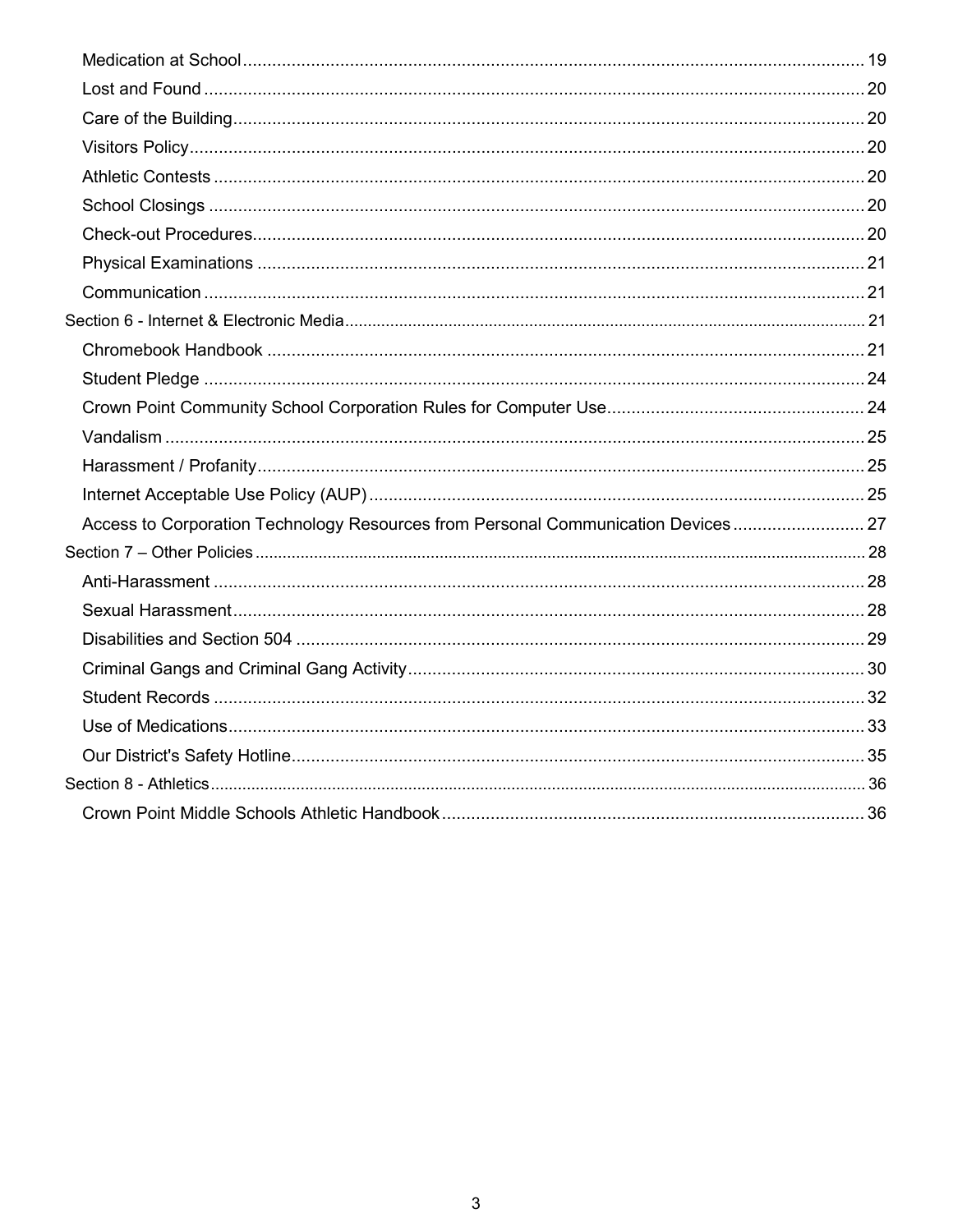Medication at School ..... 19
Lost and Found ..... 20
Care of the Building ..... 20
Visitors Policy ..... 20
Athletic Contests ..... 20
School Closings ..... 20
Check-out Procedures ..... 20
Physical Examinations ..... 21
Communication ..... 21

Section 6 - Internet & Electronic Media ..... 21

Chromebook Handbook ..... 21
Student Pledge ..... 24
Crown Point Community School Corporation Rules for Computer Use ..... 24
Vandalism ..... 25
Harassment / Profanity ..... 25
Internet Acceptable Use Policy (AUP) ..... 25
Access to Corporation Technology Resources from Personal Communication Devices ..... 27

Section 7 – Other Policies ..... 28

Anti-Harassment ..... 28
Sexual Harassment ..... 28
Disabilities and Section 504 ..... 29
Criminal Gangs and Criminal Gang Activity ..... 30
Student Records ..... 32
Use of Medications ..... 33
Our District's Safety Hotline ..... 35

Section 8 - Athletics ..... 36

Crown Point Middle Schools Athletic Handbook ..... 36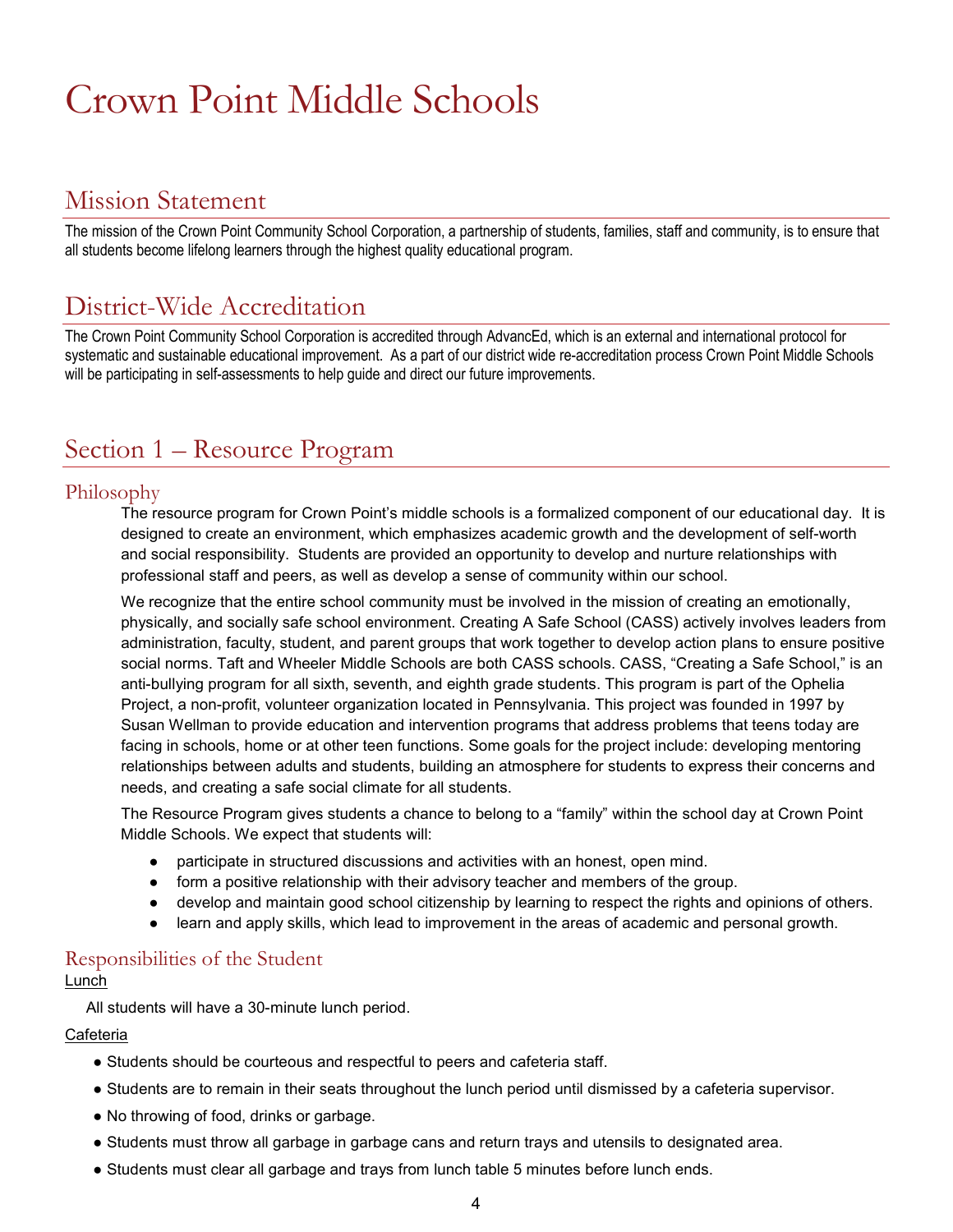# Crown Point Middle Schools

## Mission Statement

The mission of the Crown Point Community School Corporation, a partnership of students, families, staff and community, is to ensure that all students become lifelong learners through the highest quality educational program.

## District-Wide Accreditation

The Crown Point Community School Corporation is accredited through AdvancEd, which is an external and international protocol for systematic and sustainable educational improvement. As a part of our district wide re-accreditation process Crown Point Middle Schools will be participating in self-assessments to help guide and direct our future improvements.

## Section 1 – Resource Program

### Philosophy

The resource program for Crown Point's middle schools is a formalized component of our educational day. It is designed to create an environment, which emphasizes academic growth and the development of self-worth and social responsibility. Students are provided an opportunity to develop and nurture relationships with professional staff and peers, as well as develop a sense of community within our school.

We recognize that the entire school community must be involved in the mission of creating an emotionally, physically, and socially safe school environment. Creating A Safe School (CASS) actively involves leaders from administration, faculty, student, and parent groups that work together to develop action plans to ensure positive social norms. Taft and Wheeler Middle Schools are both CASS schools. CASS, "Creating a Safe School," is an anti-bullying program for all sixth, seventh, and eighth grade students. This program is part of the Ophelia Project, a non-profit, volunteer organization located in Pennsylvania. This project was founded in 1997 by Susan Wellman to provide education and intervention programs that address problems that teens today are facing in schools, home or at other teen functions. Some goals for the project include: developing mentoring relationships between adults and students, building an atmosphere for students to express their concerns and needs, and creating a safe social climate for all students.

The Resource Program gives students a chance to belong to a "family" within the school day at Crown Point Middle Schools. We expect that students will:

- participate in structured discussions and activities with an honest, open mind.
- form a positive relationship with their advisory teacher and members of the group.
- develop and maintain good school citizenship by learning to respect the rights and opinions of others.
- learn and apply skills, which lead to improvement in the areas of academic and personal growth.

### Responsibilities of the Student

Lunch

All students will have a 30-minute lunch period.

Cafeteria

- Students should be courteous and respectful to peers and cafeteria staff.
- Students are to remain in their seats throughout the lunch period until dismissed by a cafeteria supervisor.
- No throwing of food, drinks or garbage.
- Students must throw all garbage in garbage cans and return trays and utensils to designated area.
- Students must clear all garbage and trays from lunch table 5 minutes before lunch ends.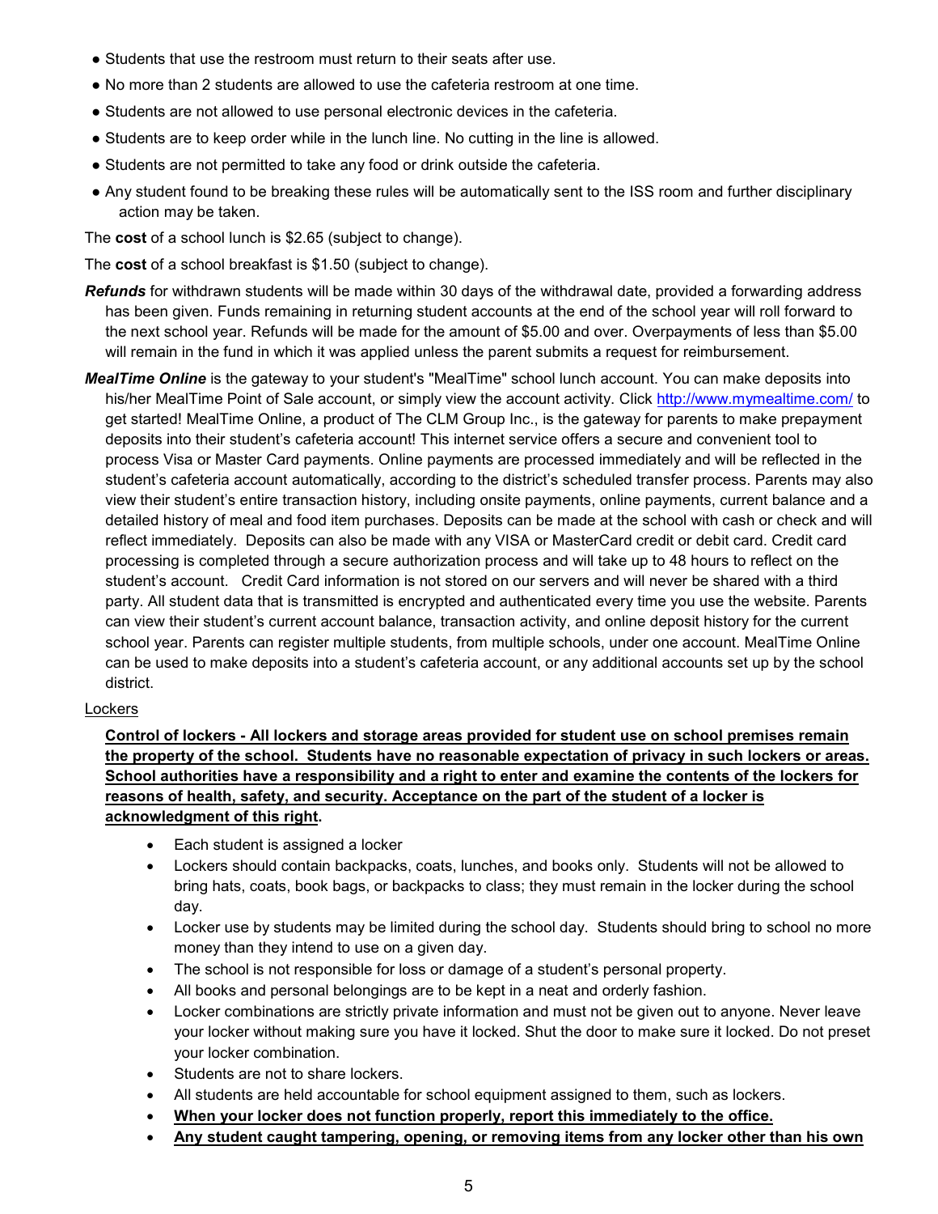- Students that use the restroom must return to their seats after use.
- No more than 2 students are allowed to use the cafeteria restroom at one time.
- Students are not allowed to use personal electronic devices in the cafeteria.
- Students are to keep order while in the lunch line. No cutting in the line is allowed.
- Students are not permitted to take any food or drink outside the cafeteria.
- Any student found to be breaking these rules will be automatically sent to the ISS room and further disciplinary action may be taken.

The **cost** of a school lunch is $2.65 (subject to change).

The **cost** of a school breakfast is $1.50 (subject to change).

***Refunds*** for withdrawn students will be made within 30 days of the withdrawal date, provided a forwarding address has been given. Funds remaining in returning student accounts at the end of the school year will roll forward to the next school year. Refunds will be made for the amount of $5.00 and over. Overpayments of less than $5.00 will remain in the fund in which it was applied unless the parent submits a request for reimbursement.

***MealTime Online*** is the gateway to your student's "MealTime" school lunch account. You can make deposits into his/her MealTime Point of Sale account, or simply view the account activity. Click http://www.mymealtime.com/ to get started! MealTime Online, a product of The CLM Group Inc., is the gateway for parents to make prepayment deposits into their student's cafeteria account! This internet service offers a secure and convenient tool to process Visa or Master Card payments. Online payments are processed immediately and will be reflected in the student's cafeteria account automatically, according to the district's scheduled transfer process. Parents may also view their student's entire transaction history, including onsite payments, online payments, current balance and a detailed history of meal and food item purchases. Deposits can be made at the school with cash or check and will reflect immediately. Deposits can also be made with any VISA or MasterCard credit or debit card. Credit card processing is completed through a secure authorization process and will take up to 48 hours to reflect on the student's account. Credit Card information is not stored on our servers and will never be shared with a third party. All student data that is transmitted is encrypted and authenticated every time you use the website. Parents can view their student's current account balance, transaction activity, and online deposit history for the current school year. Parents can register multiple students, from multiple schools, under one account. MealTime Online can be used to make deposits into a student's cafeteria account, or any additional accounts set up by the school district.

Lockers

**Control of lockers - All lockers and storage areas provided for student use on school premises remain the property of the school. Students have no reasonable expectation of privacy in such lockers or areas. School authorities have a responsibility and a right to enter and examine the contents of the lockers for reasons of health, safety, and security. Acceptance on the part of the student of a locker is acknowledgment of this right.**

- Each student is assigned a locker
- Lockers should contain backpacks, coats, lunches, and books only. Students will not be allowed to bring hats, coats, book bags, or backpacks to class; they must remain in the locker during the school day.
- Locker use by students may be limited during the school day. Students should bring to school no more money than they intend to use on a given day.
- The school is not responsible for loss or damage of a student's personal property.
- All books and personal belongings are to be kept in a neat and orderly fashion.
- Locker combinations are strictly private information and must not be given out to anyone. Never leave your locker without making sure you have it locked. Shut the door to make sure it locked. Do not preset your locker combination.
- Students are not to share lockers.
- All students are held accountable for school equipment assigned to them, such as lockers.
- **When your locker does not function properly, report this immediately to the office.**
- **Any student caught tampering, opening, or removing items from any locker other than his own**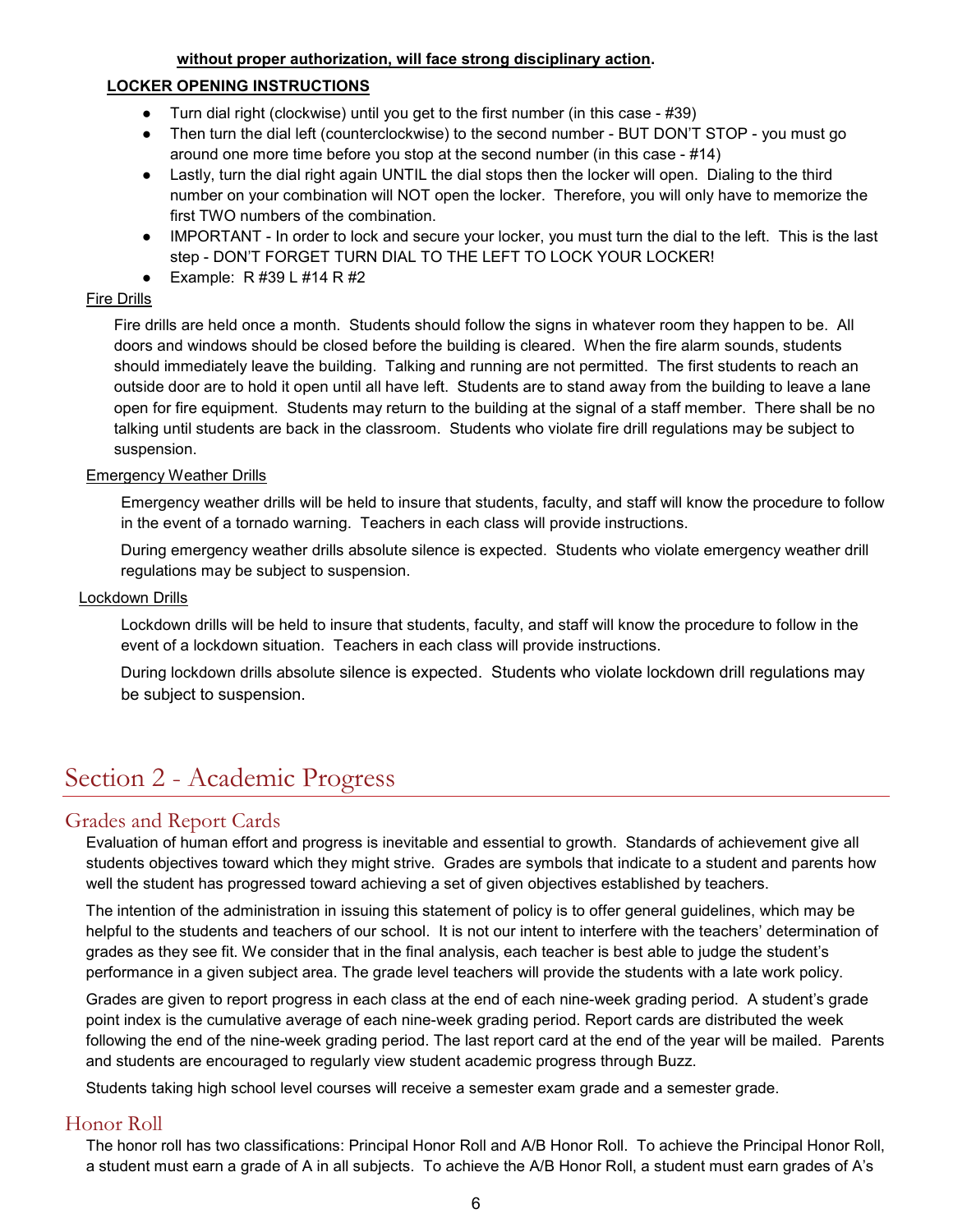**without proper authorization, will face strong disciplinary action.**

**LOCKER OPENING INSTRUCTIONS**

- Turn dial right (clockwise) until you get to the first number (in this case - #39)
- Then turn the dial left (counterclockwise) to the second number - BUT DON'T STOP - you must go around one more time before you stop at the second number (in this case - #14)
- Lastly, turn the dial right again UNTIL the dial stops then the locker will open. Dialing to the third number on your combination will NOT open the locker. Therefore, you will only have to memorize the first TWO numbers of the combination.
- IMPORTANT - In order to lock and secure your locker, you must turn the dial to the left. This is the last step - DON'T FORGET TURN DIAL TO THE LEFT TO LOCK YOUR LOCKER!
- Example: R #39 L #14 R #2

Fire Drills

Fire drills are held once a month. Students should follow the signs in whatever room they happen to be. All doors and windows should be closed before the building is cleared. When the fire alarm sounds, students should immediately leave the building. Talking and running are not permitted. The first students to reach an outside door are to hold it open until all have left. Students are to stand away from the building to leave a lane open for fire equipment. Students may return to the building at the signal of a staff member. There shall be no talking until students are back in the classroom. Students who violate fire drill regulations may be subject to suspension.

Emergency Weather Drills

Emergency weather drills will be held to insure that students, faculty, and staff will know the procedure to follow in the event of a tornado warning. Teachers in each class will provide instructions.

During emergency weather drills absolute silence is expected. Students who violate emergency weather drill regulations may be subject to suspension.

Lockdown Drills

Lockdown drills will be held to insure that students, faculty, and staff will know the procedure to follow in the event of a lockdown situation. Teachers in each class will provide instructions.

During lockdown drills absolute silence is expected. Students who violate lockdown drill regulations may be subject to suspension.

# Section 2 - Academic Progress

## Grades and Report Cards

Evaluation of human effort and progress is inevitable and essential to growth. Standards of achievement give all students objectives toward which they might strive. Grades are symbols that indicate to a student and parents how well the student has progressed toward achieving a set of given objectives established by teachers.

The intention of the administration in issuing this statement of policy is to offer general guidelines, which may be helpful to the students and teachers of our school. It is not our intent to interfere with the teachers' determination of grades as they see fit. We consider that in the final analysis, each teacher is best able to judge the student's performance in a given subject area. The grade level teachers will provide the students with a late work policy.

Grades are given to report progress in each class at the end of each nine-week grading period. A student's grade point index is the cumulative average of each nine-week grading period. Report cards are distributed the week following the end of the nine-week grading period. The last report card at the end of the year will be mailed. Parents and students are encouraged to regularly view student academic progress through Buzz.

Students taking high school level courses will receive a semester exam grade and a semester grade.

## Honor Roll

The honor roll has two classifications: Principal Honor Roll and A/B Honor Roll. To achieve the Principal Honor Roll, a student must earn a grade of A in all subjects. To achieve the A/B Honor Roll, a student must earn grades of A's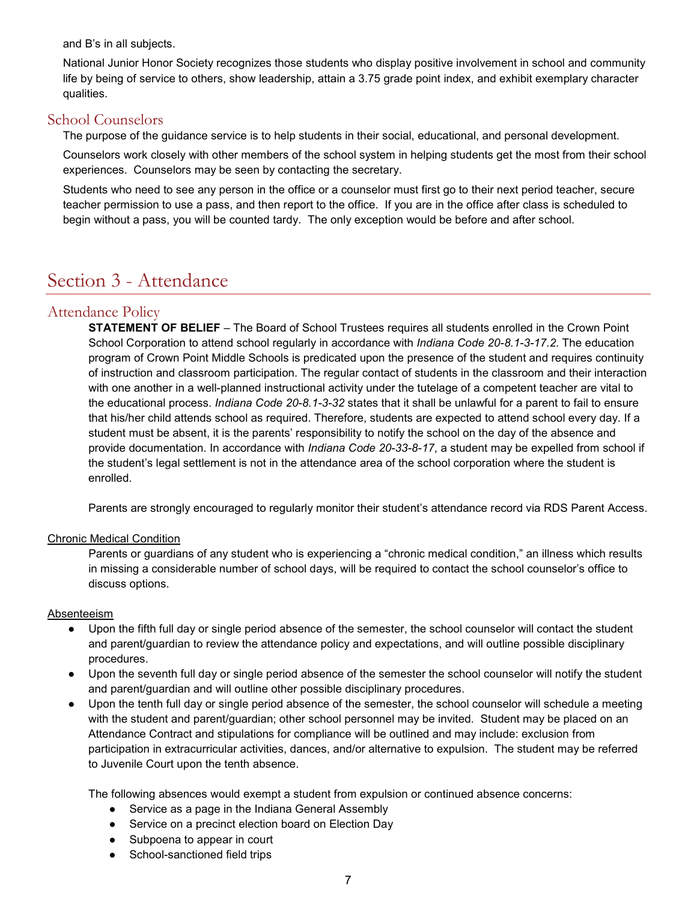and B's in all subjects.

National Junior Honor Society recognizes those students who display positive involvement in school and community life by being of service to others, show leadership, attain a 3.75 grade point index, and exhibit exemplary character qualities.

## School Counselors

The purpose of the guidance service is to help students in their social, educational, and personal development.

Counselors work closely with other members of the school system in helping students get the most from their school experiences. Counselors may be seen by contacting the secretary.

Students who need to see any person in the office or a counselor must first go to their next period teacher, secure teacher permission to use a pass, and then report to the office. If you are in the office after class is scheduled to begin without a pass, you will be counted tardy. The only exception would be before and after school.

# Section 3 - Attendance

## Attendance Policy

**STATEMENT OF BELIEF** – The Board of School Trustees requires all students enrolled in the Crown Point School Corporation to attend school regularly in accordance with *Indiana Code 20-8.1-3-17.2*. The education program of Crown Point Middle Schools is predicated upon the presence of the student and requires continuity of instruction and classroom participation. The regular contact of students in the classroom and their interaction with one another in a well-planned instructional activity under the tutelage of a competent teacher are vital to the educational process. *Indiana Code 20-8.1-3-32* states that it shall be unlawful for a parent to fail to ensure that his/her child attends school as required. Therefore, students are expected to attend school every day. If a student must be absent, it is the parents' responsibility to notify the school on the day of the absence and provide documentation. In accordance with *Indiana Code 20-33-8-17*, a student may be expelled from school if the student's legal settlement is not in the attendance area of the school corporation where the student is enrolled.

Parents are strongly encouraged to regularly monitor their student's attendance record via RDS Parent Access.

### Chronic Medical Condition

Parents or guardians of any student who is experiencing a "chronic medical condition," an illness which results in missing a considerable number of school days, will be required to contact the school counselor's office to discuss options.

### Absenteeism

- Upon the fifth full day or single period absence of the semester, the school counselor will contact the student and parent/guardian to review the attendance policy and expectations, and will outline possible disciplinary procedures.
- Upon the seventh full day or single period absence of the semester the school counselor will notify the student and parent/guardian and will outline other possible disciplinary procedures.
- Upon the tenth full day or single period absence of the semester, the school counselor will schedule a meeting with the student and parent/guardian; other school personnel may be invited. Student may be placed on an Attendance Contract and stipulations for compliance will be outlined and may include: exclusion from participation in extracurricular activities, dances, and/or alternative to expulsion. The student may be referred to Juvenile Court upon the tenth absence.

The following absences would exempt a student from expulsion or continued absence concerns:

- Service as a page in the Indiana General Assembly
- Service on a precinct election board on Election Day
- Subpoena to appear in court
- School-sanctioned field trips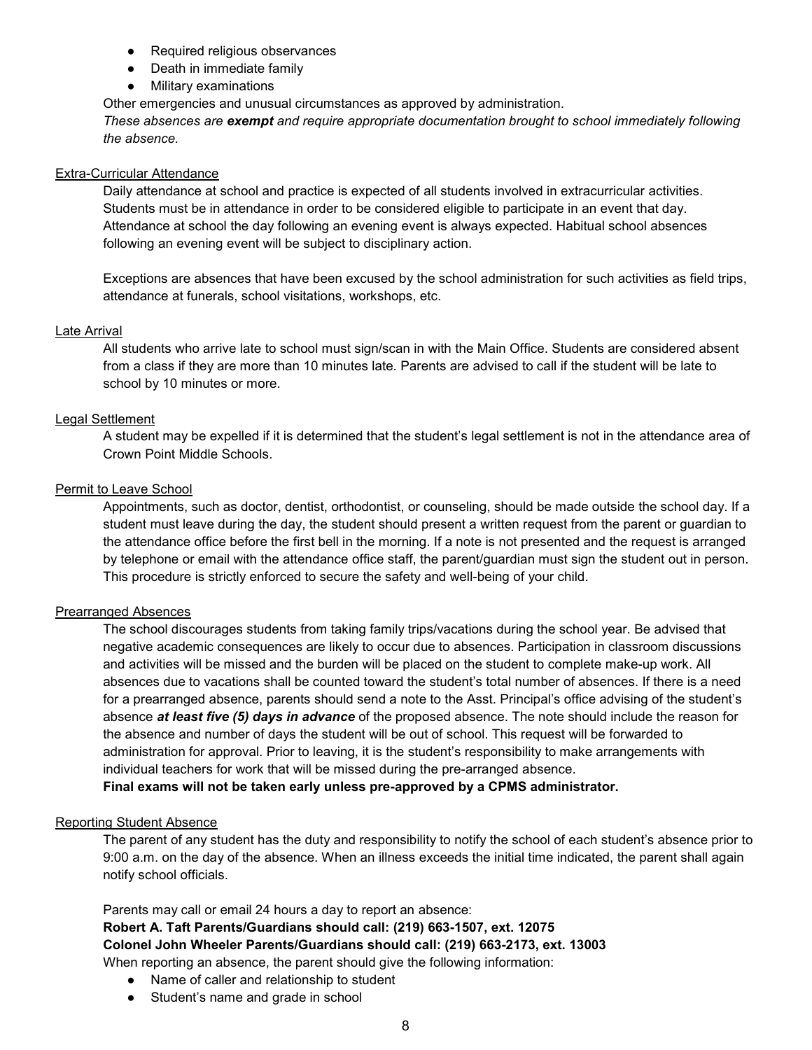- Required religious observances
- Death in immediate family
- Military examinations

Other emergencies and unusual circumstances as approved by administration.

*These absences are **exempt** and require appropriate documentation brought to school immediately following the absence.*

### Extra-Curricular Attendance

Daily attendance at school and practice is expected of all students involved in extracurricular activities. Students must be in attendance in order to be considered eligible to participate in an event that day. Attendance at school the day following an evening event is always expected. Habitual school absences following an evening event will be subject to disciplinary action.

Exceptions are absences that have been excused by the school administration for such activities as field trips, attendance at funerals, school visitations, workshops, etc.

### Late Arrival

All students who arrive late to school must sign/scan in with the Main Office. Students are considered absent from a class if they are more than 10 minutes late. Parents are advised to call if the student will be late to school by 10 minutes or more.

### Legal Settlement

A student may be expelled if it is determined that the student's legal settlement is not in the attendance area of Crown Point Middle Schools.

### Permit to Leave School

Appointments, such as doctor, dentist, orthodontist, or counseling, should be made outside the school day. If a student must leave during the day, the student should present a written request from the parent or guardian to the attendance office before the first bell in the morning. If a note is not presented and the request is arranged by telephone or email with the attendance office staff, the parent/guardian must sign the student out in person. This procedure is strictly enforced to secure the safety and well-being of your child.

### Prearranged Absences

The school discourages students from taking family trips/vacations during the school year. Be advised that negative academic consequences are likely to occur due to absences. Participation in classroom discussions and activities will be missed and the burden will be placed on the student to complete make-up work. All absences due to vacations shall be counted toward the student's total number of absences. If there is a need for a prearranged absence, parents should send a note to the Asst. Principal's office advising of the student's absence ***at least five (5) days in advance*** of the proposed absence. The note should include the reason for the absence and number of days the student will be out of school. This request will be forwarded to administration for approval. Prior to leaving, it is the student's responsibility to make arrangements with individual teachers for work that will be missed during the pre-arranged absence.

**Final exams will not be taken early unless pre-approved by a CPMS administrator.**

### Reporting Student Absence

The parent of any student has the duty and responsibility to notify the school of each student's absence prior to 9:00 a.m. on the day of the absence. When an illness exceeds the initial time indicated, the parent shall again notify school officials.

Parents may call or email 24 hours a day to report an absence:

**Robert A. Taft Parents/Guardians should call: (219) 663-1507, ext. 12075**

**Colonel John Wheeler Parents/Guardians should call: (219) 663-2173, ext. 13003**

When reporting an absence, the parent should give the following information:

- Name of caller and relationship to student
- Student's name and grade in school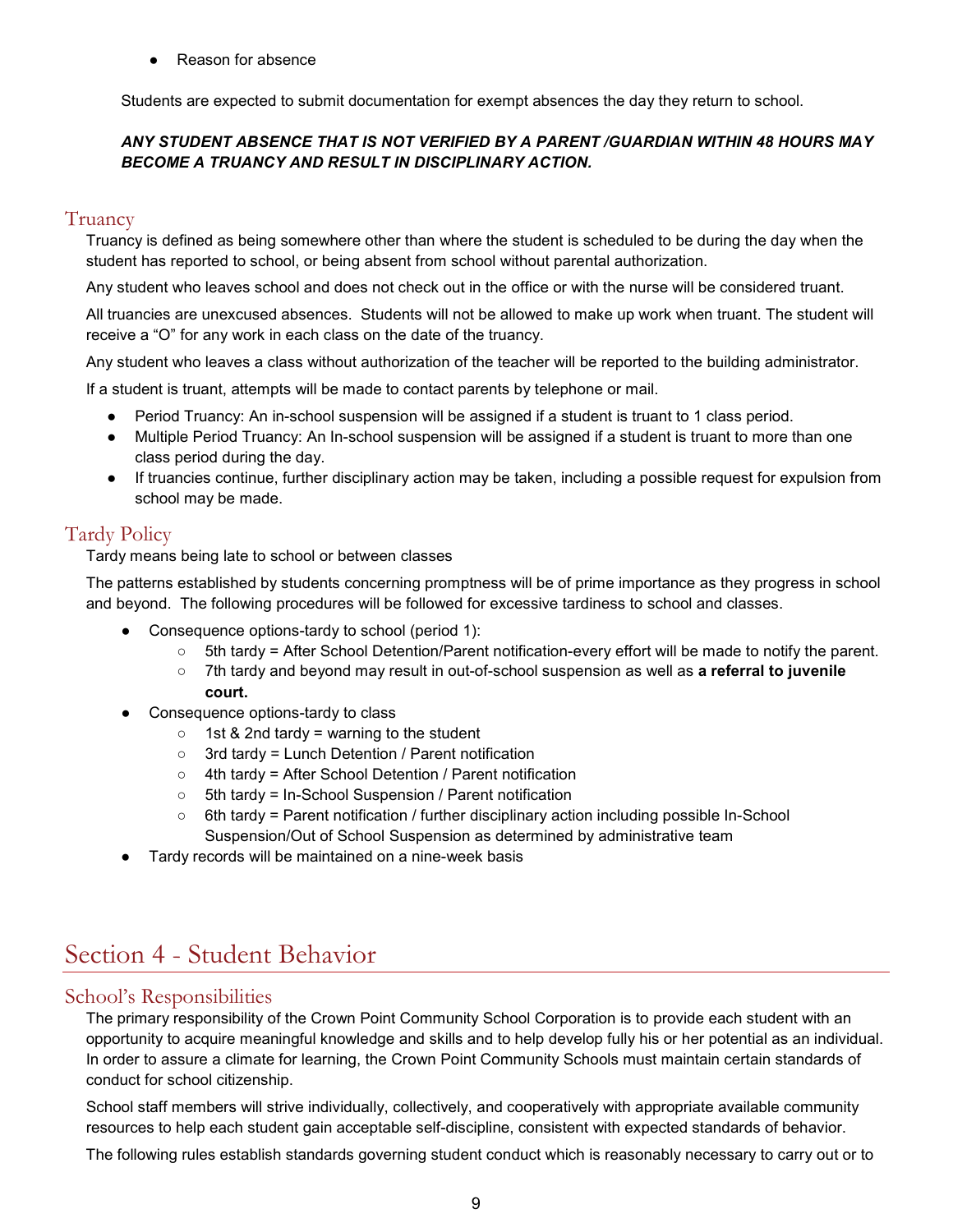- Reason for absence

Students are expected to submit documentation for exempt absences the day they return to school.

***ANY STUDENT ABSENCE THAT IS NOT VERIFIED BY A PARENT /GUARDIAN WITHIN 48 HOURS MAY BECOME A TRUANCY AND RESULT IN DISCIPLINARY ACTION.***

## Truancy

Truancy is defined as being somewhere other than where the student is scheduled to be during the day when the student has reported to school, or being absent from school without parental authorization.

Any student who leaves school and does not check out in the office or with the nurse will be considered truant.

All truancies are unexcused absences. Students will not be allowed to make up work when truant. The student will receive a "O" for any work in each class on the date of the truancy.

Any student who leaves a class without authorization of the teacher will be reported to the building administrator.

If a student is truant, attempts will be made to contact parents by telephone or mail.

- Period Truancy: An in-school suspension will be assigned if a student is truant to 1 class period.
- Multiple Period Truancy: An In-school suspension will be assigned if a student is truant to more than one class period during the day.
- If truancies continue, further disciplinary action may be taken, including a possible request for expulsion from school may be made.

## Tardy Policy

Tardy means being late to school or between classes

The patterns established by students concerning promptness will be of prime importance as they progress in school and beyond. The following procedures will be followed for excessive tardiness to school and classes.

- Consequence options-tardy to school (period 1):
  - 5th tardy = After School Detention/Parent notification-every effort will be made to notify the parent.
  - 7th tardy and beyond may result in out-of-school suspension as well as **a referral to juvenile court.**
- Consequence options-tardy to class
  - 1st & 2nd tardy = warning to the student
  - 3rd tardy = Lunch Detention / Parent notification
  - 4th tardy = After School Detention / Parent notification
  - 5th tardy = In-School Suspension / Parent notification
  - 6th tardy = Parent notification / further disciplinary action including possible In-School Suspension/Out of School Suspension as determined by administrative team
- Tardy records will be maintained on a nine-week basis

# Section 4 - Student Behavior

## School's Responsibilities

The primary responsibility of the Crown Point Community School Corporation is to provide each student with an opportunity to acquire meaningful knowledge and skills and to help develop fully his or her potential as an individual. In order to assure a climate for learning, the Crown Point Community Schools must maintain certain standards of conduct for school citizenship.

School staff members will strive individually, collectively, and cooperatively with appropriate available community resources to help each student gain acceptable self-discipline, consistent with expected standards of behavior.

The following rules establish standards governing student conduct which is reasonably necessary to carry out or to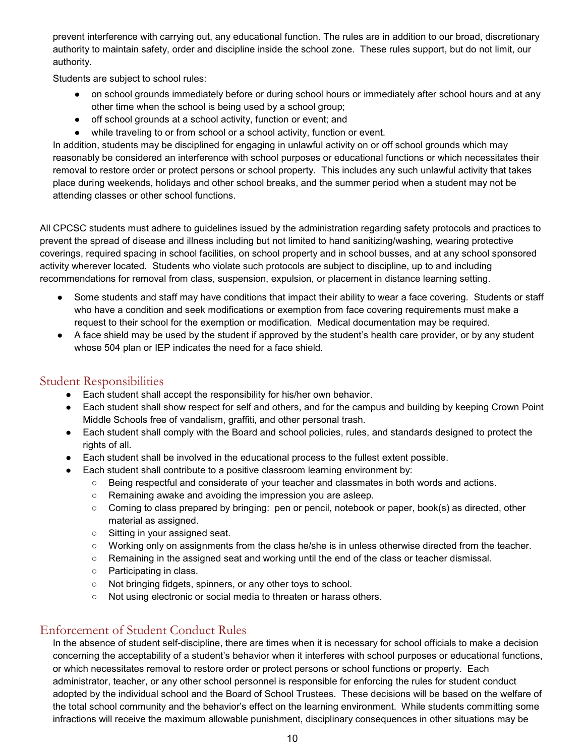prevent interference with carrying out, any educational function. The rules are in addition to our broad, discretionary authority to maintain safety, order and discipline inside the school zone. These rules support, but do not limit, our authority.

Students are subject to school rules:

- on school grounds immediately before or during school hours or immediately after school hours and at any other time when the school is being used by a school group;
- off school grounds at a school activity, function or event; and
- while traveling to or from school or a school activity, function or event.

In addition, students may be disciplined for engaging in unlawful activity on or off school grounds which may reasonably be considered an interference with school purposes or educational functions or which necessitates their removal to restore order or protect persons or school property. This includes any such unlawful activity that takes place during weekends, holidays and other school breaks, and the summer period when a student may not be attending classes or other school functions.

All CPCSC students must adhere to guidelines issued by the administration regarding safety protocols and practices to prevent the spread of disease and illness including but not limited to hand sanitizing/washing, wearing protective coverings, required spacing in school facilities, on school property and in school busses, and at any school sponsored activity wherever located. Students who violate such protocols are subject to discipline, up to and including recommendations for removal from class, suspension, expulsion, or placement in distance learning setting.

- Some students and staff may have conditions that impact their ability to wear a face covering. Students or staff who have a condition and seek modifications or exemption from face covering requirements must make a request to their school for the exemption or modification. Medical documentation may be required.
- A face shield may be used by the student if approved by the student's health care provider, or by any student whose 504 plan or IEP indicates the need for a face shield.

## Student Responsibilities

- Each student shall accept the responsibility for his/her own behavior.
- Each student shall show respect for self and others, and for the campus and building by keeping Crown Point Middle Schools free of vandalism, graffiti, and other personal trash.
- Each student shall comply with the Board and school policies, rules, and standards designed to protect the rights of all.
- Each student shall be involved in the educational process to the fullest extent possible.
- Each student shall contribute to a positive classroom learning environment by:
  - Being respectful and considerate of your teacher and classmates in both words and actions.
  - Remaining awake and avoiding the impression you are asleep.
  - Coming to class prepared by bringing: pen or pencil, notebook or paper, book(s) as directed, other material as assigned.
  - Sitting in your assigned seat.
  - Working only on assignments from the class he/she is in unless otherwise directed from the teacher.
  - Remaining in the assigned seat and working until the end of the class or teacher dismissal.
  - Participating in class.
  - Not bringing fidgets, spinners, or any other toys to school.
  - Not using electronic or social media to threaten or harass others.

## Enforcement of Student Conduct Rules

In the absence of student self-discipline, there are times when it is necessary for school officials to make a decision concerning the acceptability of a student's behavior when it interferes with school purposes or educational functions, or which necessitates removal to restore order or protect persons or school functions or property. Each administrator, teacher, or any other school personnel is responsible for enforcing the rules for student conduct adopted by the individual school and the Board of School Trustees. These decisions will be based on the welfare of the total school community and the behavior's effect on the learning environment. While students committing some infractions will receive the maximum allowable punishment, disciplinary consequences in other situations may be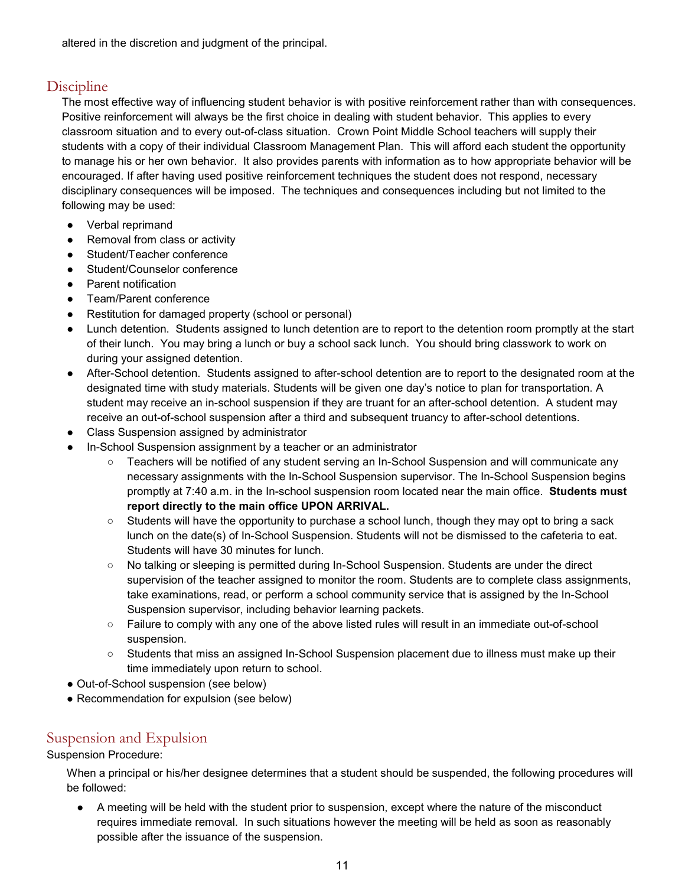altered in the discretion and judgment of the principal.

## Discipline

The most effective way of influencing student behavior is with positive reinforcement rather than with consequences. Positive reinforcement will always be the first choice in dealing with student behavior. This applies to every classroom situation and to every out-of-class situation. Crown Point Middle School teachers will supply their students with a copy of their individual Classroom Management Plan. This will afford each student the opportunity to manage his or her own behavior. It also provides parents with information as to how appropriate behavior will be encouraged. If after having used positive reinforcement techniques the student does not respond, necessary disciplinary consequences will be imposed. The techniques and consequences including but not limited to the following may be used:

- Verbal reprimand
- Removal from class or activity
- Student/Teacher conference
- Student/Counselor conference
- Parent notification
- Team/Parent conference
- Restitution for damaged property (school or personal)
- Lunch detention. Students assigned to lunch detention are to report to the detention room promptly at the start of their lunch. You may bring a lunch or buy a school sack lunch. You should bring classwork to work on during your assigned detention.
- After-School detention. Students assigned to after-school detention are to report to the designated room at the designated time with study materials. Students will be given one day's notice to plan for transportation. A student may receive an in-school suspension if they are truant for an after-school detention. A student may receive an out-of-school suspension after a third and subsequent truancy to after-school detentions.
- Class Suspension assigned by administrator
- In-School Suspension assignment by a teacher or an administrator
    - Teachers will be notified of any student serving an In-School Suspension and will communicate any necessary assignments with the In-School Suspension supervisor. The In-School Suspension begins promptly at 7:40 a.m. in the In-school suspension room located near the main office. **Students must report directly to the main office UPON ARRIVAL.**
    - Students will have the opportunity to purchase a school lunch, though they may opt to bring a sack lunch on the date(s) of In-School Suspension. Students will not be dismissed to the cafeteria to eat. Students will have 30 minutes for lunch.
    - No talking or sleeping is permitted during In-School Suspension. Students are under the direct supervision of the teacher assigned to monitor the room. Students are to complete class assignments, take examinations, read, or perform a school community service that is assigned by the In-School Suspension supervisor, including behavior learning packets.
    - Failure to comply with any one of the above listed rules will result in an immediate out-of-school suspension.
    - Students that miss an assigned In-School Suspension placement due to illness must make up their time immediately upon return to school.
- Out-of-School suspension (see below)
- Recommendation for expulsion (see below)

## Suspension and Expulsion

Suspension Procedure:

When a principal or his/her designee determines that a student should be suspended, the following procedures will be followed:

- A meeting will be held with the student prior to suspension, except where the nature of the misconduct requires immediate removal. In such situations however the meeting will be held as soon as reasonably possible after the issuance of the suspension.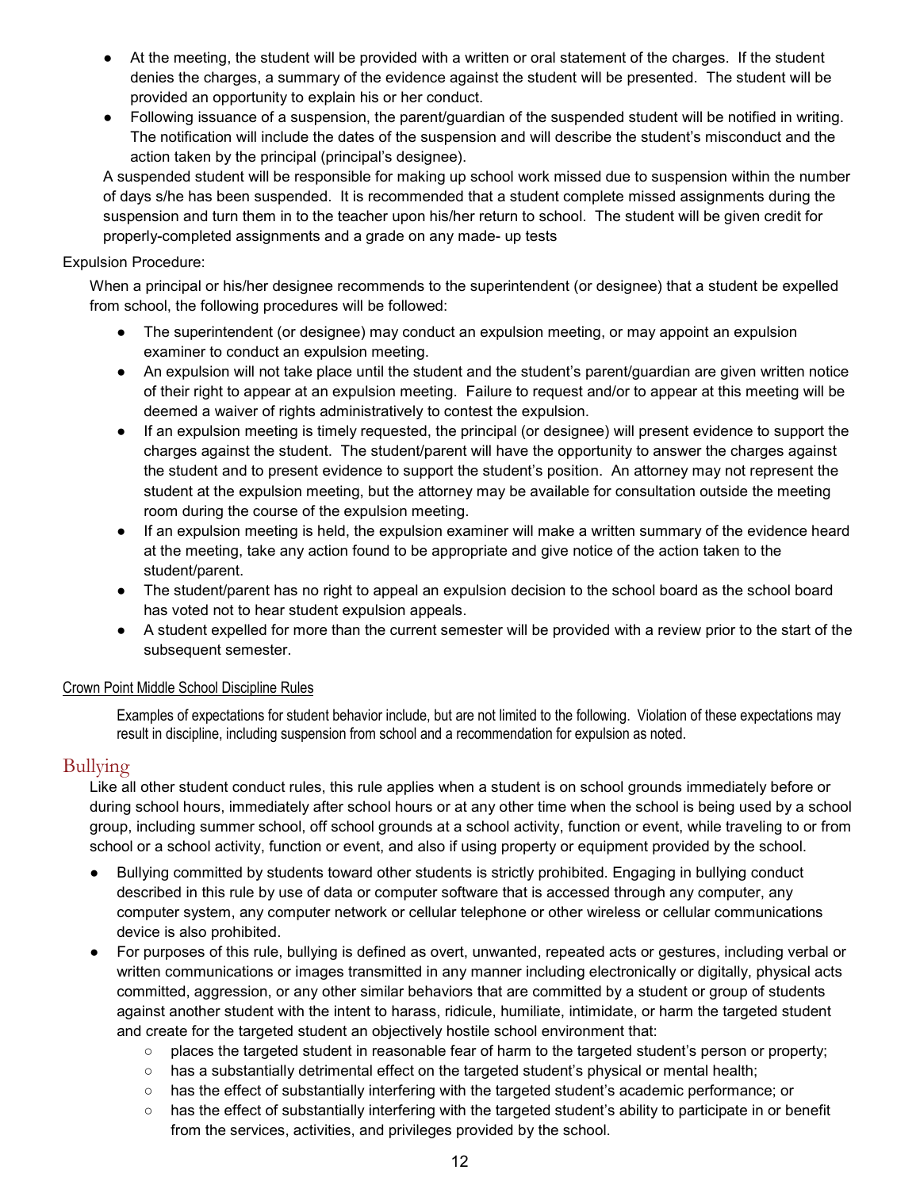- At the meeting, the student will be provided with a written or oral statement of the charges. If the student denies the charges, a summary of the evidence against the student will be presented. The student will be provided an opportunity to explain his or her conduct.
- Following issuance of a suspension, the parent/guardian of the suspended student will be notified in writing. The notification will include the dates of the suspension and will describe the student's misconduct and the action taken by the principal (principal's designee).

A suspended student will be responsible for making up school work missed due to suspension within the number of days s/he has been suspended. It is recommended that a student complete missed assignments during the suspension and turn them in to the teacher upon his/her return to school. The student will be given credit for properly-completed assignments and a grade on any made- up tests

Expulsion Procedure:

When a principal or his/her designee recommends to the superintendent (or designee) that a student be expelled from school, the following procedures will be followed:

- The superintendent (or designee) may conduct an expulsion meeting, or may appoint an expulsion examiner to conduct an expulsion meeting.
- An expulsion will not take place until the student and the student's parent/guardian are given written notice of their right to appear at an expulsion meeting. Failure to request and/or to appear at this meeting will be deemed a waiver of rights administratively to contest the expulsion.
- If an expulsion meeting is timely requested, the principal (or designee) will present evidence to support the charges against the student. The student/parent will have the opportunity to answer the charges against the student and to present evidence to support the student's position. An attorney may not represent the student at the expulsion meeting, but the attorney may be available for consultation outside the meeting room during the course of the expulsion meeting.
- If an expulsion meeting is held, the expulsion examiner will make a written summary of the evidence heard at the meeting, take any action found to be appropriate and give notice of the action taken to the student/parent.
- The student/parent has no right to appeal an expulsion decision to the school board as the school board has voted not to hear student expulsion appeals.
- A student expelled for more than the current semester will be provided with a review prior to the start of the subsequent semester.

Crown Point Middle School Discipline Rules

Examples of expectations for student behavior include, but are not limited to the following. Violation of these expectations may result in discipline, including suspension from school and a recommendation for expulsion as noted.

## Bullying

Like all other student conduct rules, this rule applies when a student is on school grounds immediately before or during school hours, immediately after school hours or at any other time when the school is being used by a school group, including summer school, off school grounds at a school activity, function or event, while traveling to or from school or a school activity, function or event, and also if using property or equipment provided by the school.

- Bullying committed by students toward other students is strictly prohibited. Engaging in bullying conduct described in this rule by use of data or computer software that is accessed through any computer, any computer system, any computer network or cellular telephone or other wireless or cellular communications device is also prohibited.
- For purposes of this rule, bullying is defined as overt, unwanted, repeated acts or gestures, including verbal or written communications or images transmitted in any manner including electronically or digitally, physical acts committed, aggression, or any other similar behaviors that are committed by a student or group of students against another student with the intent to harass, ridicule, humiliate, intimidate, or harm the targeted student and create for the targeted student an objectively hostile school environment that:
  - places the targeted student in reasonable fear of harm to the targeted student's person or property;
  - has a substantially detrimental effect on the targeted student's physical or mental health;
  - has the effect of substantially interfering with the targeted student's academic performance; or
  - has the effect of substantially interfering with the targeted student's ability to participate in or benefit from the services, activities, and privileges provided by the school.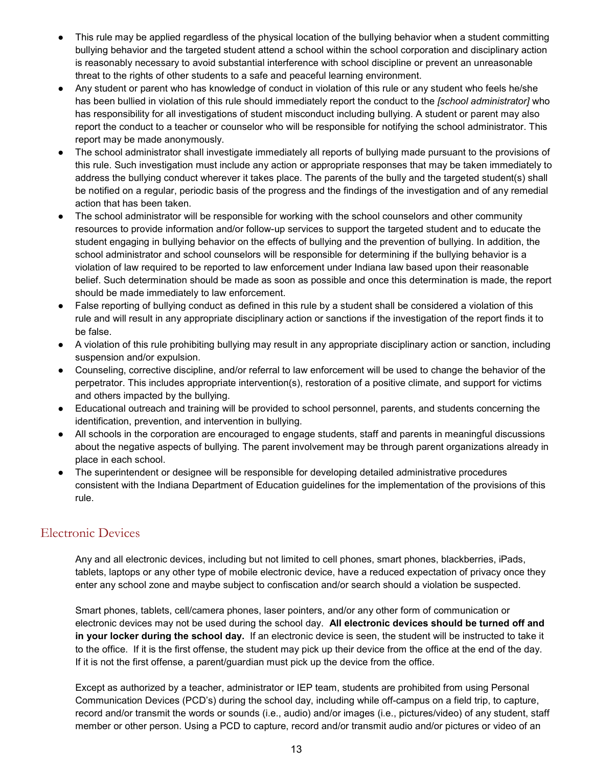- This rule may be applied regardless of the physical location of the bullying behavior when a student committing bullying behavior and the targeted student attend a school within the school corporation and disciplinary action is reasonably necessary to avoid substantial interference with school discipline or prevent an unreasonable threat to the rights of other students to a safe and peaceful learning environment.
- Any student or parent who has knowledge of conduct in violation of this rule or any student who feels he/she has been bullied in violation of this rule should immediately report the conduct to the *[school administrator]* who has responsibility for all investigations of student misconduct including bullying. A student or parent may also report the conduct to a teacher or counselor who will be responsible for notifying the school administrator. This report may be made anonymously.
- The school administrator shall investigate immediately all reports of bullying made pursuant to the provisions of this rule. Such investigation must include any action or appropriate responses that may be taken immediately to address the bullying conduct wherever it takes place. The parents of the bully and the targeted student(s) shall be notified on a regular, periodic basis of the progress and the findings of the investigation and of any remedial action that has been taken.
- The school administrator will be responsible for working with the school counselors and other community resources to provide information and/or follow-up services to support the targeted student and to educate the student engaging in bullying behavior on the effects of bullying and the prevention of bullying. In addition, the school administrator and school counselors will be responsible for determining if the bullying behavior is a violation of law required to be reported to law enforcement under Indiana law based upon their reasonable belief. Such determination should be made as soon as possible and once this determination is made, the report should be made immediately to law enforcement.
- False reporting of bullying conduct as defined in this rule by a student shall be considered a violation of this rule and will result in any appropriate disciplinary action or sanctions if the investigation of the report finds it to be false.
- A violation of this rule prohibiting bullying may result in any appropriate disciplinary action or sanction, including suspension and/or expulsion.
- Counseling, corrective discipline, and/or referral to law enforcement will be used to change the behavior of the perpetrator. This includes appropriate intervention(s), restoration of a positive climate, and support for victims and others impacted by the bullying.
- Educational outreach and training will be provided to school personnel, parents, and students concerning the identification, prevention, and intervention in bullying.
- All schools in the corporation are encouraged to engage students, staff and parents in meaningful discussions about the negative aspects of bullying. The parent involvement may be through parent organizations already in place in each school.
- The superintendent or designee will be responsible for developing detailed administrative procedures consistent with the Indiana Department of Education guidelines for the implementation of the provisions of this rule.

## Electronic Devices

Any and all electronic devices, including but not limited to cell phones, smart phones, blackberries, iPads, tablets, laptops or any other type of mobile electronic device, have a reduced expectation of privacy once they enter any school zone and maybe subject to confiscation and/or search should a violation be suspected.

Smart phones, tablets, cell/camera phones, laser pointers, and/or any other form of communication or electronic devices may not be used during the school day. **All electronic devices should be turned off and in your locker during the school day.** If an electronic device is seen, the student will be instructed to take it to the office. If it is the first offense, the student may pick up their device from the office at the end of the day. If it is not the first offense, a parent/guardian must pick up the device from the office.

Except as authorized by a teacher, administrator or IEP team, students are prohibited from using Personal Communication Devices (PCD's) during the school day, including while off-campus on a field trip, to capture, record and/or transmit the words or sounds (i.e., audio) and/or images (i.e., pictures/video) of any student, staff member or other person. Using a PCD to capture, record and/or transmit audio and/or pictures or video of an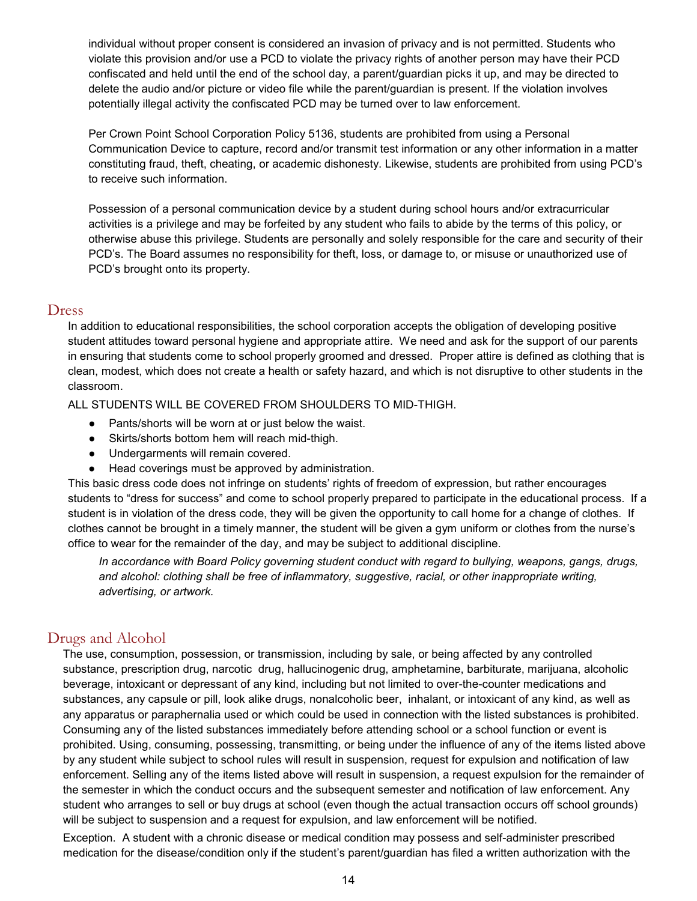individual without proper consent is considered an invasion of privacy and is not permitted. Students who violate this provision and/or use a PCD to violate the privacy rights of another person may have their PCD confiscated and held until the end of the school day, a parent/guardian picks it up, and may be directed to delete the audio and/or picture or video file while the parent/guardian is present. If the violation involves potentially illegal activity the confiscated PCD may be turned over to law enforcement.

Per Crown Point School Corporation Policy 5136, students are prohibited from using a Personal Communication Device to capture, record and/or transmit test information or any other information in a matter constituting fraud, theft, cheating, or academic dishonesty. Likewise, students are prohibited from using PCD's to receive such information.

Possession of a personal communication device by a student during school hours and/or extracurricular activities is a privilege and may be forfeited by any student who fails to abide by the terms of this policy, or otherwise abuse this privilege. Students are personally and solely responsible for the care and security of their PCD's. The Board assumes no responsibility for theft, loss, or damage to, or misuse or unauthorized use of PCD's brought onto its property.

## Dress

In addition to educational responsibilities, the school corporation accepts the obligation of developing positive student attitudes toward personal hygiene and appropriate attire. We need and ask for the support of our parents in ensuring that students come to school properly groomed and dressed. Proper attire is defined as clothing that is clean, modest, which does not create a health or safety hazard, and which is not disruptive to other students in the classroom.

ALL STUDENTS WILL BE COVERED FROM SHOULDERS TO MID-THIGH.

- Pants/shorts will be worn at or just below the waist.
- Skirts/shorts bottom hem will reach mid-thigh.
- Undergarments will remain covered.
- Head coverings must be approved by administration.

This basic dress code does not infringe on students' rights of freedom of expression, but rather encourages students to "dress for success" and come to school properly prepared to participate in the educational process. If a student is in violation of the dress code, they will be given the opportunity to call home for a change of clothes. If clothes cannot be brought in a timely manner, the student will be given a gym uniform or clothes from the nurse's office to wear for the remainder of the day, and may be subject to additional discipline.

*In accordance with Board Policy governing student conduct with regard to bullying, weapons, gangs, drugs, and alcohol: clothing shall be free of inflammatory, suggestive, racial, or other inappropriate writing, advertising, or artwork.*

## Drugs and Alcohol

The use, consumption, possession, or transmission, including by sale, or being affected by any controlled substance, prescription drug, narcotic drug, hallucinogenic drug, amphetamine, barbiturate, marijuana, alcoholic beverage, intoxicant or depressant of any kind, including but not limited to over-the-counter medications and substances, any capsule or pill, look alike drugs, nonalcoholic beer, inhalant, or intoxicant of any kind, as well as any apparatus or paraphernalia used or which could be used in connection with the listed substances is prohibited. Consuming any of the listed substances immediately before attending school or a school function or event is prohibited. Using, consuming, possessing, transmitting, or being under the influence of any of the items listed above by any student while subject to school rules will result in suspension, request for expulsion and notification of law enforcement. Selling any of the items listed above will result in suspension, a request expulsion for the remainder of the semester in which the conduct occurs and the subsequent semester and notification of law enforcement. Any student who arranges to sell or buy drugs at school (even though the actual transaction occurs off school grounds) will be subject to suspension and a request for expulsion, and law enforcement will be notified.

Exception. A student with a chronic disease or medical condition may possess and self-administer prescribed medication for the disease/condition only if the student's parent/guardian has filed a written authorization with the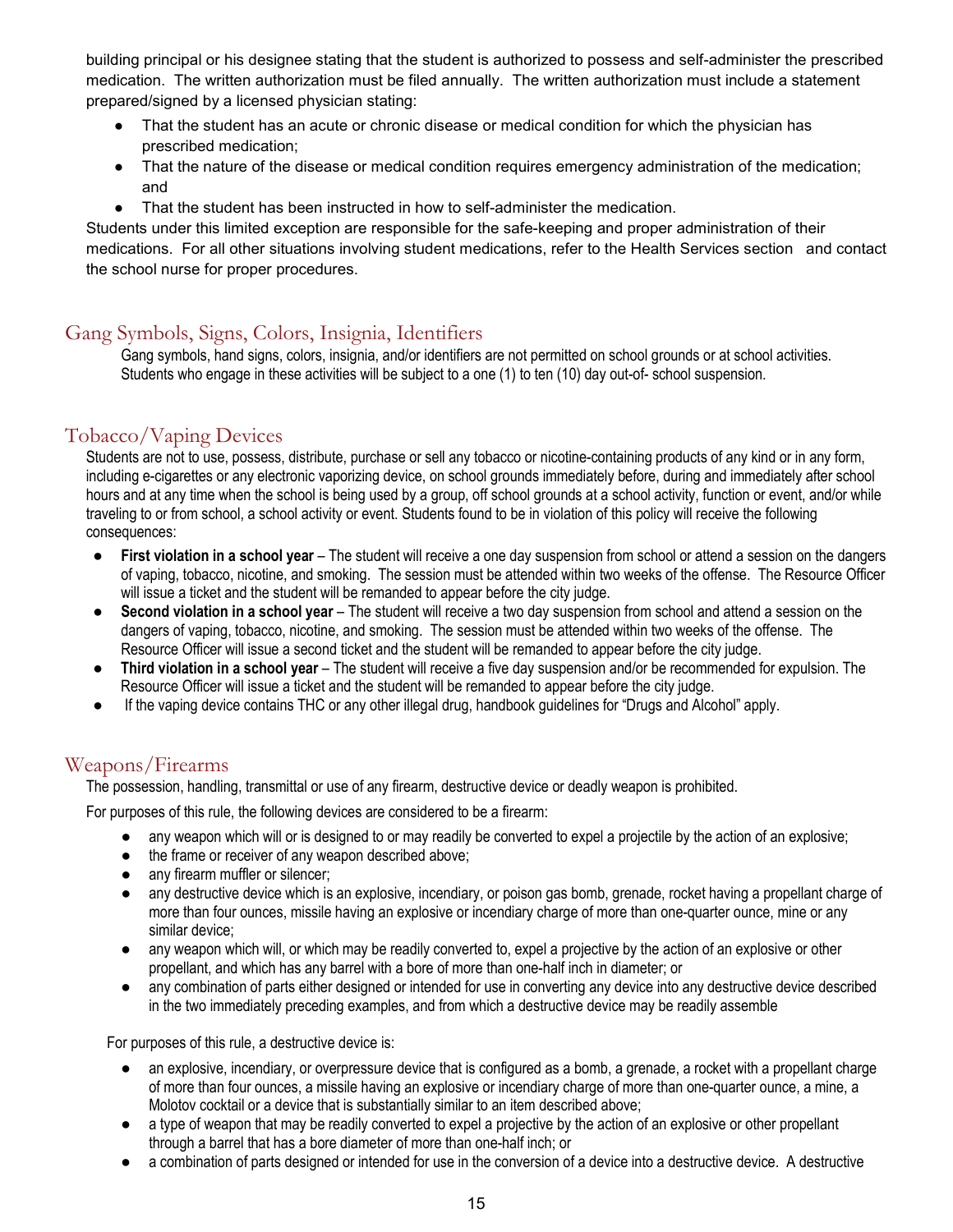building principal or his designee stating that the student is authorized to possess and self-administer the prescribed medication. The written authorization must be filed annually. The written authorization must include a statement prepared/signed by a licensed physician stating:

- That the student has an acute or chronic disease or medical condition for which the physician has prescribed medication;
- That the nature of the disease or medical condition requires emergency administration of the medication; and
- That the student has been instructed in how to self-administer the medication.

Students under this limited exception are responsible for the safe-keeping and proper administration of their medications. For all other situations involving student medications, refer to the Health Services section and contact the school nurse for proper procedures.

## Gang Symbols, Signs, Colors, Insignia, Identifiers

Gang symbols, hand signs, colors, insignia, and/or identifiers are not permitted on school grounds or at school activities. Students who engage in these activities will be subject to a one (1) to ten (10) day out-of- school suspension.

## Tobacco/Vaping Devices

Students are not to use, possess, distribute, purchase or sell any tobacco or nicotine-containing products of any kind or in any form, including e-cigarettes or any electronic vaporizing device, on school grounds immediately before, during and immediately after school hours and at any time when the school is being used by a group, off school grounds at a school activity, function or event, and/or while traveling to or from school, a school activity or event. Students found to be in violation of this policy will receive the following consequences:

- **First violation in a school year** – The student will receive a one day suspension from school or attend a session on the dangers of vaping, tobacco, nicotine, and smoking. The session must be attended within two weeks of the offense. The Resource Officer will issue a ticket and the student will be remanded to appear before the city judge.
- **Second violation in a school year** – The student will receive a two day suspension from school and attend a session on the dangers of vaping, tobacco, nicotine, and smoking. The session must be attended within two weeks of the offense. The Resource Officer will issue a second ticket and the student will be remanded to appear before the city judge.
- **Third violation in a school year** – The student will receive a five day suspension and/or be recommended for expulsion. The Resource Officer will issue a ticket and the student will be remanded to appear before the city judge.
- If the vaping device contains THC or any other illegal drug, handbook guidelines for "Drugs and Alcohol" apply.

## Weapons/Firearms

The possession, handling, transmittal or use of any firearm, destructive device or deadly weapon is prohibited.

For purposes of this rule, the following devices are considered to be a firearm:

- any weapon which will or is designed to or may readily be converted to expel a projectile by the action of an explosive;
- the frame or receiver of any weapon described above;
- any firearm muffler or silencer;
- any destructive device which is an explosive, incendiary, or poison gas bomb, grenade, rocket having a propellant charge of more than four ounces, missile having an explosive or incendiary charge of more than one-quarter ounce, mine or any similar device;
- any weapon which will, or which may be readily converted to, expel a projective by the action of an explosive or other propellant, and which has any barrel with a bore of more than one-half inch in diameter; or
- any combination of parts either designed or intended for use in converting any device into any destructive device described in the two immediately preceding examples, and from which a destructive device may be readily assemble

For purposes of this rule, a destructive device is:

- an explosive, incendiary, or overpressure device that is configured as a bomb, a grenade, a rocket with a propellant charge of more than four ounces, a missile having an explosive or incendiary charge of more than one-quarter ounce, a mine, a Molotov cocktail or a device that is substantially similar to an item described above;
- a type of weapon that may be readily converted to expel a projective by the action of an explosive or other propellant through a barrel that has a bore diameter of more than one-half inch; or
- a combination of parts designed or intended for use in the conversion of a device into a destructive device. A destructive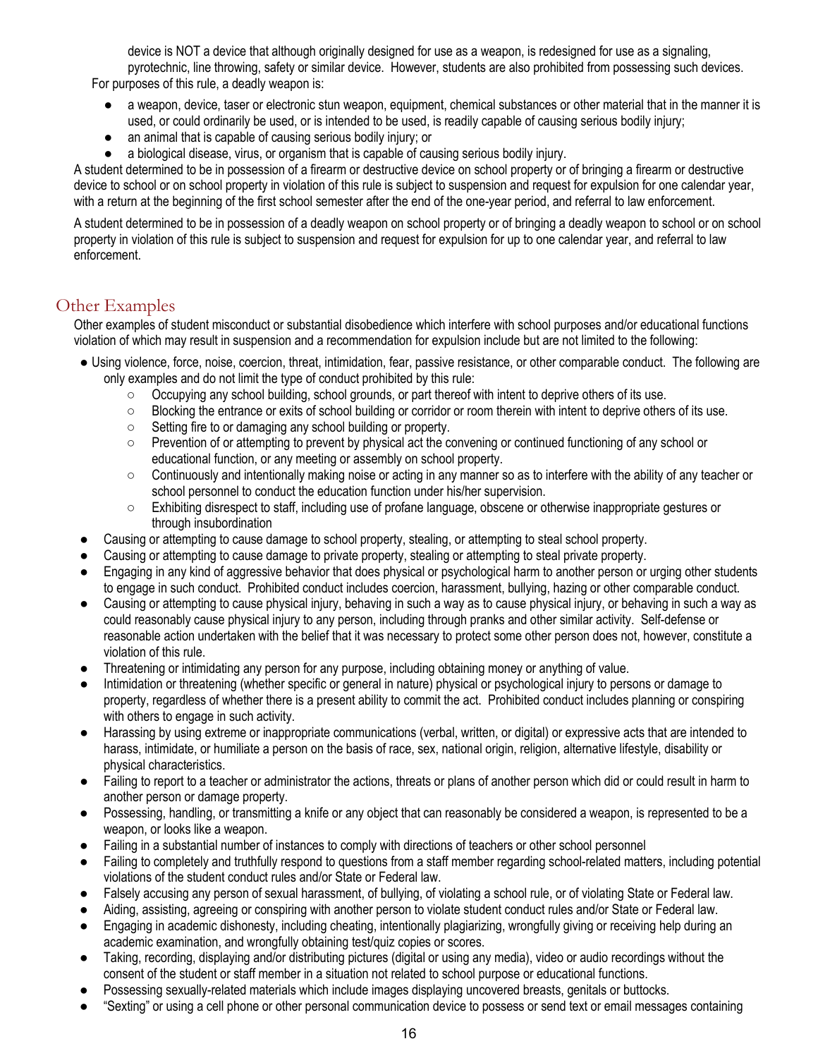device is NOT a device that although originally designed for use as a weapon, is redesigned for use as a signaling, pyrotechnic, line throwing, safety or similar device. However, students are also prohibited from possessing such devices.

For purposes of this rule, a deadly weapon is:

- a weapon, device, taser or electronic stun weapon, equipment, chemical substances or other material that in the manner it is used, or could ordinarily be used, or is intended to be used, is readily capable of causing serious bodily injury;
- an animal that is capable of causing serious bodily injury; or
- a biological disease, virus, or organism that is capable of causing serious bodily injury.

A student determined to be in possession of a firearm or destructive device on school property or of bringing a firearm or destructive device to school or on school property in violation of this rule is subject to suspension and request for expulsion for one calendar year, with a return at the beginning of the first school semester after the end of the one-year period, and referral to law enforcement.

A student determined to be in possession of a deadly weapon on school property or of bringing a deadly weapon to school or on school property in violation of this rule is subject to suspension and request for expulsion for up to one calendar year, and referral to law enforcement.

## Other Examples

Other examples of student misconduct or substantial disobedience which interfere with school purposes and/or educational functions violation of which may result in suspension and a recommendation for expulsion include but are not limited to the following:

- Using violence, force, noise, coercion, threat, intimidation, fear, passive resistance, or other comparable conduct. The following are only examples and do not limit the type of conduct prohibited by this rule:
  - Occupying any school building, school grounds, or part thereof with intent to deprive others of its use.
  - Blocking the entrance or exits of school building or corridor or room therein with intent to deprive others of its use.
  - Setting fire to or damaging any school building or property.
  - Prevention of or attempting to prevent by physical act the convening or continued functioning of any school or educational function, or any meeting or assembly on school property.
  - Continuously and intentionally making noise or acting in any manner so as to interfere with the ability of any teacher or school personnel to conduct the education function under his/her supervision.
  - Exhibiting disrespect to staff, including use of profane language, obscene or otherwise inappropriate gestures or through insubordination
- Causing or attempting to cause damage to school property, stealing, or attempting to steal school property.
- Causing or attempting to cause damage to private property, stealing or attempting to steal private property.
- Engaging in any kind of aggressive behavior that does physical or psychological harm to another person or urging other students to engage in such conduct. Prohibited conduct includes coercion, harassment, bullying, hazing or other comparable conduct.
- Causing or attempting to cause physical injury, behaving in such a way as to cause physical injury, or behaving in such a way as could reasonably cause physical injury to any person, including through pranks and other similar activity. Self-defense or reasonable action undertaken with the belief that it was necessary to protect some other person does not, however, constitute a violation of this rule.
- Threatening or intimidating any person for any purpose, including obtaining money or anything of value.
- Intimidation or threatening (whether specific or general in nature) physical or psychological injury to persons or damage to property, regardless of whether there is a present ability to commit the act. Prohibited conduct includes planning or conspiring with others to engage in such activity.
- Harassing by using extreme or inappropriate communications (verbal, written, or digital) or expressive acts that are intended to harass, intimidate, or humiliate a person on the basis of race, sex, national origin, religion, alternative lifestyle, disability or physical characteristics.
- Failing to report to a teacher or administrator the actions, threats or plans of another person which did or could result in harm to another person or damage property.
- Possessing, handling, or transmitting a knife or any object that can reasonably be considered a weapon, is represented to be a weapon, or looks like a weapon.
- Failing in a substantial number of instances to comply with directions of teachers or other school personnel
- Failing to completely and truthfully respond to questions from a staff member regarding school-related matters, including potential violations of the student conduct rules and/or State or Federal law.
- Falsely accusing any person of sexual harassment, of bullying, of violating a school rule, or of violating State or Federal law.
- Aiding, assisting, agreeing or conspiring with another person to violate student conduct rules and/or State or Federal law.
- Engaging in academic dishonesty, including cheating, intentionally plagiarizing, wrongfully giving or receiving help during an academic examination, and wrongfully obtaining test/quiz copies or scores.
- Taking, recording, displaying and/or distributing pictures (digital or using any media), video or audio recordings without the consent of the student or staff member in a situation not related to school purpose or educational functions.
- Possessing sexually-related materials which include images displaying uncovered breasts, genitals or buttocks.
- "Sexting" or using a cell phone or other personal communication device to possess or send text or email messages containing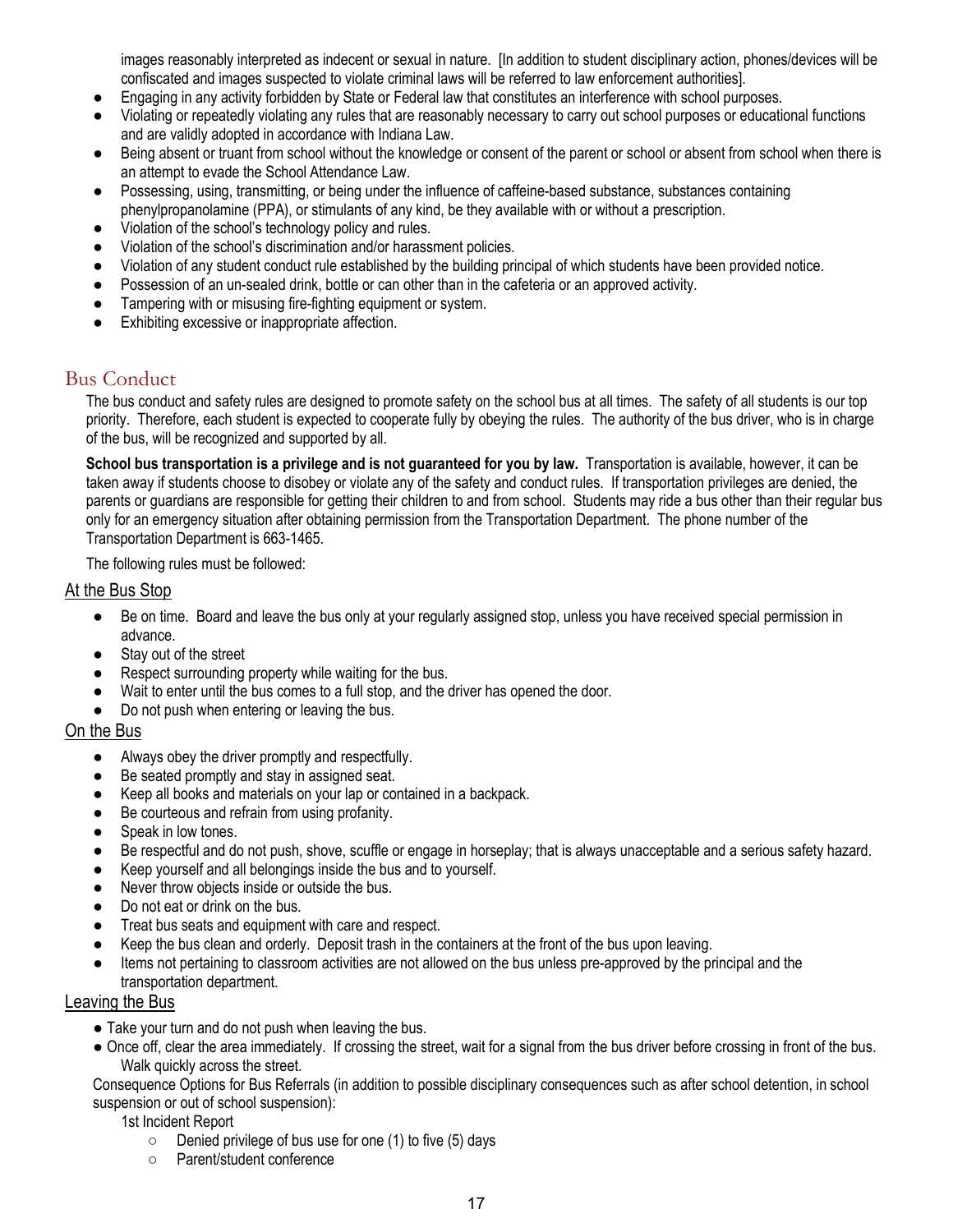images reasonably interpreted as indecent or sexual in nature. [In addition to student disciplinary action, phones/devices will be confiscated and images suspected to violate criminal laws will be referred to law enforcement authorities].

- Engaging in any activity forbidden by State or Federal law that constitutes an interference with school purposes.
- Violating or repeatedly violating any rules that are reasonably necessary to carry out school purposes or educational functions and are validly adopted in accordance with Indiana Law.
- Being absent or truant from school without the knowledge or consent of the parent or school or absent from school when there is an attempt to evade the School Attendance Law.
- Possessing, using, transmitting, or being under the influence of caffeine-based substance, substances containing phenylpropanolamine (PPA), or stimulants of any kind, be they available with or without a prescription.
- Violation of the school's technology policy and rules.
- Violation of the school's discrimination and/or harassment policies.
- Violation of any student conduct rule established by the building principal of which students have been provided notice.
- Possession of an un-sealed drink, bottle or can other than in the cafeteria or an approved activity.
- Tampering with or misusing fire-fighting equipment or system.
- Exhibiting excessive or inappropriate affection.

## Bus Conduct

The bus conduct and safety rules are designed to promote safety on the school bus at all times. The safety of all students is our top priority. Therefore, each student is expected to cooperate fully by obeying the rules. The authority of the bus driver, who is in charge of the bus, will be recognized and supported by all.

**School bus transportation is a privilege and is not guaranteed for you by law.** Transportation is available, however, it can be taken away if students choose to disobey or violate any of the safety and conduct rules. If transportation privileges are denied, the parents or guardians are responsible for getting their children to and from school. Students may ride a bus other than their regular bus only for an emergency situation after obtaining permission from the Transportation Department. The phone number of the Transportation Department is 663-1465.

The following rules must be followed:

### At the Bus Stop

- Be on time. Board and leave the bus only at your regularly assigned stop, unless you have received special permission in advance.
- Stay out of the street
- Respect surrounding property while waiting for the bus.
- Wait to enter until the bus comes to a full stop, and the driver has opened the door.
- Do not push when entering or leaving the bus.

### On the Bus

- Always obey the driver promptly and respectfully.
- Be seated promptly and stay in assigned seat.
- Keep all books and materials on your lap or contained in a backpack.
- Be courteous and refrain from using profanity.
- Speak in low tones.
- Be respectful and do not push, shove, scuffle or engage in horseplay; that is always unacceptable and a serious safety hazard.
- Keep yourself and all belongings inside the bus and to yourself.
- Never throw objects inside or outside the bus.
- Do not eat or drink on the bus.
- Treat bus seats and equipment with care and respect.
- Keep the bus clean and orderly. Deposit trash in the containers at the front of the bus upon leaving.
- Items not pertaining to classroom activities are not allowed on the bus unless pre-approved by the principal and the transportation department.

### Leaving the Bus

- Take your turn and do not push when leaving the bus.
- Once off, clear the area immediately. If crossing the street, wait for a signal from the bus driver before crossing in front of the bus. Walk quickly across the street.

Consequence Options for Bus Referrals (in addition to possible disciplinary consequences such as after school detention, in school suspension or out of school suspension):

1st Incident Report

- Denied privilege of bus use for one (1) to five (5) days
- Parent/student conference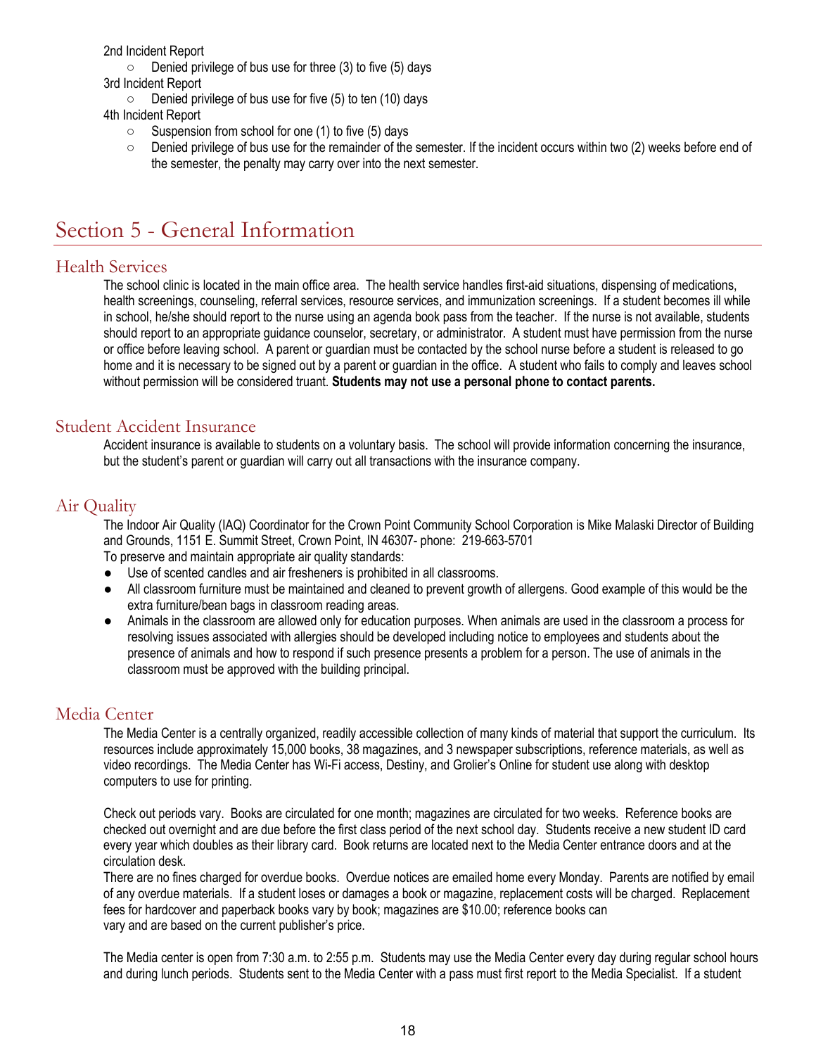2nd Incident Report

- Denied privilege of bus use for three (3) to five (5) days

3rd Incident Report

- Denied privilege of bus use for five (5) to ten (10) days

4th Incident Report

- Suspension from school for one (1) to five (5) days
- Denied privilege of bus use for the remainder of the semester. If the incident occurs within two (2) weeks before end of the semester, the penalty may carry over into the next semester.

# Section 5 - General Information

## Health Services

The school clinic is located in the main office area. The health service handles first-aid situations, dispensing of medications, health screenings, counseling, referral services, resource services, and immunization screenings. If a student becomes ill while in school, he/she should report to the nurse using an agenda book pass from the teacher. If the nurse is not available, students should report to an appropriate guidance counselor, secretary, or administrator. A student must have permission from the nurse or office before leaving school. A parent or guardian must be contacted by the school nurse before a student is released to go home and it is necessary to be signed out by a parent or guardian in the office. A student who fails to comply and leaves school without permission will be considered truant. **Students may not use a personal phone to contact parents.**

## Student Accident Insurance

Accident insurance is available to students on a voluntary basis. The school will provide information concerning the insurance, but the student's parent or guardian will carry out all transactions with the insurance company.

## Air Quality

The Indoor Air Quality (IAQ) Coordinator for the Crown Point Community School Corporation is Mike Malaski Director of Building and Grounds, 1151 E. Summit Street, Crown Point, IN 46307- phone: 219-663-5701

To preserve and maintain appropriate air quality standards:

- Use of scented candles and air fresheners is prohibited in all classrooms.
- All classroom furniture must be maintained and cleaned to prevent growth of allergens. Good example of this would be the extra furniture/bean bags in classroom reading areas.
- Animals in the classroom are allowed only for education purposes. When animals are used in the classroom a process for resolving issues associated with allergies should be developed including notice to employees and students about the presence of animals and how to respond if such presence presents a problem for a person. The use of animals in the classroom must be approved with the building principal.

## Media Center

The Media Center is a centrally organized, readily accessible collection of many kinds of material that support the curriculum. Its resources include approximately 15,000 books, 38 magazines, and 3 newspaper subscriptions, reference materials, as well as video recordings. The Media Center has Wi-Fi access, Destiny, and Grolier's Online for student use along with desktop computers to use for printing.

Check out periods vary. Books are circulated for one month; magazines are circulated for two weeks. Reference books are checked out overnight and are due before the first class period of the next school day. Students receive a new student ID card every year which doubles as their library card. Book returns are located next to the Media Center entrance doors and at the circulation desk.

There are no fines charged for overdue books. Overdue notices are emailed home every Monday. Parents are notified by email of any overdue materials. If a student loses or damages a book or magazine, replacement costs will be charged. Replacement fees for hardcover and paperback books vary by book; magazines are $10.00; reference books can vary and are based on the current publisher's price.

The Media center is open from 7:30 a.m. to 2:55 p.m. Students may use the Media Center every day during regular school hours and during lunch periods. Students sent to the Media Center with a pass must first report to the Media Specialist. If a student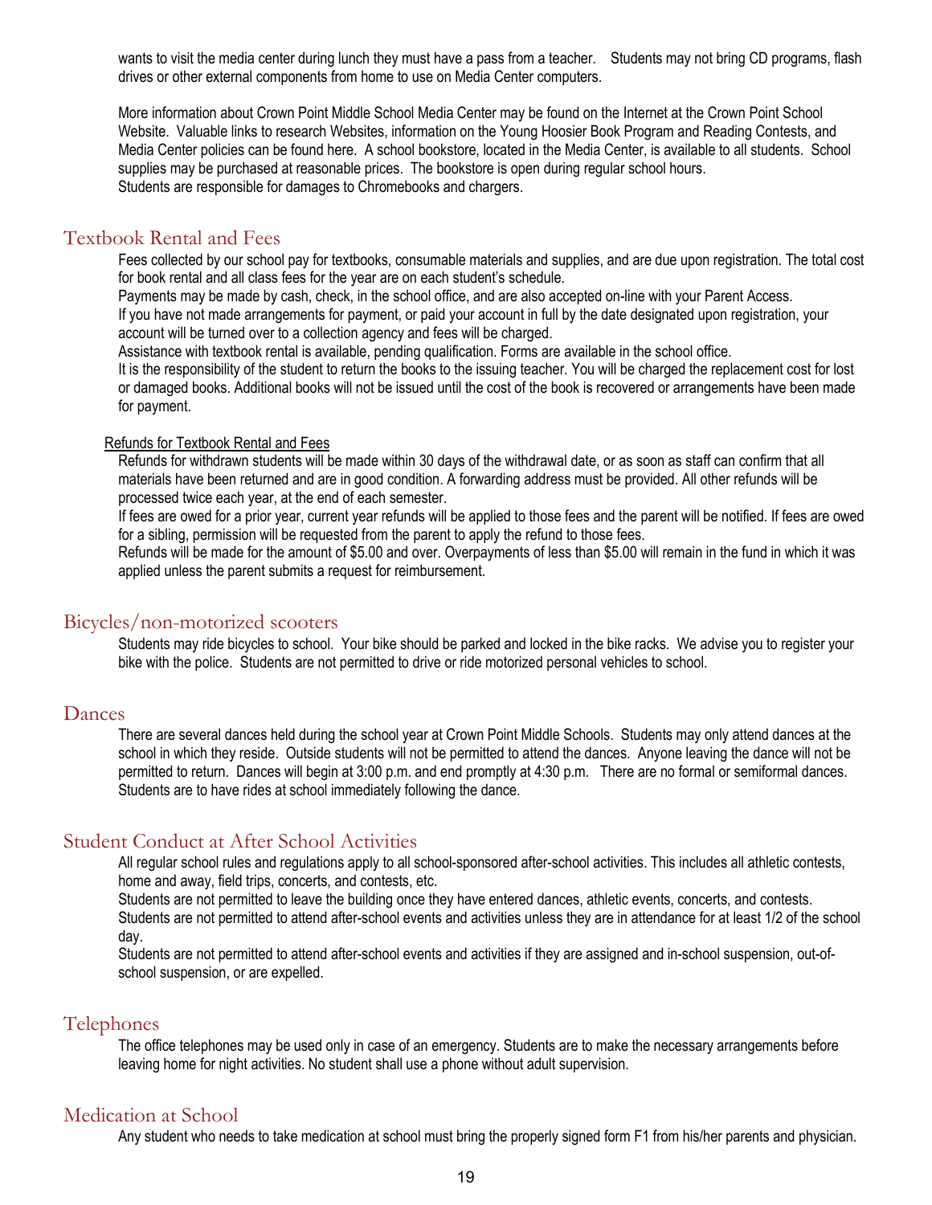wants to visit the media center during lunch they must have a pass from a teacher. Students may not bring CD programs, flash drives or other external components from home to use on Media Center computers.

More information about Crown Point Middle School Media Center may be found on the Internet at the Crown Point School Website. Valuable links to research Websites, information on the Young Hoosier Book Program and Reading Contests, and Media Center policies can be found here. A school bookstore, located in the Media Center, is available to all students. School supplies may be purchased at reasonable prices. The bookstore is open during regular school hours.
Students are responsible for damages to Chromebooks and chargers.

## Textbook Rental and Fees

Fees collected by our school pay for textbooks, consumable materials and supplies, and are due upon registration. The total cost for book rental and all class fees for the year are on each student's schedule.
Payments may be made by cash, check, in the school office, and are also accepted on-line with your Parent Access.
If you have not made arrangements for payment, or paid your account in full by the date designated upon registration, your account will be turned over to a collection agency and fees will be charged.
Assistance with textbook rental is available, pending qualification. Forms are available in the school office.
It is the responsibility of the student to return the books to the issuing teacher. You will be charged the replacement cost for lost or damaged books. Additional books will not be issued until the cost of the book is recovered or arrangements have been made for payment.

### Refunds for Textbook Rental and Fees

Refunds for withdrawn students will be made within 30 days of the withdrawal date, or as soon as staff can confirm that all materials have been returned and are in good condition. A forwarding address must be provided. All other refunds will be processed twice each year, at the end of each semester.
If fees are owed for a prior year, current year refunds will be applied to those fees and the parent will be notified. If fees are owed for a sibling, permission will be requested from the parent to apply the refund to those fees.
Refunds will be made for the amount of $5.00 and over. Overpayments of less than $5.00 will remain in the fund in which it was applied unless the parent submits a request for reimbursement.

## Bicycles/non-motorized scooters

Students may ride bicycles to school. Your bike should be parked and locked in the bike racks. We advise you to register your bike with the police. Students are not permitted to drive or ride motorized personal vehicles to school.

## Dances

There are several dances held during the school year at Crown Point Middle Schools. Students may only attend dances at the school in which they reside. Outside students will not be permitted to attend the dances. Anyone leaving the dance will not be permitted to return. Dances will begin at 3:00 p.m. and end promptly at 4:30 p.m. There are no formal or semiformal dances. Students are to have rides at school immediately following the dance.

## Student Conduct at After School Activities

All regular school rules and regulations apply to all school-sponsored after-school activities. This includes all athletic contests, home and away, field trips, concerts, and contests, etc.
Students are not permitted to leave the building once they have entered dances, athletic events, concerts, and contests.
Students are not permitted to attend after-school events and activities unless they are in attendance for at least 1/2 of the school day.
Students are not permitted to attend after-school events and activities if they are assigned and in-school suspension, out-of-school suspension, or are expelled.

## Telephones

The office telephones may be used only in case of an emergency. Students are to make the necessary arrangements before leaving home for night activities. No student shall use a phone without adult supervision.

## Medication at School

Any student who needs to take medication at school must bring the properly signed form F1 from his/her parents and physician.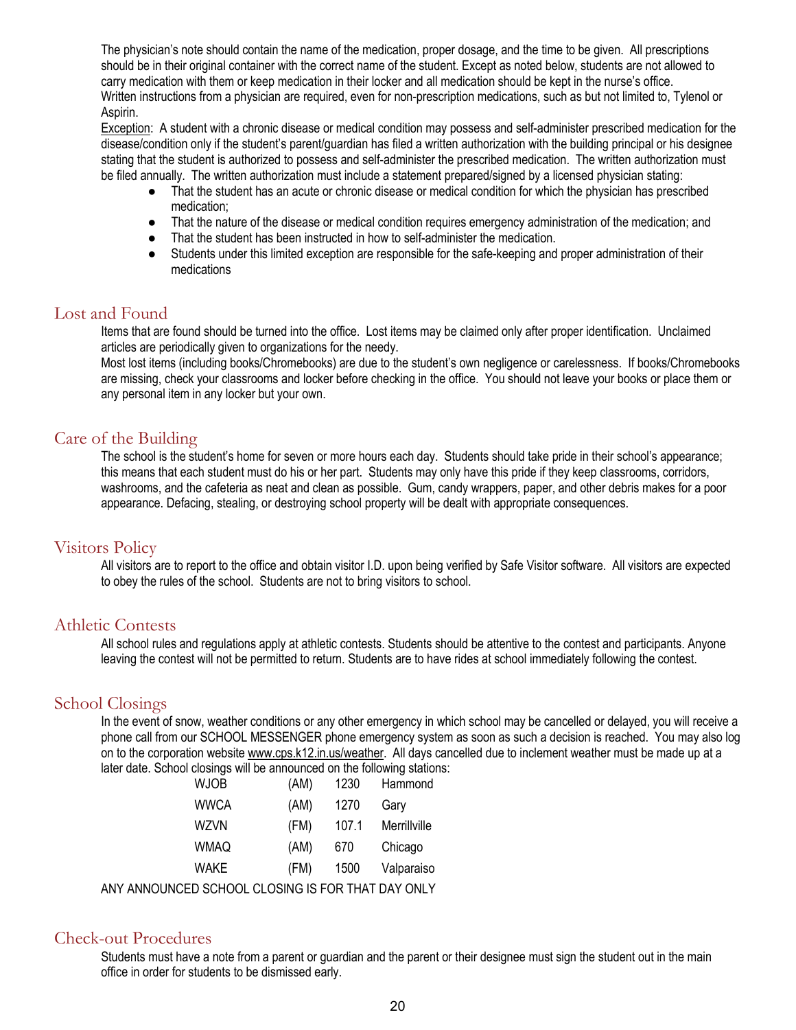The physician's note should contain the name of the medication, proper dosage, and the time to be given. All prescriptions should be in their original container with the correct name of the student. Except as noted below, students are not allowed to carry medication with them or keep medication in their locker and all medication should be kept in the nurse's office. Written instructions from a physician are required, even for non-prescription medications, such as but not limited to, Tylenol or Aspirin.

Exception: A student with a chronic disease or medical condition may possess and self-administer prescribed medication for the disease/condition only if the student's parent/guardian has filed a written authorization with the building principal or his designee stating that the student is authorized to possess and self-administer the prescribed medication. The written authorization must be filed annually. The written authorization must include a statement prepared/signed by a licensed physician stating:

- That the student has an acute or chronic disease or medical condition for which the physician has prescribed medication;
- That the nature of the disease or medical condition requires emergency administration of the medication; and
- That the student has been instructed in how to self-administer the medication.
- Students under this limited exception are responsible for the safe-keeping and proper administration of their medications

## Lost and Found

Items that are found should be turned into the office. Lost items may be claimed only after proper identification. Unclaimed articles are periodically given to organizations for the needy.

Most lost items (including books/Chromebooks) are due to the student's own negligence or carelessness. If books/Chromebooks are missing, check your classrooms and locker before checking in the office. You should not leave your books or place them or any personal item in any locker but your own.

## Care of the Building

The school is the student's home for seven or more hours each day. Students should take pride in their school's appearance; this means that each student must do his or her part. Students may only have this pride if they keep classrooms, corridors, washrooms, and the cafeteria as neat and clean as possible. Gum, candy wrappers, paper, and other debris makes for a poor appearance. Defacing, stealing, or destroying school property will be dealt with appropriate consequences.

## Visitors Policy

All visitors are to report to the office and obtain visitor I.D. upon being verified by Safe Visitor software. All visitors are expected to obey the rules of the school. Students are not to bring visitors to school.

## Athletic Contests

All school rules and regulations apply at athletic contests. Students should be attentive to the contest and participants. Anyone leaving the contest will not be permitted to return. Students are to have rides at school immediately following the contest.

## School Closings

In the event of snow, weather conditions or any other emergency in which school may be cancelled or delayed, you will receive a phone call from our SCHOOL MESSENGER phone emergency system as soon as such a decision is reached. You may also log on to the corporation website www.cps.k12.in.us/weather. All days cancelled due to inclement weather must be made up at a later date. School closings will be announced on the following stations:

| | | | |
|---|---|---|---|
| WJOB | (AM) | 1230 | Hammond |
| WWCA | (AM) | 1270 | Gary |
| WZVN | (FM) | 107.1 | Merrillville |
| WMAQ | (AM) | 670 | Chicago |
| WAKE | (FM) | 1500 | Valparaiso |

ANY ANNOUNCED SCHOOL CLOSING IS FOR THAT DAY ONLY

## Check-out Procedures

Students must have a note from a parent or guardian and the parent or their designee must sign the student out in the main office in order for students to be dismissed early.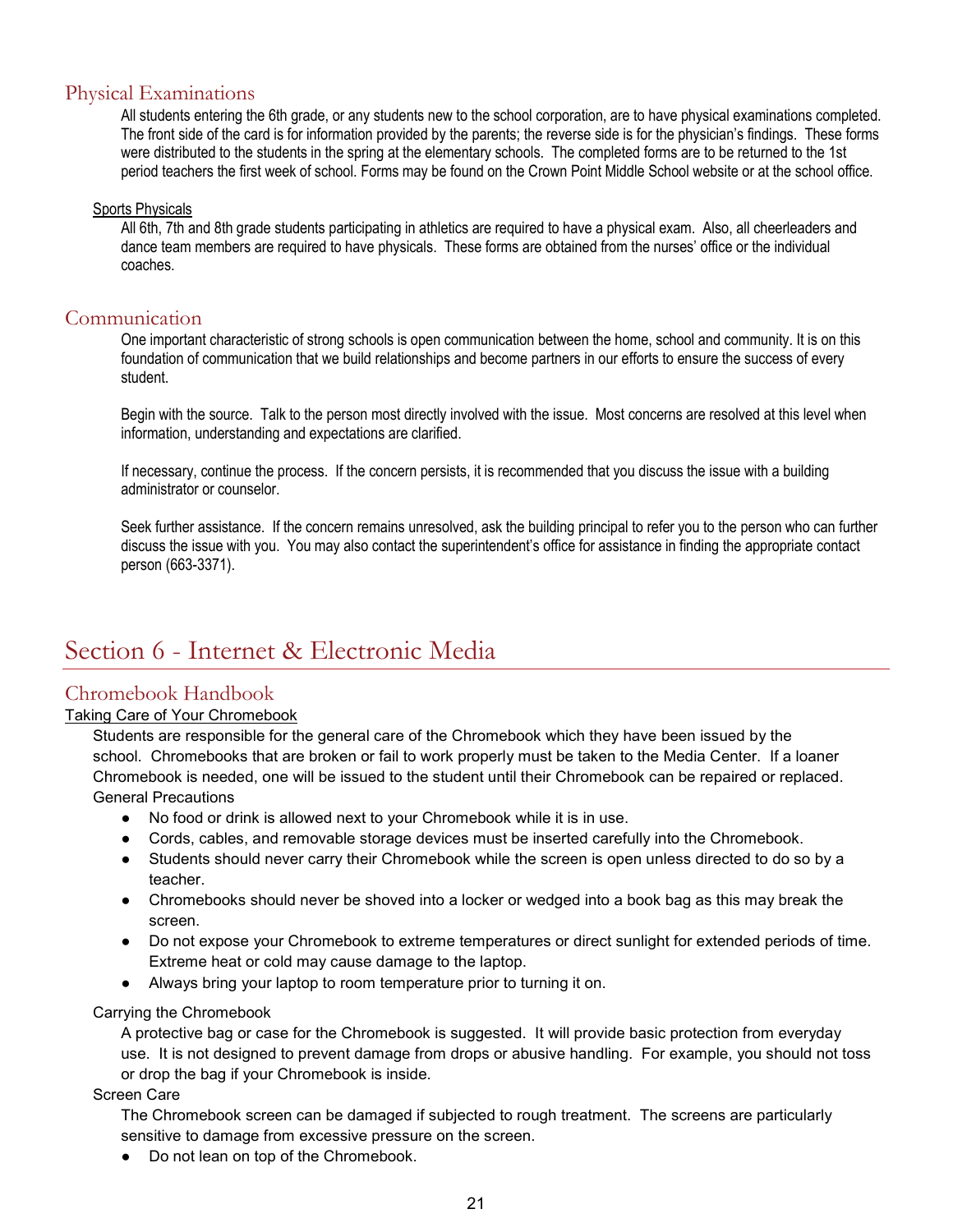## Physical Examinations

All students entering the 6th grade, or any students new to the school corporation, are to have physical examinations completed. The front side of the card is for information provided by the parents; the reverse side is for the physician's findings. These forms were distributed to the students in the spring at the elementary schools. The completed forms are to be returned to the 1st period teachers the first week of school. Forms may be found on the Crown Point Middle School website or at the school office.

### Sports Physicals

All 6th, 7th and 8th grade students participating in athletics are required to have a physical exam. Also, all cheerleaders and dance team members are required to have physicals. These forms are obtained from the nurses' office or the individual coaches.

## Communication

One important characteristic of strong schools is open communication between the home, school and community. It is on this foundation of communication that we build relationships and become partners in our efforts to ensure the success of every student.

Begin with the source. Talk to the person most directly involved with the issue. Most concerns are resolved at this level when information, understanding and expectations are clarified.

If necessary, continue the process. If the concern persists, it is recommended that you discuss the issue with a building administrator or counselor.

Seek further assistance. If the concern remains unresolved, ask the building principal to refer you to the person who can further discuss the issue with you. You may also contact the superintendent's office for assistance in finding the appropriate contact person (663-3371).

# Section 6 - Internet & Electronic Media

## Chromebook Handbook

### Taking Care of Your Chromebook

Students are responsible for the general care of the Chromebook which they have been issued by the school. Chromebooks that are broken or fail to work properly must be taken to the Media Center. If a loaner Chromebook is needed, one will be issued to the student until their Chromebook can be repaired or replaced.

General Precautions

- No food or drink is allowed next to your Chromebook while it is in use.
- Cords, cables, and removable storage devices must be inserted carefully into the Chromebook.
- Students should never carry their Chromebook while the screen is open unless directed to do so by a teacher.
- Chromebooks should never be shoved into a locker or wedged into a book bag as this may break the screen.
- Do not expose your Chromebook to extreme temperatures or direct sunlight for extended periods of time. Extreme heat or cold may cause damage to the laptop.
- Always bring your laptop to room temperature prior to turning it on.

Carrying the Chromebook

A protective bag or case for the Chromebook is suggested. It will provide basic protection from everyday use. It is not designed to prevent damage from drops or abusive handling. For example, you should not toss or drop the bag if your Chromebook is inside.

Screen Care

The Chromebook screen can be damaged if subjected to rough treatment. The screens are particularly sensitive to damage from excessive pressure on the screen.

- Do not lean on top of the Chromebook.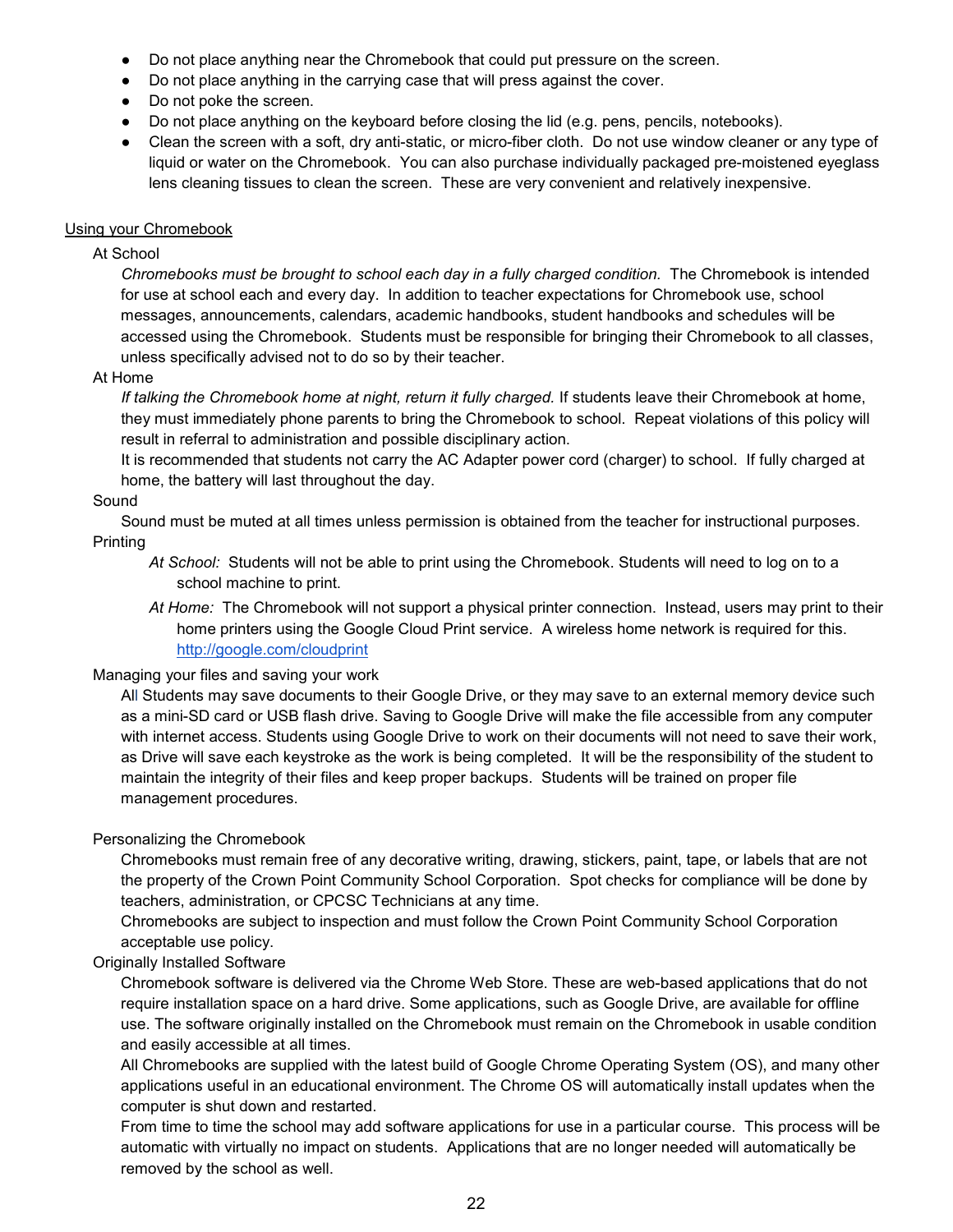- Do not place anything near the Chromebook that could put pressure on the screen.
- Do not place anything in the carrying case that will press against the cover.
- Do not poke the screen.
- Do not place anything on the keyboard before closing the lid (e.g. pens, pencils, notebooks).
- Clean the screen with a soft, dry anti-static, or micro-fiber cloth. Do not use window cleaner or any type of liquid or water on the Chromebook. You can also purchase individually packaged pre-moistened eyeglass lens cleaning tissues to clean the screen. These are very convenient and relatively inexpensive.

## Using your Chromebook

### At School

*Chromebooks must be brought to school each day in a fully charged condition.* The Chromebook is intended for use at school each and every day. In addition to teacher expectations for Chromebook use, school messages, announcements, calendars, academic handbooks, student handbooks and schedules will be accessed using the Chromebook. Students must be responsible for bringing their Chromebook to all classes, unless specifically advised not to do so by their teacher.

### At Home

*If talking the Chromebook home at night, return it fully charged.* If students leave their Chromebook at home, they must immediately phone parents to bring the Chromebook to school. Repeat violations of this policy will result in referral to administration and possible disciplinary action.

It is recommended that students not carry the AC Adapter power cord (charger) to school. If fully charged at home, the battery will last throughout the day.

### Sound

Sound must be muted at all times unless permission is obtained from the teacher for instructional purposes.

### Printing

*At School:* Students will not be able to print using the Chromebook. Students will need to log on to a school machine to print.

*At Home:* The Chromebook will not support a physical printer connection. Instead, users may print to their home printers using the Google Cloud Print service. A wireless home network is required for this. http://google.com/cloudprint

### Managing your files and saving your work

All Students may save documents to their Google Drive, or they may save to an external memory device such as a mini-SD card or USB flash drive. Saving to Google Drive will make the file accessible from any computer with internet access. Students using Google Drive to work on their documents will not need to save their work, as Drive will save each keystroke as the work is being completed. It will be the responsibility of the student to maintain the integrity of their files and keep proper backups. Students will be trained on proper file management procedures.

### Personalizing the Chromebook

Chromebooks must remain free of any decorative writing, drawing, stickers, paint, tape, or labels that are not the property of the Crown Point Community School Corporation. Spot checks for compliance will be done by teachers, administration, or CPCSC Technicians at any time.

Chromebooks are subject to inspection and must follow the Crown Point Community School Corporation acceptable use policy.

### Originally Installed Software

Chromebook software is delivered via the Chrome Web Store. These are web-based applications that do not require installation space on a hard drive. Some applications, such as Google Drive, are available for offline use. The software originally installed on the Chromebook must remain on the Chromebook in usable condition and easily accessible at all times.

All Chromebooks are supplied with the latest build of Google Chrome Operating System (OS), and many other applications useful in an educational environment. The Chrome OS will automatically install updates when the computer is shut down and restarted.

From time to time the school may add software applications for use in a particular course. This process will be automatic with virtually no impact on students. Applications that are no longer needed will automatically be removed by the school as well.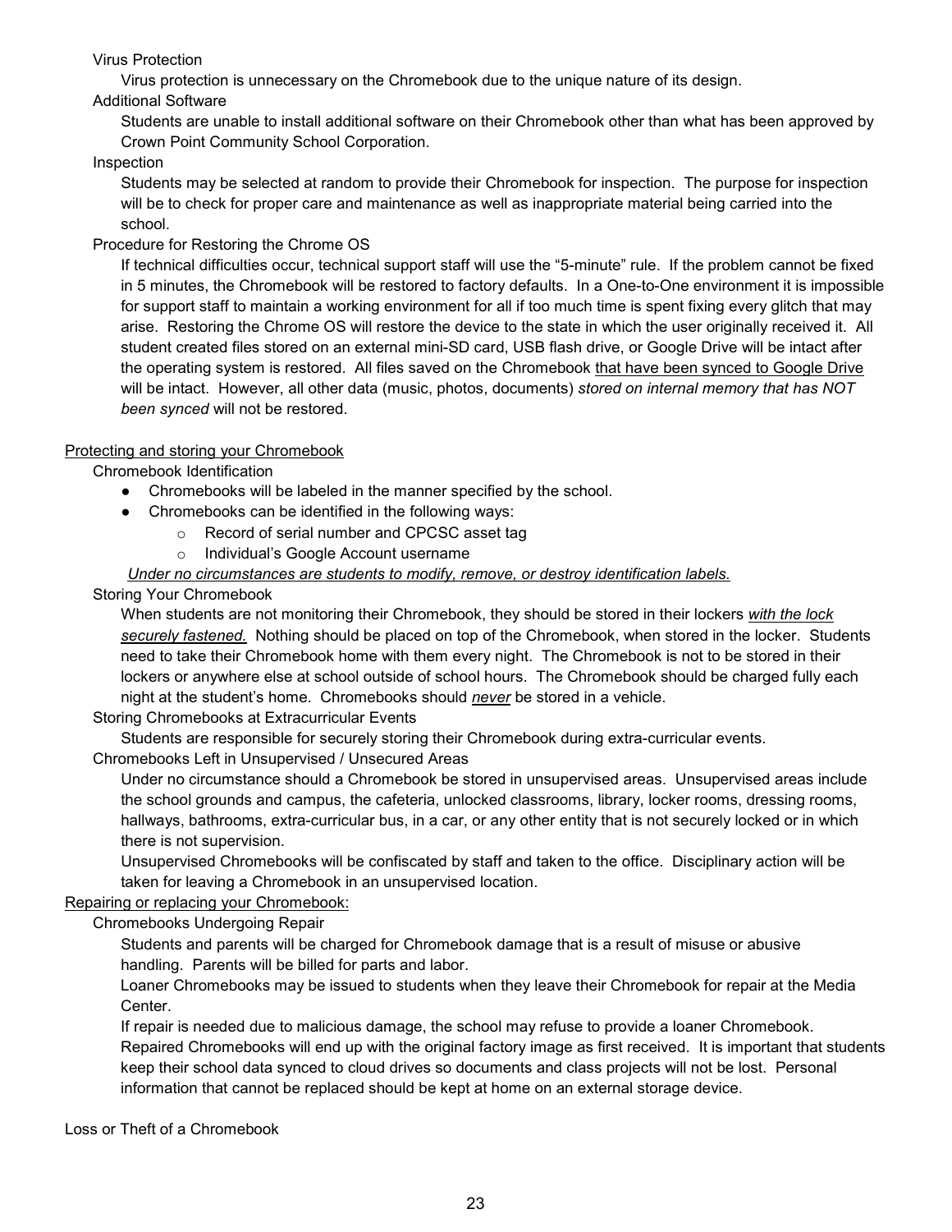### Virus Protection

Virus protection is unnecessary on the Chromebook due to the unique nature of its design.

### Additional Software

Students are unable to install additional software on their Chromebook other than what has been approved by Crown Point Community School Corporation.

### Inspection

Students may be selected at random to provide their Chromebook for inspection. The purpose for inspection will be to check for proper care and maintenance as well as inappropriate material being carried into the school.

### Procedure for Restoring the Chrome OS

If technical difficulties occur, technical support staff will use the "5-minute" rule. If the problem cannot be fixed in 5 minutes, the Chromebook will be restored to factory defaults. In a One-to-One environment it is impossible for support staff to maintain a working environment for all if too much time is spent fixing every glitch that may arise. Restoring the Chrome OS will restore the device to the state in which the user originally received it. All student created files stored on an external mini-SD card, USB flash drive, or Google Drive will be intact after the operating system is restored. All files saved on the Chromebook <u>that have been synced to Google Drive</u> will be intact. However, all other data (music, photos, documents) *stored on internal memory that has NOT been synced* will not be restored.

## <u>Protecting and storing your Chromebook</u>

### Chromebook Identification

- Chromebooks will be labeled in the manner specified by the school.
- Chromebooks can be identified in the following ways:
  - Record of serial number and CPCSC asset tag
  - Individual's Google Account username

*<u>Under no circumstances are students to modify, remove, or destroy identification labels.</u>*

### Storing Your Chromebook

When students are not monitoring their Chromebook, they should be stored in their lockers *<u>with the lock securely fastened.</u>* Nothing should be placed on top of the Chromebook, when stored in the locker. Students need to take their Chromebook home with them every night. The Chromebook is not to be stored in their lockers or anywhere else at school outside of school hours. The Chromebook should be charged fully each night at the student's home. Chromebooks should *<u>never</u>* be stored in a vehicle.

### Storing Chromebooks at Extracurricular Events

Students are responsible for securely storing their Chromebook during extra-curricular events.

### Chromebooks Left in Unsupervised / Unsecured Areas

Under no circumstance should a Chromebook be stored in unsupervised areas. Unsupervised areas include the school grounds and campus, the cafeteria, unlocked classrooms, library, locker rooms, dressing rooms, hallways, bathrooms, extra-curricular bus, in a car, or any other entity that is not securely locked or in which there is not supervision.

Unsupervised Chromebooks will be confiscated by staff and taken to the office. Disciplinary action will be taken for leaving a Chromebook in an unsupervised location.

## <u>Repairing or replacing your Chromebook:</u>

### Chromebooks Undergoing Repair

Students and parents will be charged for Chromebook damage that is a result of misuse or abusive handling. Parents will be billed for parts and labor.

Loaner Chromebooks may be issued to students when they leave their Chromebook for repair at the Media Center.

If repair is needed due to malicious damage, the school may refuse to provide a loaner Chromebook.

Repaired Chromebooks will end up with the original factory image as first received. It is important that students keep their school data synced to cloud drives so documents and class projects will not be lost. Personal information that cannot be replaced should be kept at home on an external storage device.

## Loss or Theft of a Chromebook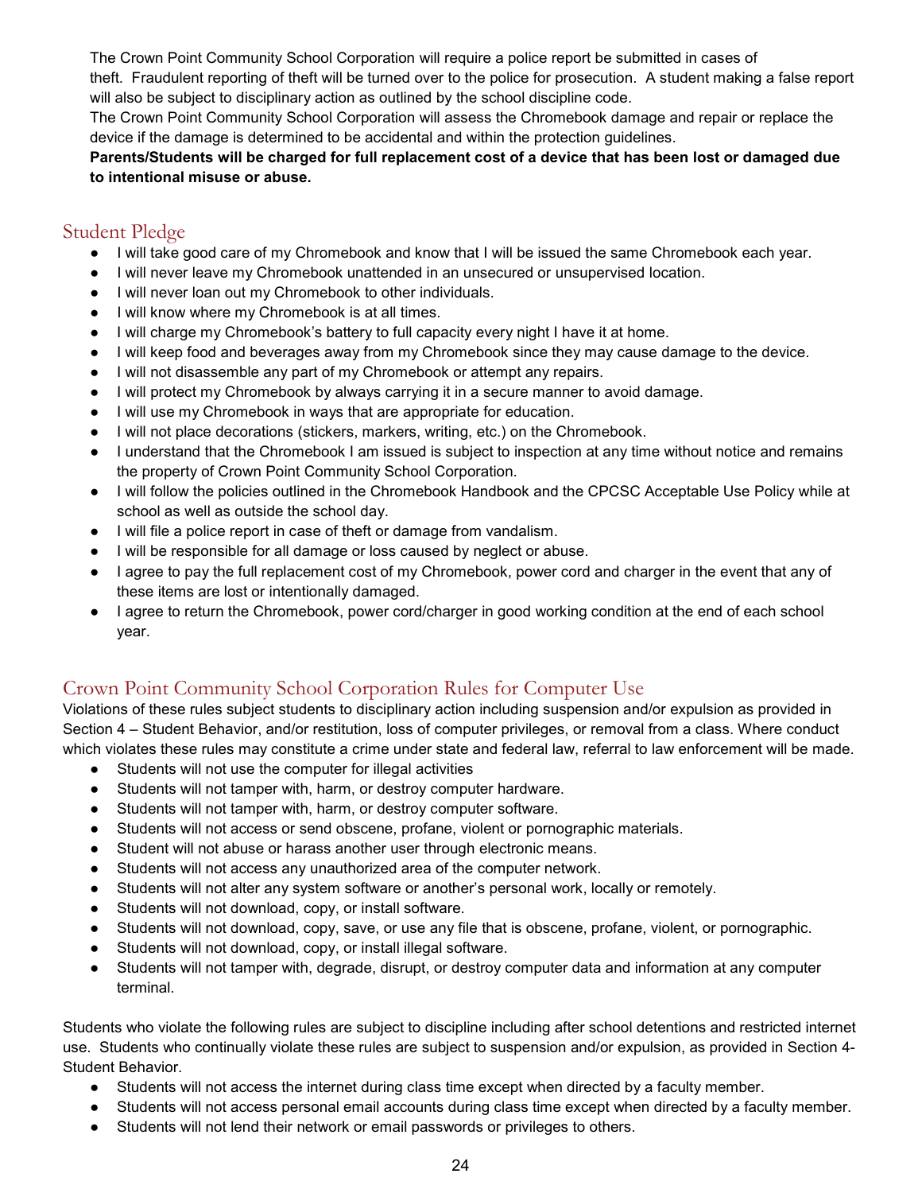The Crown Point Community School Corporation will require a police report be submitted in cases of theft. Fraudulent reporting of theft will be turned over to the police for prosecution. A student making a false report will also be subject to disciplinary action as outlined by the school discipline code.

The Crown Point Community School Corporation will assess the Chromebook damage and repair or replace the device if the damage is determined to be accidental and within the protection guidelines.

**Parents/Students will be charged for full replacement cost of a device that has been lost or damaged due to intentional misuse or abuse.**

## Student Pledge

- I will take good care of my Chromebook and know that I will be issued the same Chromebook each year.
- I will never leave my Chromebook unattended in an unsecured or unsupervised location.
- I will never loan out my Chromebook to other individuals.
- I will know where my Chromebook is at all times.
- I will charge my Chromebook's battery to full capacity every night I have it at home.
- I will keep food and beverages away from my Chromebook since they may cause damage to the device.
- I will not disassemble any part of my Chromebook or attempt any repairs.
- I will protect my Chromebook by always carrying it in a secure manner to avoid damage.
- I will use my Chromebook in ways that are appropriate for education.
- I will not place decorations (stickers, markers, writing, etc.) on the Chromebook.
- I understand that the Chromebook I am issued is subject to inspection at any time without notice and remains the property of Crown Point Community School Corporation.
- I will follow the policies outlined in the Chromebook Handbook and the CPCSC Acceptable Use Policy while at school as well as outside the school day.
- I will file a police report in case of theft or damage from vandalism.
- I will be responsible for all damage or loss caused by neglect or abuse.
- I agree to pay the full replacement cost of my Chromebook, power cord and charger in the event that any of these items are lost or intentionally damaged.
- I agree to return the Chromebook, power cord/charger in good working condition at the end of each school year.

## Crown Point Community School Corporation Rules for Computer Use

Violations of these rules subject students to disciplinary action including suspension and/or expulsion as provided in Section 4 – Student Behavior, and/or restitution, loss of computer privileges, or removal from a class. Where conduct which violates these rules may constitute a crime under state and federal law, referral to law enforcement will be made.

- Students will not use the computer for illegal activities
- Students will not tamper with, harm, or destroy computer hardware.
- Students will not tamper with, harm, or destroy computer software.
- Students will not access or send obscene, profane, violent or pornographic materials.
- Student will not abuse or harass another user through electronic means.
- Students will not access any unauthorized area of the computer network.
- Students will not alter any system software or another's personal work, locally or remotely.
- Students will not download, copy, or install software.
- Students will not download, copy, save, or use any file that is obscene, profane, violent, or pornographic.
- Students will not download, copy, or install illegal software.
- Students will not tamper with, degrade, disrupt, or destroy computer data and information at any computer terminal.

Students who violate the following rules are subject to discipline including after school detentions and restricted internet use. Students who continually violate these rules are subject to suspension and/or expulsion, as provided in Section 4- Student Behavior.

- Students will not access the internet during class time except when directed by a faculty member.
- Students will not access personal email accounts during class time except when directed by a faculty member.
- Students will not lend their network or email passwords or privileges to others.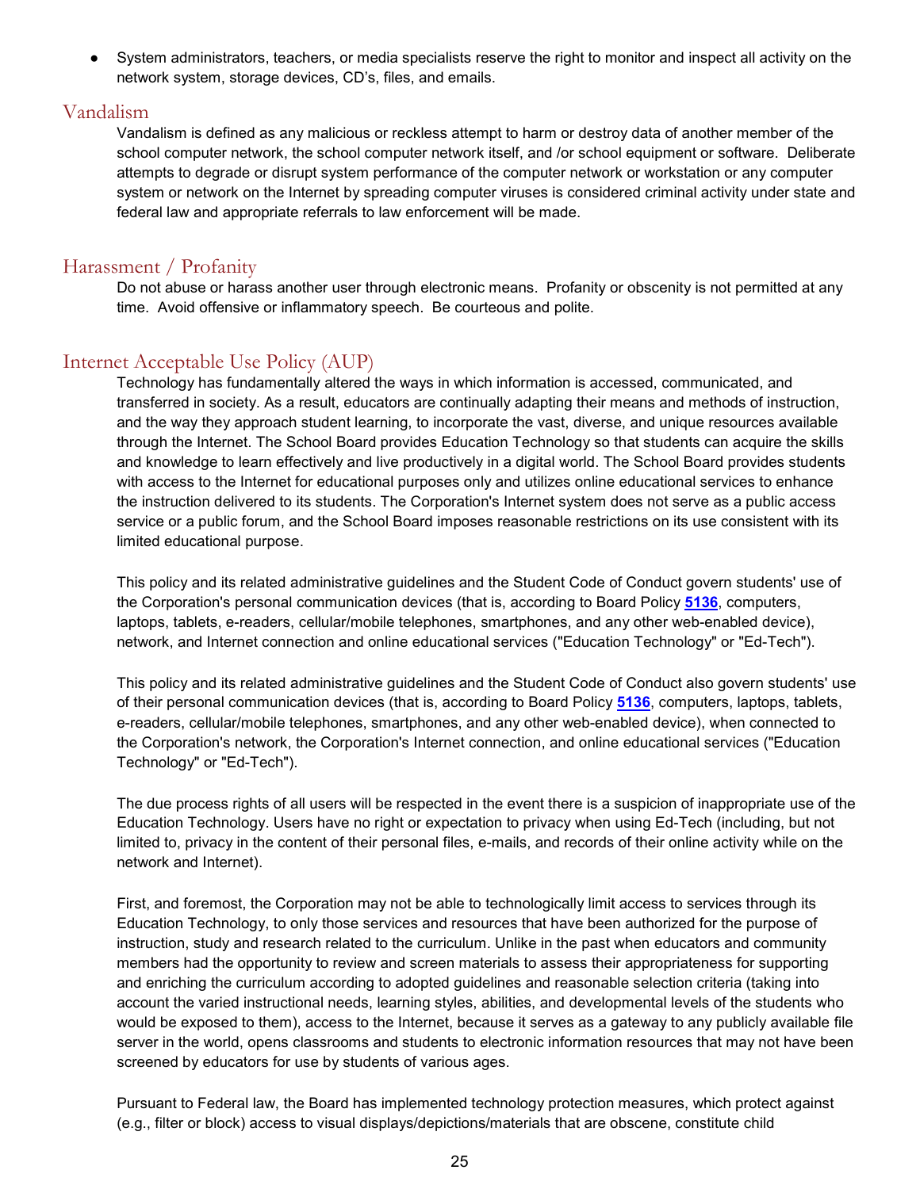- System administrators, teachers, or media specialists reserve the right to monitor and inspect all activity on the network system, storage devices, CD's, files, and emails.

## Vandalism

Vandalism is defined as any malicious or reckless attempt to harm or destroy data of another member of the school computer network, the school computer network itself, and /or school equipment or software. Deliberate attempts to degrade or disrupt system performance of the computer network or workstation or any computer system or network on the Internet by spreading computer viruses is considered criminal activity under state and federal law and appropriate referrals to law enforcement will be made.

## Harassment / Profanity

Do not abuse or harass another user through electronic means. Profanity or obscenity is not permitted at any time. Avoid offensive or inflammatory speech. Be courteous and polite.

## Internet Acceptable Use Policy (AUP)

Technology has fundamentally altered the ways in which information is accessed, communicated, and transferred in society. As a result, educators are continually adapting their means and methods of instruction, and the way they approach student learning, to incorporate the vast, diverse, and unique resources available through the Internet. The School Board provides Education Technology so that students can acquire the skills and knowledge to learn effectively and live productively in a digital world. The School Board provides students with access to the Internet for educational purposes only and utilizes online educational services to enhance the instruction delivered to its students. The Corporation's Internet system does not serve as a public access service or a public forum, and the School Board imposes reasonable restrictions on its use consistent with its limited educational purpose.

This policy and its related administrative guidelines and the Student Code of Conduct govern students' use of the Corporation's personal communication devices (that is, according to Board Policy **5136**, computers, laptops, tablets, e-readers, cellular/mobile telephones, smartphones, and any other web-enabled device), network, and Internet connection and online educational services ("Education Technology" or "Ed-Tech").

This policy and its related administrative guidelines and the Student Code of Conduct also govern students' use of their personal communication devices (that is, according to Board Policy **5136**, computers, laptops, tablets, e-readers, cellular/mobile telephones, smartphones, and any other web-enabled device), when connected to the Corporation's network, the Corporation's Internet connection, and online educational services ("Education Technology" or "Ed-Tech").

The due process rights of all users will be respected in the event there is a suspicion of inappropriate use of the Education Technology. Users have no right or expectation to privacy when using Ed-Tech (including, but not limited to, privacy in the content of their personal files, e-mails, and records of their online activity while on the network and Internet).

First, and foremost, the Corporation may not be able to technologically limit access to services through its Education Technology, to only those services and resources that have been authorized for the purpose of instruction, study and research related to the curriculum. Unlike in the past when educators and community members had the opportunity to review and screen materials to assess their appropriateness for supporting and enriching the curriculum according to adopted guidelines and reasonable selection criteria (taking into account the varied instructional needs, learning styles, abilities, and developmental levels of the students who would be exposed to them), access to the Internet, because it serves as a gateway to any publicly available file server in the world, opens classrooms and students to electronic information resources that may not have been screened by educators for use by students of various ages.

Pursuant to Federal law, the Board has implemented technology protection measures, which protect against (e.g., filter or block) access to visual displays/depictions/materials that are obscene, constitute child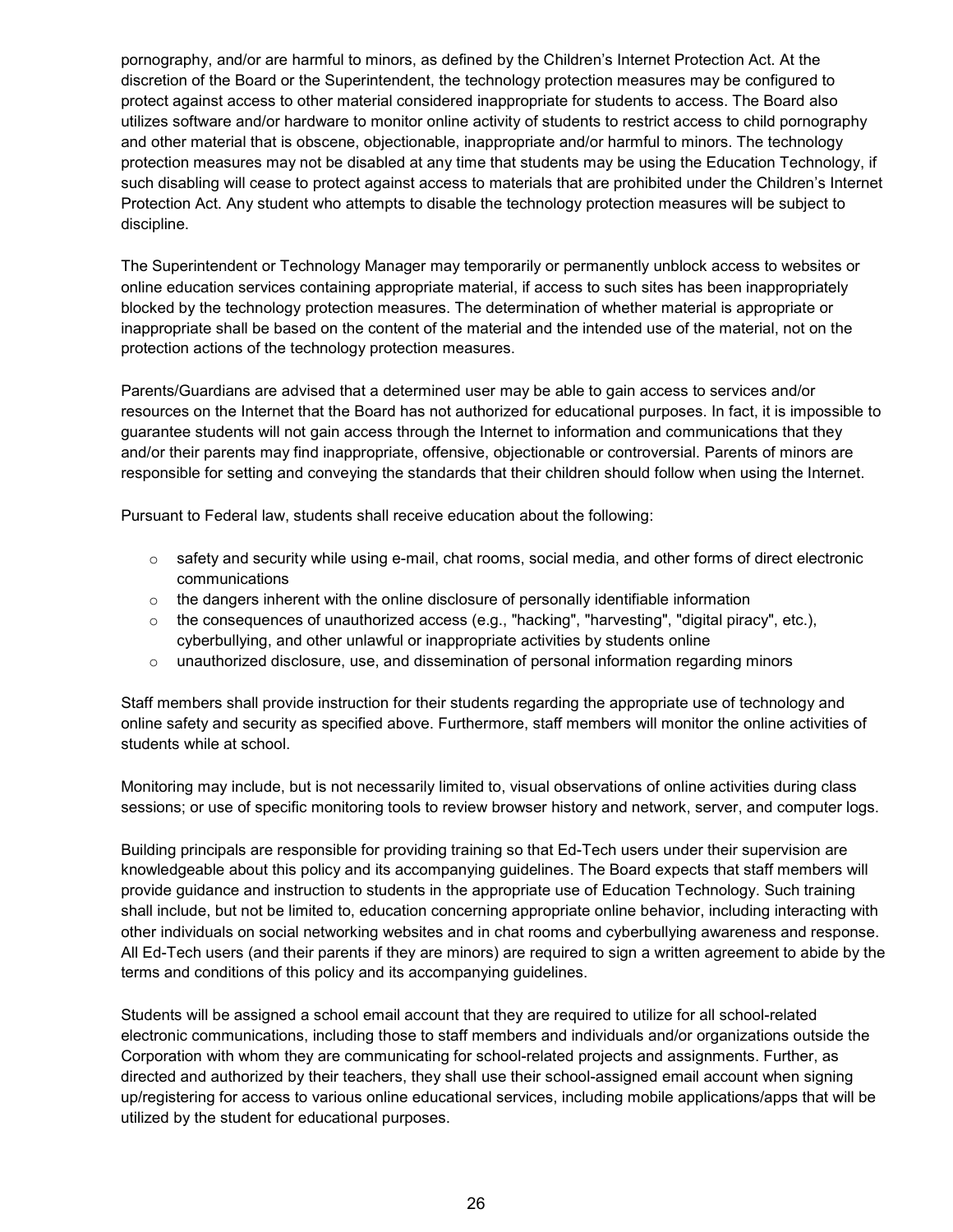pornography, and/or are harmful to minors, as defined by the Children's Internet Protection Act. At the discretion of the Board or the Superintendent, the technology protection measures may be configured to protect against access to other material considered inappropriate for students to access. The Board also utilizes software and/or hardware to monitor online activity of students to restrict access to child pornography and other material that is obscene, objectionable, inappropriate and/or harmful to minors. The technology protection measures may not be disabled at any time that students may be using the Education Technology, if such disabling will cease to protect against access to materials that are prohibited under the Children's Internet Protection Act. Any student who attempts to disable the technology protection measures will be subject to discipline.

The Superintendent or Technology Manager may temporarily or permanently unblock access to websites or online education services containing appropriate material, if access to such sites has been inappropriately blocked by the technology protection measures. The determination of whether material is appropriate or inappropriate shall be based on the content of the material and the intended use of the material, not on the protection actions of the technology protection measures.

Parents/Guardians are advised that a determined user may be able to gain access to services and/or resources on the Internet that the Board has not authorized for educational purposes. In fact, it is impossible to guarantee students will not gain access through the Internet to information and communications that they and/or their parents may find inappropriate, offensive, objectionable or controversial. Parents of minors are responsible for setting and conveying the standards that their children should follow when using the Internet.

Pursuant to Federal law, students shall receive education about the following:

- safety and security while using e-mail, chat rooms, social media, and other forms of direct electronic communications
- the dangers inherent with the online disclosure of personally identifiable information
- the consequences of unauthorized access (e.g., "hacking", "harvesting", "digital piracy", etc.), cyberbullying, and other unlawful or inappropriate activities by students online
- unauthorized disclosure, use, and dissemination of personal information regarding minors

Staff members shall provide instruction for their students regarding the appropriate use of technology and online safety and security as specified above. Furthermore, staff members will monitor the online activities of students while at school.

Monitoring may include, but is not necessarily limited to, visual observations of online activities during class sessions; or use of specific monitoring tools to review browser history and network, server, and computer logs.

Building principals are responsible for providing training so that Ed-Tech users under their supervision are knowledgeable about this policy and its accompanying guidelines. The Board expects that staff members will provide guidance and instruction to students in the appropriate use of Education Technology. Such training shall include, but not be limited to, education concerning appropriate online behavior, including interacting with other individuals on social networking websites and in chat rooms and cyberbullying awareness and response. All Ed-Tech users (and their parents if they are minors) are required to sign a written agreement to abide by the terms and conditions of this policy and its accompanying guidelines.

Students will be assigned a school email account that they are required to utilize for all school-related electronic communications, including those to staff members and individuals and/or organizations outside the Corporation with whom they are communicating for school-related projects and assignments. Further, as directed and authorized by their teachers, they shall use their school-assigned email account when signing up/registering for access to various online educational services, including mobile applications/apps that will be utilized by the student for educational purposes.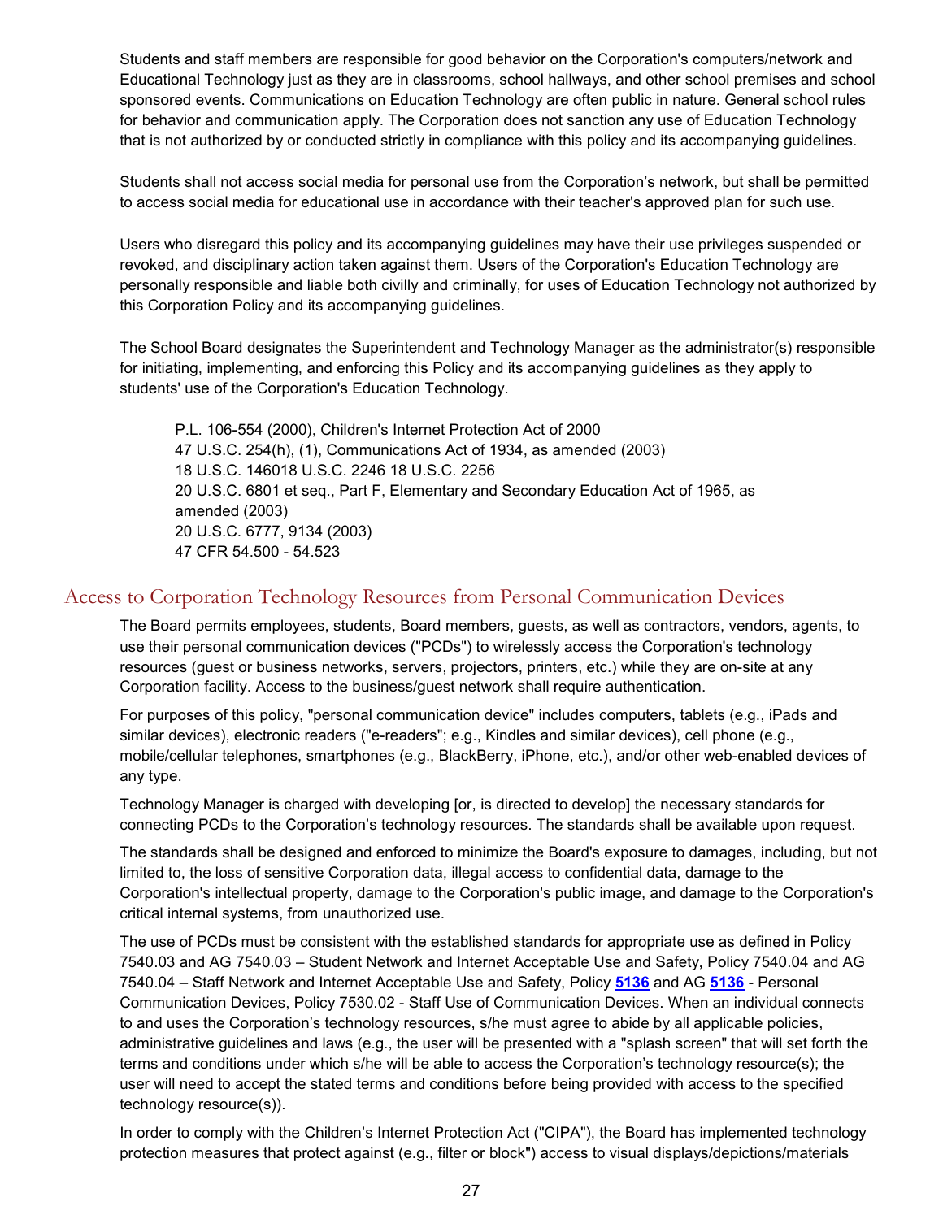Students and staff members are responsible for good behavior on the Corporation's computers/network and Educational Technology just as they are in classrooms, school hallways, and other school premises and school sponsored events. Communications on Education Technology are often public in nature. General school rules for behavior and communication apply. The Corporation does not sanction any use of Education Technology that is not authorized by or conducted strictly in compliance with this policy and its accompanying guidelines.

Students shall not access social media for personal use from the Corporation's network, but shall be permitted to access social media for educational use in accordance with their teacher's approved plan for such use.

Users who disregard this policy and its accompanying guidelines may have their use privileges suspended or revoked, and disciplinary action taken against them. Users of the Corporation's Education Technology are personally responsible and liable both civilly and criminally, for uses of Education Technology not authorized by this Corporation Policy and its accompanying guidelines.

The School Board designates the Superintendent and Technology Manager as the administrator(s) responsible for initiating, implementing, and enforcing this Policy and its accompanying guidelines as they apply to students' use of the Corporation's Education Technology.

> P.L. 106-554 (2000), Children's Internet Protection Act of 2000
> 47 U.S.C. 254(h), (1), Communications Act of 1934, as amended (2003)
> 18 U.S.C. 146018 U.S.C. 2246 18 U.S.C. 2256
> 20 U.S.C. 6801 et seq., Part F, Elementary and Secondary Education Act of 1965, as amended (2003)
> 20 U.S.C. 6777, 9134 (2003)
> 47 CFR 54.500 - 54.523

## Access to Corporation Technology Resources from Personal Communication Devices

The Board permits employees, students, Board members, guests, as well as contractors, vendors, agents, to use their personal communication devices ("PCDs") to wirelessly access the Corporation's technology resources (guest or business networks, servers, projectors, printers, etc.) while they are on-site at any Corporation facility. Access to the business/guest network shall require authentication.

For purposes of this policy, "personal communication device" includes computers, tablets (e.g., iPads and similar devices), electronic readers ("e-readers"; e.g., Kindles and similar devices), cell phone (e.g., mobile/cellular telephones, smartphones (e.g., BlackBerry, iPhone, etc.), and/or other web-enabled devices of any type.

Technology Manager is charged with developing [or, is directed to develop] the necessary standards for connecting PCDs to the Corporation's technology resources. The standards shall be available upon request.

The standards shall be designed and enforced to minimize the Board's exposure to damages, including, but not limited to, the loss of sensitive Corporation data, illegal access to confidential data, damage to the Corporation's intellectual property, damage to the Corporation's public image, and damage to the Corporation's critical internal systems, from unauthorized use.

The use of PCDs must be consistent with the established standards for appropriate use as defined in Policy 7540.03 and AG 7540.03 – Student Network and Internet Acceptable Use and Safety, Policy 7540.04 and AG 7540.04 – Staff Network and Internet Acceptable Use and Safety, Policy **5136** and AG **5136** - Personal Communication Devices, Policy 7530.02 - Staff Use of Communication Devices. When an individual connects to and uses the Corporation's technology resources, s/he must agree to abide by all applicable policies, administrative guidelines and laws (e.g., the user will be presented with a "splash screen" that will set forth the terms and conditions under which s/he will be able to access the Corporation's technology resource(s); the user will need to accept the stated terms and conditions before being provided with access to the specified technology resource(s)).

In order to comply with the Children's Internet Protection Act ("CIPA"), the Board has implemented technology protection measures that protect against (e.g., filter or block") access to visual displays/depictions/materials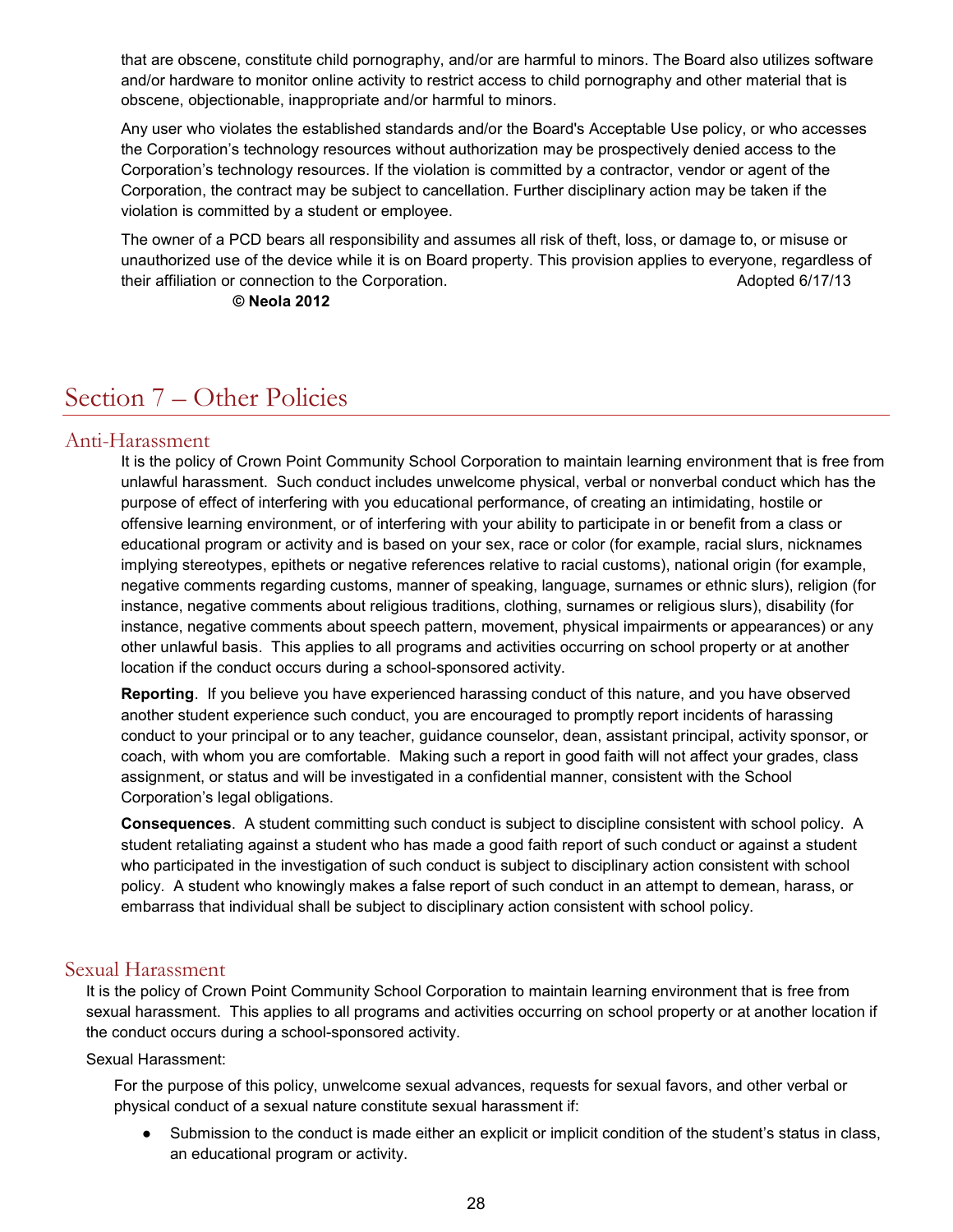that are obscene, constitute child pornography, and/or are harmful to minors. The Board also utilizes software and/or hardware to monitor online activity to restrict access to child pornography and other material that is obscene, objectionable, inappropriate and/or harmful to minors.

Any user who violates the established standards and/or the Board's Acceptable Use policy, or who accesses the Corporation's technology resources without authorization may be prospectively denied access to the Corporation's technology resources. If the violation is committed by a contractor, vendor or agent of the Corporation, the contract may be subject to cancellation. Further disciplinary action may be taken if the violation is committed by a student or employee.

The owner of a PCD bears all responsibility and assumes all risk of theft, loss, or damage to, or misuse or unauthorized use of the device while it is on Board property. This provision applies to everyone, regardless of their affiliation or connection to the Corporation. Adopted 6/17/13

**© Neola 2012**

# Section 7 – Other Policies

## Anti-Harassment

It is the policy of Crown Point Community School Corporation to maintain learning environment that is free from unlawful harassment. Such conduct includes unwelcome physical, verbal or nonverbal conduct which has the purpose of effect of interfering with you educational performance, of creating an intimidating, hostile or offensive learning environment, or of interfering with your ability to participate in or benefit from a class or educational program or activity and is based on your sex, race or color (for example, racial slurs, nicknames implying stereotypes, epithets or negative references relative to racial customs), national origin (for example, negative comments regarding customs, manner of speaking, language, surnames or ethnic slurs), religion (for instance, negative comments about religious traditions, clothing, surnames or religious slurs), disability (for instance, negative comments about speech pattern, movement, physical impairments or appearances) or any other unlawful basis. This applies to all programs and activities occurring on school property or at another location if the conduct occurs during a school-sponsored activity.

**Reporting**. If you believe you have experienced harassing conduct of this nature, and you have observed another student experience such conduct, you are encouraged to promptly report incidents of harassing conduct to your principal or to any teacher, guidance counselor, dean, assistant principal, activity sponsor, or coach, with whom you are comfortable. Making such a report in good faith will not affect your grades, class assignment, or status and will be investigated in a confidential manner, consistent with the School Corporation's legal obligations.

**Consequences**. A student committing such conduct is subject to discipline consistent with school policy. A student retaliating against a student who has made a good faith report of such conduct or against a student who participated in the investigation of such conduct is subject to disciplinary action consistent with school policy. A student who knowingly makes a false report of such conduct in an attempt to demean, harass, or embarrass that individual shall be subject to disciplinary action consistent with school policy.

## Sexual Harassment

It is the policy of Crown Point Community School Corporation to maintain learning environment that is free from sexual harassment. This applies to all programs and activities occurring on school property or at another location if the conduct occurs during a school-sponsored activity.

Sexual Harassment:

For the purpose of this policy, unwelcome sexual advances, requests for sexual favors, and other verbal or physical conduct of a sexual nature constitute sexual harassment if:

- Submission to the conduct is made either an explicit or implicit condition of the student's status in class, an educational program or activity.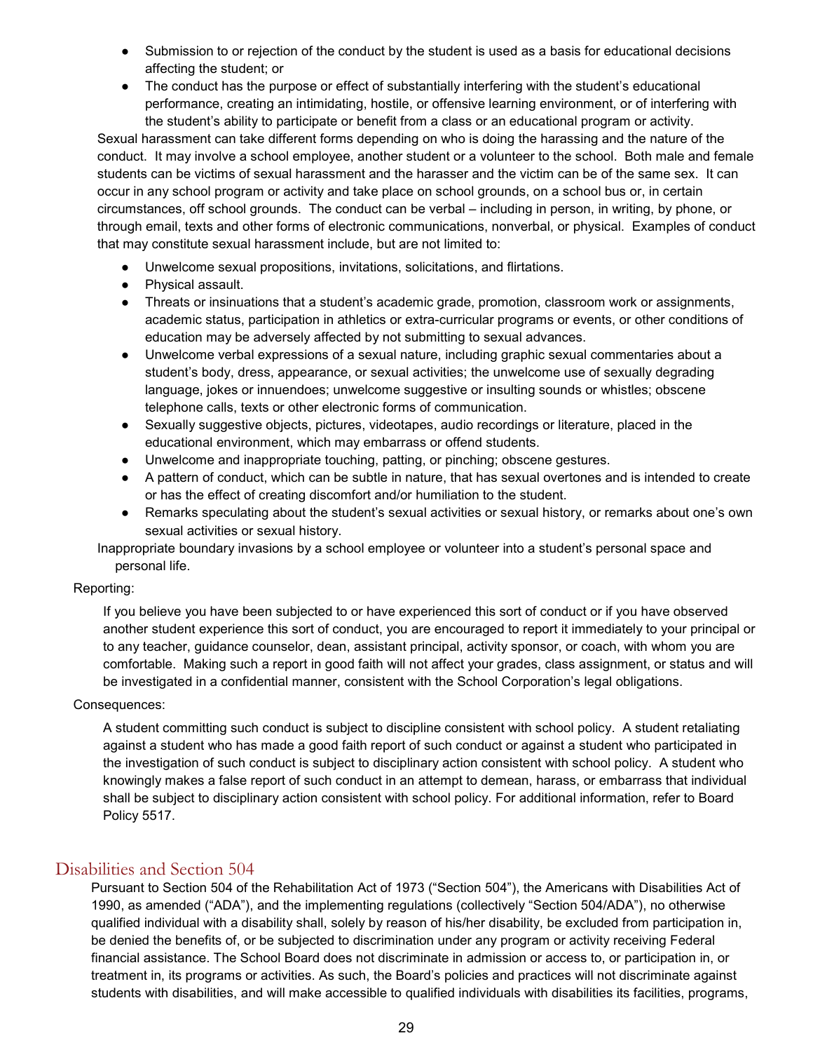- Submission to or rejection of the conduct by the student is used as a basis for educational decisions affecting the student; or
- The conduct has the purpose or effect of substantially interfering with the student's educational performance, creating an intimidating, hostile, or offensive learning environment, or of interfering with the student's ability to participate or benefit from a class or an educational program or activity.

Sexual harassment can take different forms depending on who is doing the harassing and the nature of the conduct. It may involve a school employee, another student or a volunteer to the school. Both male and female students can be victims of sexual harassment and the harasser and the victim can be of the same sex. It can occur in any school program or activity and take place on school grounds, on a school bus or, in certain circumstances, off school grounds. The conduct can be verbal – including in person, in writing, by phone, or through email, texts and other forms of electronic communications, nonverbal, or physical. Examples of conduct that may constitute sexual harassment include, but are not limited to:

- Unwelcome sexual propositions, invitations, solicitations, and flirtations.
- Physical assault.
- Threats or insinuations that a student's academic grade, promotion, classroom work or assignments, academic status, participation in athletics or extra-curricular programs or events, or other conditions of education may be adversely affected by not submitting to sexual advances.
- Unwelcome verbal expressions of a sexual nature, including graphic sexual commentaries about a student's body, dress, appearance, or sexual activities; the unwelcome use of sexually degrading language, jokes or innuendoes; unwelcome suggestive or insulting sounds or whistles; obscene telephone calls, texts or other electronic forms of communication.
- Sexually suggestive objects, pictures, videotapes, audio recordings or literature, placed in the educational environment, which may embarrass or offend students.
- Unwelcome and inappropriate touching, patting, or pinching; obscene gestures.
- A pattern of conduct, which can be subtle in nature, that has sexual overtones and is intended to create or has the effect of creating discomfort and/or humiliation to the student.
- Remarks speculating about the student's sexual activities or sexual history, or remarks about one's own sexual activities or sexual history.

Inappropriate boundary invasions by a school employee or volunteer into a student's personal space and personal life.

Reporting:

If you believe you have been subjected to or have experienced this sort of conduct or if you have observed another student experience this sort of conduct, you are encouraged to report it immediately to your principal or to any teacher, guidance counselor, dean, assistant principal, activity sponsor, or coach, with whom you are comfortable. Making such a report in good faith will not affect your grades, class assignment, or status and will be investigated in a confidential manner, consistent with the School Corporation's legal obligations.

Consequences:

A student committing such conduct is subject to discipline consistent with school policy. A student retaliating against a student who has made a good faith report of such conduct or against a student who participated in the investigation of such conduct is subject to disciplinary action consistent with school policy. A student who knowingly makes a false report of such conduct in an attempt to demean, harass, or embarrass that individual shall be subject to disciplinary action consistent with school policy. For additional information, refer to Board Policy 5517.

## Disabilities and Section 504

Pursuant to Section 504 of the Rehabilitation Act of 1973 ("Section 504"), the Americans with Disabilities Act of 1990, as amended ("ADA"), and the implementing regulations (collectively "Section 504/ADA"), no otherwise qualified individual with a disability shall, solely by reason of his/her disability, be excluded from participation in, be denied the benefits of, or be subjected to discrimination under any program or activity receiving Federal financial assistance. The School Board does not discriminate in admission or access to, or participation in, or treatment in, its programs or activities. As such, the Board's policies and practices will not discriminate against students with disabilities, and will make accessible to qualified individuals with disabilities its facilities, programs,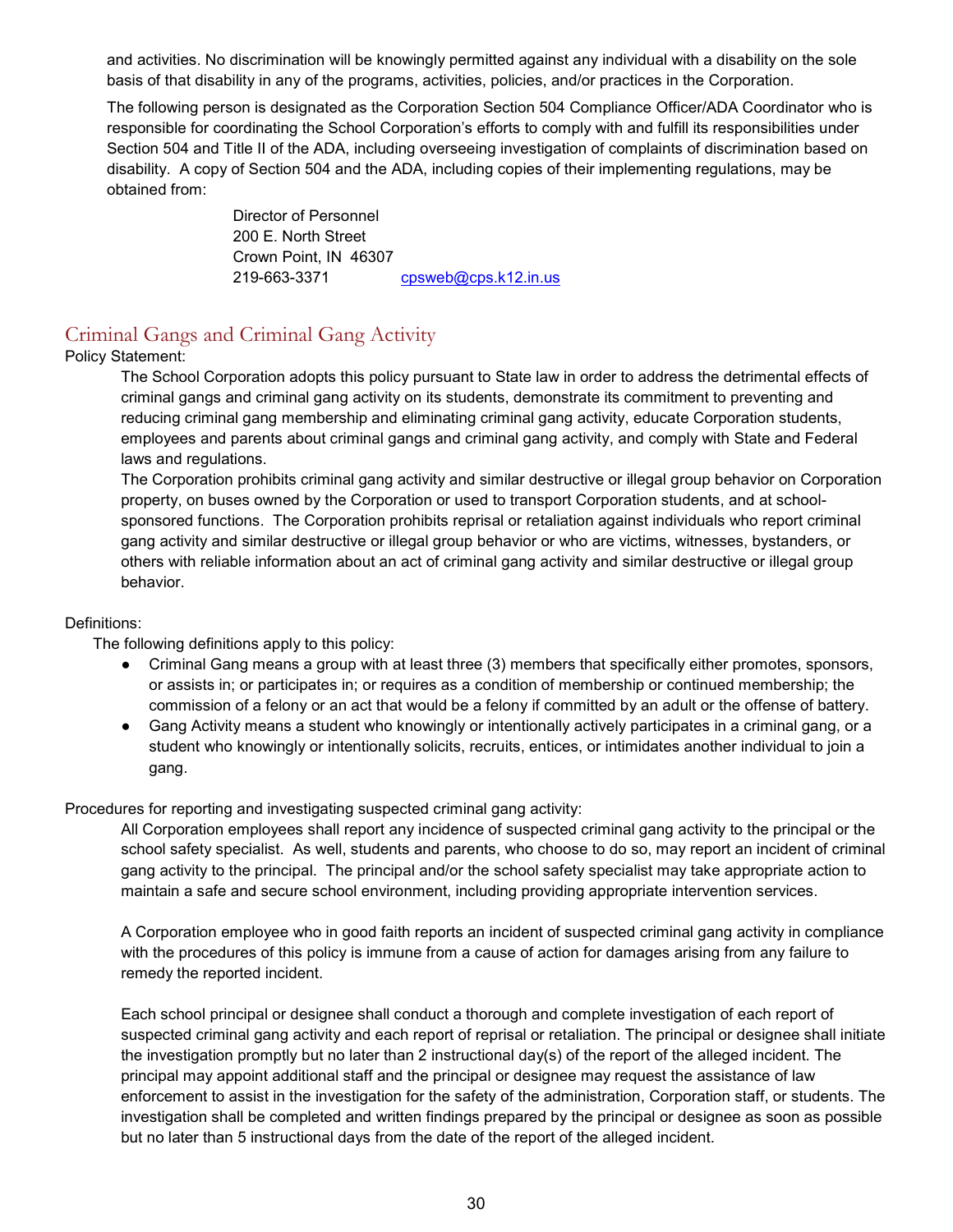and activities. No discrimination will be knowingly permitted against any individual with a disability on the sole basis of that disability in any of the programs, activities, policies, and/or practices in the Corporation.

The following person is designated as the Corporation Section 504 Compliance Officer/ADA Coordinator who is responsible for coordinating the School Corporation's efforts to comply with and fulfill its responsibilities under Section 504 and Title II of the ADA, including overseeing investigation of complaints of discrimination based on disability. A copy of Section 504 and the ADA, including copies of their implementing regulations, may be obtained from:

Director of Personnel
200 E. North Street
Crown Point, IN 46307
219-663-3371 cpsweb@cps.k12.in.us

## Criminal Gangs and Criminal Gang Activity

Policy Statement:

The School Corporation adopts this policy pursuant to State law in order to address the detrimental effects of criminal gangs and criminal gang activity on its students, demonstrate its commitment to preventing and reducing criminal gang membership and eliminating criminal gang activity, educate Corporation students, employees and parents about criminal gangs and criminal gang activity, and comply with State and Federal laws and regulations.

The Corporation prohibits criminal gang activity and similar destructive or illegal group behavior on Corporation property, on buses owned by the Corporation or used to transport Corporation students, and at school-sponsored functions. The Corporation prohibits reprisal or retaliation against individuals who report criminal gang activity and similar destructive or illegal group behavior or who are victims, witnesses, bystanders, or others with reliable information about an act of criminal gang activity and similar destructive or illegal group behavior.

Definitions:

The following definitions apply to this policy:

- Criminal Gang means a group with at least three (3) members that specifically either promotes, sponsors, or assists in; or participates in; or requires as a condition of membership or continued membership; the commission of a felony or an act that would be a felony if committed by an adult or the offense of battery.
- Gang Activity means a student who knowingly or intentionally actively participates in a criminal gang, or a student who knowingly or intentionally solicits, recruits, entices, or intimidates another individual to join a gang.

Procedures for reporting and investigating suspected criminal gang activity:

All Corporation employees shall report any incidence of suspected criminal gang activity to the principal or the school safety specialist. As well, students and parents, who choose to do so, may report an incident of criminal gang activity to the principal. The principal and/or the school safety specialist may take appropriate action to maintain a safe and secure school environment, including providing appropriate intervention services.

A Corporation employee who in good faith reports an incident of suspected criminal gang activity in compliance with the procedures of this policy is immune from a cause of action for damages arising from any failure to remedy the reported incident.

Each school principal or designee shall conduct a thorough and complete investigation of each report of suspected criminal gang activity and each report of reprisal or retaliation. The principal or designee shall initiate the investigation promptly but no later than 2 instructional day(s) of the report of the alleged incident. The principal may appoint additional staff and the principal or designee may request the assistance of law enforcement to assist in the investigation for the safety of the administration, Corporation staff, or students. The investigation shall be completed and written findings prepared by the principal or designee as soon as possible but no later than 5 instructional days from the date of the report of the alleged incident.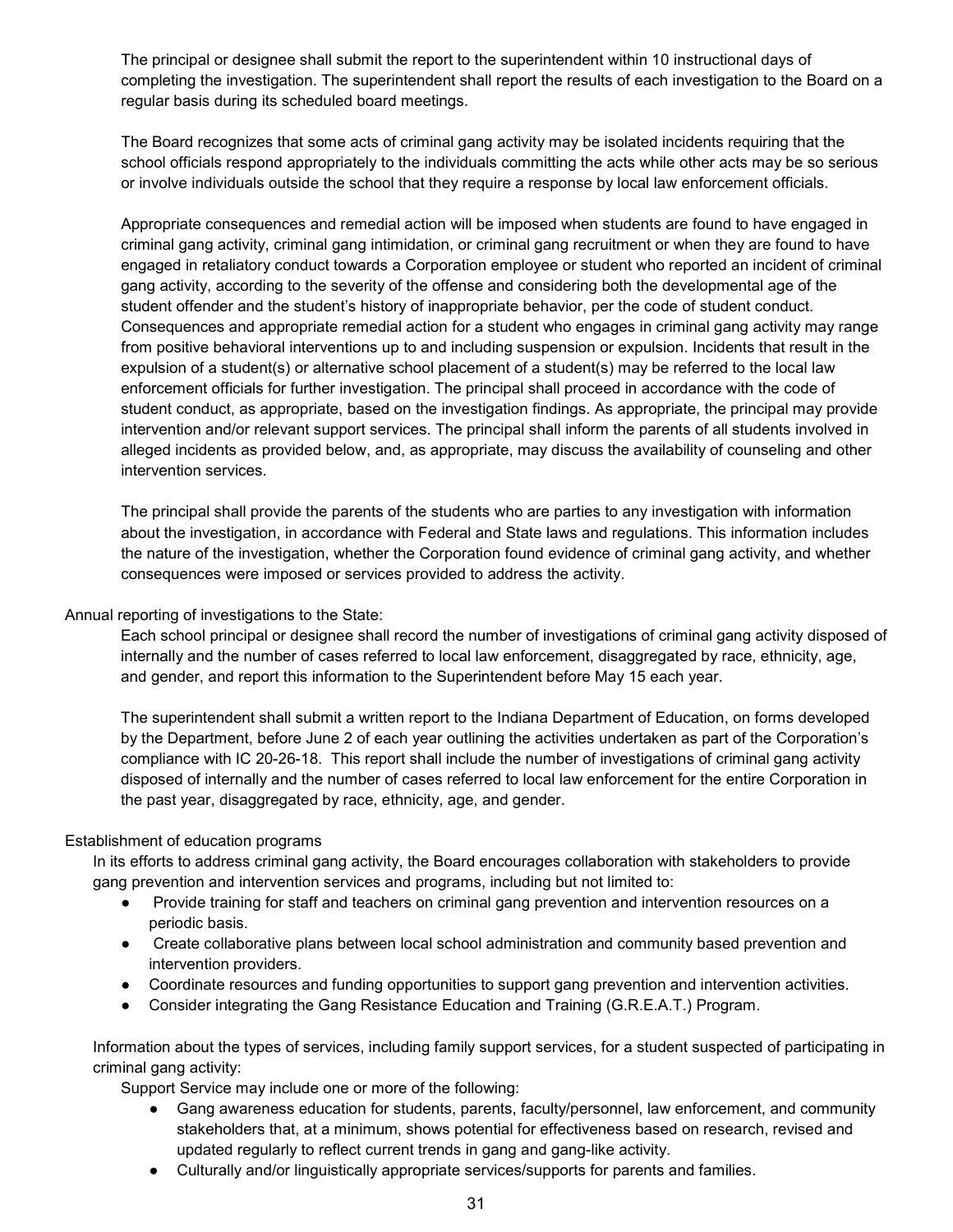The principal or designee shall submit the report to the superintendent within 10 instructional days of completing the investigation. The superintendent shall report the results of each investigation to the Board on a regular basis during its scheduled board meetings.

The Board recognizes that some acts of criminal gang activity may be isolated incidents requiring that the school officials respond appropriately to the individuals committing the acts while other acts may be so serious or involve individuals outside the school that they require a response by local law enforcement officials.

Appropriate consequences and remedial action will be imposed when students are found to have engaged in criminal gang activity, criminal gang intimidation, or criminal gang recruitment or when they are found to have engaged in retaliatory conduct towards a Corporation employee or student who reported an incident of criminal gang activity, according to the severity of the offense and considering both the developmental age of the student offender and the student's history of inappropriate behavior, per the code of student conduct. Consequences and appropriate remedial action for a student who engages in criminal gang activity may range from positive behavioral interventions up to and including suspension or expulsion. Incidents that result in the expulsion of a student(s) or alternative school placement of a student(s) may be referred to the local law enforcement officials for further investigation. The principal shall proceed in accordance with the code of student conduct, as appropriate, based on the investigation findings. As appropriate, the principal may provide intervention and/or relevant support services. The principal shall inform the parents of all students involved in alleged incidents as provided below, and, as appropriate, may discuss the availability of counseling and other intervention services.

The principal shall provide the parents of the students who are parties to any investigation with information about the investigation, in accordance with Federal and State laws and regulations. This information includes the nature of the investigation, whether the Corporation found evidence of criminal gang activity, and whether consequences were imposed or services provided to address the activity.

Annual reporting of investigations to the State:

Each school principal or designee shall record the number of investigations of criminal gang activity disposed of internally and the number of cases referred to local law enforcement, disaggregated by race, ethnicity, age, and gender, and report this information to the Superintendent before May 15 each year.

The superintendent shall submit a written report to the Indiana Department of Education, on forms developed by the Department, before June 2 of each year outlining the activities undertaken as part of the Corporation's compliance with IC 20-26-18. This report shall include the number of investigations of criminal gang activity disposed of internally and the number of cases referred to local law enforcement for the entire Corporation in the past year, disaggregated by race, ethnicity, age, and gender.

Establishment of education programs

In its efforts to address criminal gang activity, the Board encourages collaboration with stakeholders to provide gang prevention and intervention services and programs, including but not limited to:

- Provide training for staff and teachers on criminal gang prevention and intervention resources on a periodic basis.
- Create collaborative plans between local school administration and community based prevention and intervention providers.
- Coordinate resources and funding opportunities to support gang prevention and intervention activities.
- Consider integrating the Gang Resistance Education and Training (G.R.E.A.T.) Program.

Information about the types of services, including family support services, for a student suspected of participating in criminal gang activity:

Support Service may include one or more of the following:

- Gang awareness education for students, parents, faculty/personnel, law enforcement, and community stakeholders that, at a minimum, shows potential for effectiveness based on research, revised and updated regularly to reflect current trends in gang and gang-like activity.
- Culturally and/or linguistically appropriate services/supports for parents and families.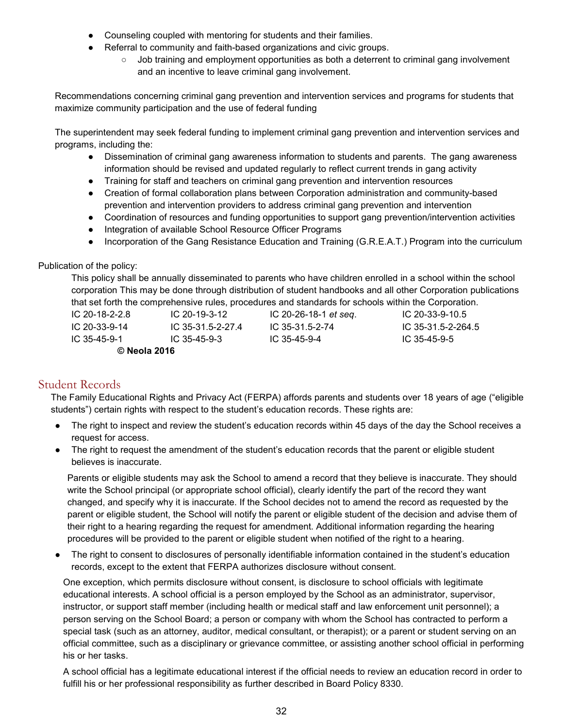- Counseling coupled with mentoring for students and their families.
- Referral to community and faith-based organizations and civic groups.
    - Job training and employment opportunities as both a deterrent to criminal gang involvement and an incentive to leave criminal gang involvement.

Recommendations concerning criminal gang prevention and intervention services and programs for students that maximize community participation and the use of federal funding

The superintendent may seek federal funding to implement criminal gang prevention and intervention services and programs, including the:

- Dissemination of criminal gang awareness information to students and parents. The gang awareness information should be revised and updated regularly to reflect current trends in gang activity
- Training for staff and teachers on criminal gang prevention and intervention resources
- Creation of formal collaboration plans between Corporation administration and community-based prevention and intervention providers to address criminal gang prevention and intervention
- Coordination of resources and funding opportunities to support gang prevention/intervention activities
- Integration of available School Resource Officer Programs
- Incorporation of the Gang Resistance Education and Training (G.R.E.A.T.) Program into the curriculum

Publication of the policy:

This policy shall be annually disseminated to parents who have children enrolled in a school within the school corporation This may be done through distribution of student handbooks and all other Corporation publications that set forth the comprehensive rules, procedures and standards for schools within the Corporation.

| | | | |
|---|---|---|---|
| IC 20-18-2-2.8 | IC 20-19-3-12 | IC 20-26-18-1 *et seq*. | IC 20-33-9-10.5 |
| IC 20-33-9-14 | IC 35-31.5-2-27.4 | IC 35-31.5-2-74 | IC 35-31.5-2-264.5 |
| IC 35-45-9-1 | IC 35-45-9-3 | IC 35-45-9-4 | IC 35-45-9-5 |

**© Neola 2016**

## Student Records

The Family Educational Rights and Privacy Act (FERPA) affords parents and students over 18 years of age ("eligible students") certain rights with respect to the student's education records. These rights are:

- The right to inspect and review the student's education records within 45 days of the day the School receives a request for access.
- The right to request the amendment of the student's education records that the parent or eligible student believes is inaccurate.

  Parents or eligible students may ask the School to amend a record that they believe is inaccurate. They should write the School principal (or appropriate school official), clearly identify the part of the record they want changed, and specify why it is inaccurate. If the School decides not to amend the record as requested by the parent or eligible student, the School will notify the parent or eligible student of the decision and advise them of their right to a hearing regarding the request for amendment. Additional information regarding the hearing procedures will be provided to the parent or eligible student when notified of the right to a hearing.

- The right to consent to disclosures of personally identifiable information contained in the student's education records, except to the extent that FERPA authorizes disclosure without consent.

  One exception, which permits disclosure without consent, is disclosure to school officials with legitimate educational interests. A school official is a person employed by the School as an administrator, supervisor, instructor, or support staff member (including health or medical staff and law enforcement unit personnel); a person serving on the School Board; a person or company with whom the School has contracted to perform a special task (such as an attorney, auditor, medical consultant, or therapist); or a parent or student serving on an official committee, such as a disciplinary or grievance committee, or assisting another school official in performing his or her tasks.

  A school official has a legitimate educational interest if the official needs to review an education record in order to fulfill his or her professional responsibility as further described in Board Policy 8330.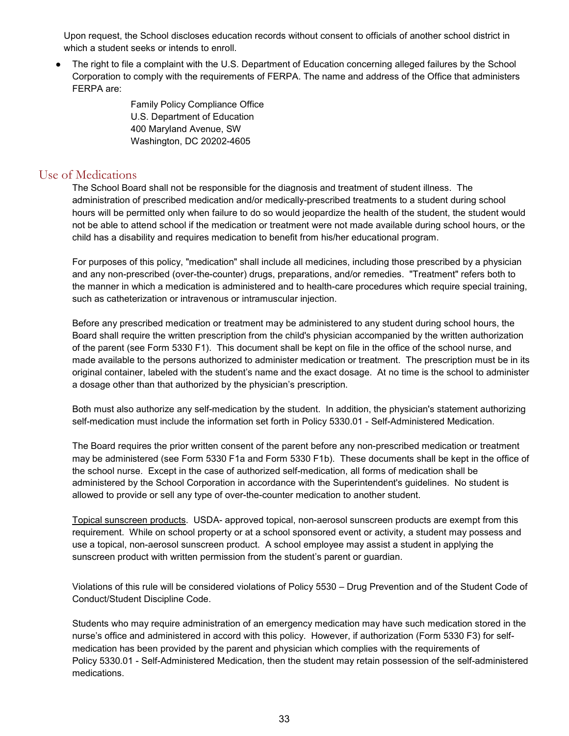Upon request, the School discloses education records without consent to officials of another school district in which a student seeks or intends to enroll.

- The right to file a complaint with the U.S. Department of Education concerning alleged failures by the School Corporation to comply with the requirements of FERPA. The name and address of the Office that administers FERPA are:

  Family Policy Compliance Office
  U.S. Department of Education
  400 Maryland Avenue, SW
  Washington, DC 20202-4605

## Use of Medications

The School Board shall not be responsible for the diagnosis and treatment of student illness. The administration of prescribed medication and/or medically-prescribed treatments to a student during school hours will be permitted only when failure to do so would jeopardize the health of the student, the student would not be able to attend school if the medication or treatment were not made available during school hours, or the child has a disability and requires medication to benefit from his/her educational program.

For purposes of this policy, "medication" shall include all medicines, including those prescribed by a physician and any non-prescribed (over-the-counter) drugs, preparations, and/or remedies. "Treatment" refers both to the manner in which a medication is administered and to health-care procedures which require special training, such as catheterization or intravenous or intramuscular injection.

Before any prescribed medication or treatment may be administered to any student during school hours, the Board shall require the written prescription from the child's physician accompanied by the written authorization of the parent (see Form 5330 F1). This document shall be kept on file in the office of the school nurse, and made available to the persons authorized to administer medication or treatment. The prescription must be in its original container, labeled with the student's name and the exact dosage. At no time is the school to administer a dosage other than that authorized by the physician's prescription.

Both must also authorize any self-medication by the student. In addition, the physician's statement authorizing self-medication must include the information set forth in Policy 5330.01 - Self-Administered Medication.

The Board requires the prior written consent of the parent before any non-prescribed medication or treatment may be administered (see Form 5330 F1a and Form 5330 F1b). These documents shall be kept in the office of the school nurse. Except in the case of authorized self-medication, all forms of medication shall be administered by the School Corporation in accordance with the Superintendent's guidelines. No student is allowed to provide or sell any type of over-the-counter medication to another student.

Topical sunscreen products. USDA- approved topical, non-aerosol sunscreen products are exempt from this requirement. While on school property or at a school sponsored event or activity, a student may possess and use a topical, non-aerosol sunscreen product. A school employee may assist a student in applying the sunscreen product with written permission from the student's parent or guardian.

Violations of this rule will be considered violations of Policy 5530 – Drug Prevention and of the Student Code of Conduct/Student Discipline Code.

Students who may require administration of an emergency medication may have such medication stored in the nurse's office and administered in accord with this policy. However, if authorization (Form 5330 F3) for self-medication has been provided by the parent and physician which complies with the requirements of Policy 5330.01 - Self-Administered Medication, then the student may retain possession of the self-administered medications.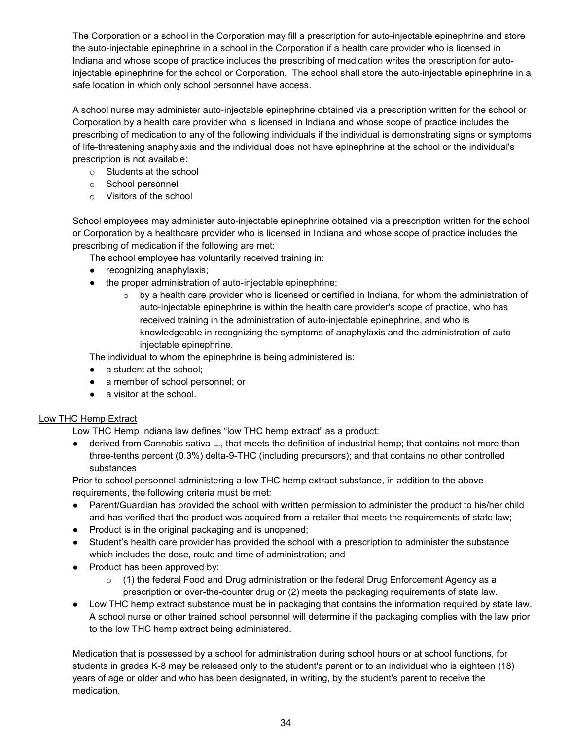The Corporation or a school in the Corporation may fill a prescription for auto-injectable epinephrine and store the auto-injectable epinephrine in a school in the Corporation if a health care provider who is licensed in Indiana and whose scope of practice includes the prescribing of medication writes the prescription for auto-injectable epinephrine for the school or Corporation. The school shall store the auto-injectable epinephrine in a safe location in which only school personnel have access.

A school nurse may administer auto-injectable epinephrine obtained via a prescription written for the school or Corporation by a health care provider who is licensed in Indiana and whose scope of practice includes the prescribing of medication to any of the following individuals if the individual is demonstrating signs or symptoms of life-threatening anaphylaxis and the individual does not have epinephrine at the school or the individual's prescription is not available:

- Students at the school
- School personnel
- Visitors of the school

School employees may administer auto-injectable epinephrine obtained via a prescription written for the school or Corporation by a healthcare provider who is licensed in Indiana and whose scope of practice includes the prescribing of medication if the following are met:

The school employee has voluntarily received training in:

- recognizing anaphylaxis;
- the proper administration of auto-injectable epinephrine;
  - by a health care provider who is licensed or certified in Indiana, for whom the administration of auto-injectable epinephrine is within the health care provider's scope of practice, who has received training in the administration of auto-injectable epinephrine, and who is knowledgeable in recognizing the symptoms of anaphylaxis and the administration of auto-injectable epinephrine.

The individual to whom the epinephrine is being administered is:

- a student at the school;
- a member of school personnel; or
- a visitor at the school.

<u>Low THC Hemp Extract</u>

Low THC Hemp Indiana law defines “low THC hemp extract” as a product:

- derived from Cannabis sativa L., that meets the definition of industrial hemp; that contains not more than three-tenths percent (0.3%) delta-9-THC (including precursors); and that contains no other controlled substances

Prior to school personnel administering a low THC hemp extract substance, in addition to the above requirements, the following criteria must be met:

- Parent/Guardian has provided the school with written permission to administer the product to his/her child and has verified that the product was acquired from a retailer that meets the requirements of state law;
- Product is in the original packaging and is unopened;
- Student's health care provider has provided the school with a prescription to administer the substance which includes the dose, route and time of administration; and
- Product has been approved by:
  - (1) the federal Food and Drug administration or the federal Drug Enforcement Agency as a prescription or over-the-counter drug or (2) meets the packaging requirements of state law.
- Low THC hemp extract substance must be in packaging that contains the information required by state law. A school nurse or other trained school personnel will determine if the packaging complies with the law prior to the low THC hemp extract being administered.

Medication that is possessed by a school for administration during school hours or at school functions, for students in grades K-8 may be released only to the student's parent or to an individual who is eighteen (18) years of age or older and who has been designated, in writing, by the student's parent to receive the medication.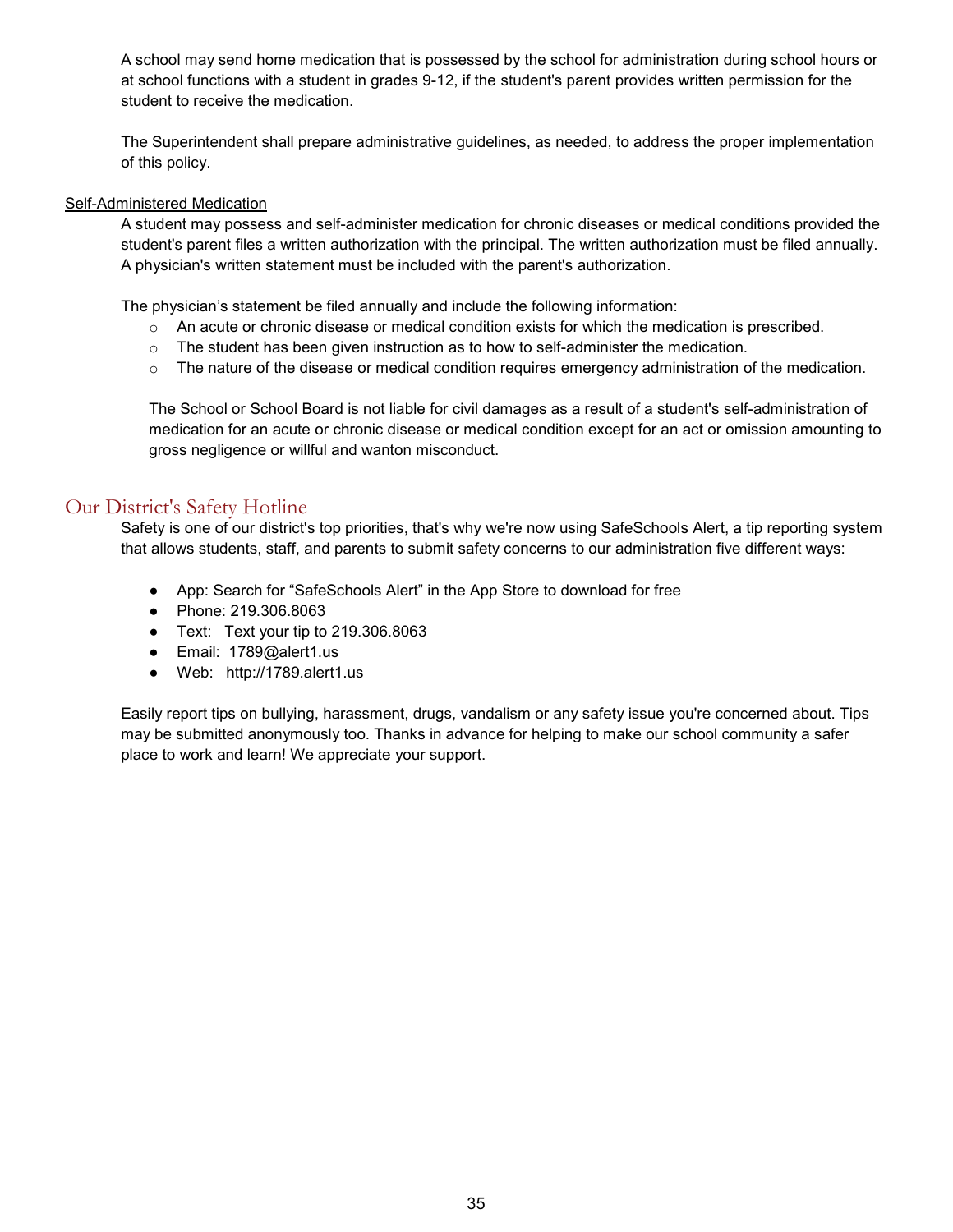A school may send home medication that is possessed by the school for administration during school hours or at school functions with a student in grades 9-12, if the student's parent provides written permission for the student to receive the medication.

The Superintendent shall prepare administrative guidelines, as needed, to address the proper implementation of this policy.

Self-Administered Medication

A student may possess and self-administer medication for chronic diseases or medical conditions provided the student's parent files a written authorization with the principal. The written authorization must be filed annually. A physician's written statement must be included with the parent's authorization.

The physician's statement be filed annually and include the following information:

- An acute or chronic disease or medical condition exists for which the medication is prescribed.
- The student has been given instruction as to how to self-administer the medication.
- The nature of the disease or medical condition requires emergency administration of the medication.

The School or School Board is not liable for civil damages as a result of a student's self-administration of medication for an acute or chronic disease or medical condition except for an act or omission amounting to gross negligence or willful and wanton misconduct.

## Our District's Safety Hotline

Safety is one of our district's top priorities, that's why we're now using SafeSchools Alert, a tip reporting system that allows students, staff, and parents to submit safety concerns to our administration five different ways:

- App: Search for "SafeSchools Alert" in the App Store to download for free
- Phone: 219.306.8063
- Text: Text your tip to 219.306.8063
- Email: 1789@alert1.us
- Web: http://1789.alert1.us

Easily report tips on bullying, harassment, drugs, vandalism or any safety issue you're concerned about. Tips may be submitted anonymously too. Thanks in advance for helping to make our school community a safer place to work and learn! We appreciate your support.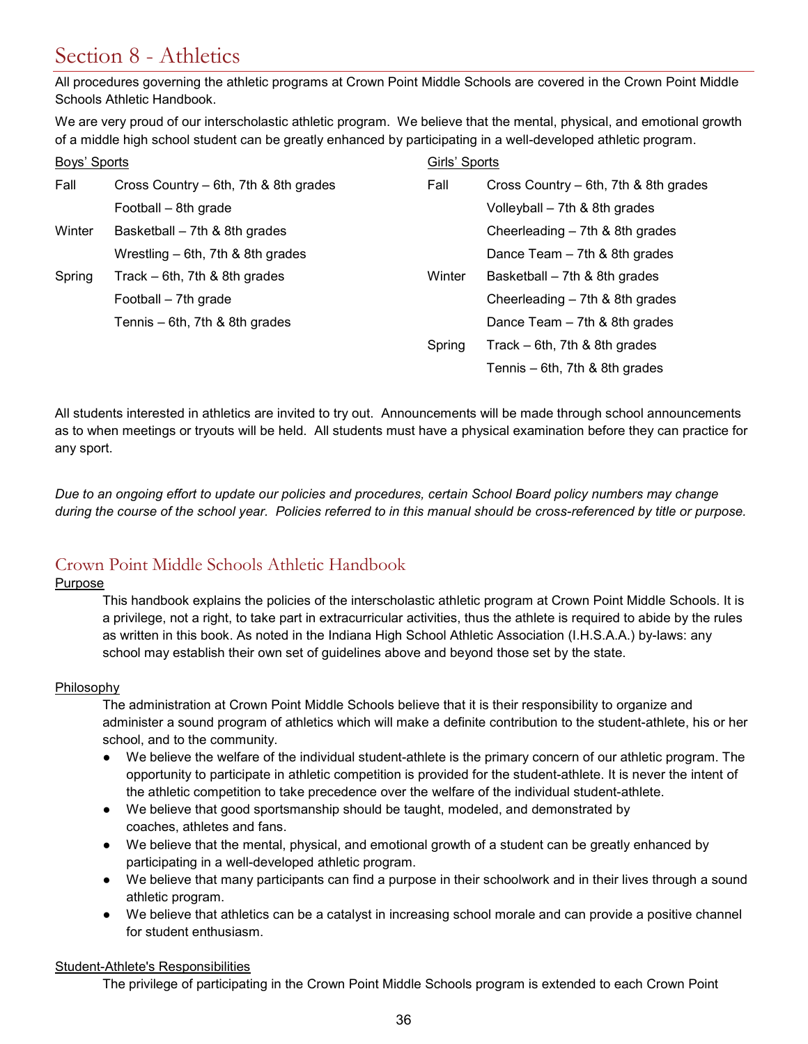# Section 8 - Athletics

All procedures governing the athletic programs at Crown Point Middle Schools are covered in the Crown Point Middle Schools Athletic Handbook.

We are very proud of our interscholastic athletic program. We believe that the mental, physical, and emotional growth of a middle high school student can be greatly enhanced by participating in a well-developed athletic program.

<u>Boys' Sports</u>

| Season | Sport |
|---|---|
| Fall | Cross Country – 6th, 7th & 8th grades |
| | Football – 8th grade |
| Winter | Basketball – 7th & 8th grades |
| | Wrestling – 6th, 7th & 8th grades |
| Spring | Track – 6th, 7th & 8th grades |
| | Football – 7th grade |
| | Tennis – 6th, 7th & 8th grades |

<u>Girls' Sports</u>

| Season | Sport |
|---|---|
| Fall | Cross Country – 6th, 7th & 8th grades |
| | Volleyball – 7th & 8th grades |
| | Cheerleading – 7th & 8th grades |
| | Dance Team – 7th & 8th grades |
| Winter | Basketball – 7th & 8th grades |
| | Cheerleading – 7th & 8th grades |
| | Dance Team – 7th & 8th grades |
| Spring | Track – 6th, 7th & 8th grades |
| | Tennis – 6th, 7th & 8th grades |

All students interested in athletics are invited to try out. Announcements will be made through school announcements as to when meetings or tryouts will be held. All students must have a physical examination before they can practice for any sport.

*Due to an ongoing effort to update our policies and procedures, certain School Board policy numbers may change during the course of the school year. Policies referred to in this manual should be cross-referenced by title or purpose.*

## Crown Point Middle Schools Athletic Handbook

<u>Purpose</u>

This handbook explains the policies of the interscholastic athletic program at Crown Point Middle Schools. It is a privilege, not a right, to take part in extracurricular activities, thus the athlete is required to abide by the rules as written in this book. As noted in the Indiana High School Athletic Association (I.H.S.A.A.) by-laws: any school may establish their own set of guidelines above and beyond those set by the state.

<u>Philosophy</u>

The administration at Crown Point Middle Schools believe that it is their responsibility to organize and administer a sound program of athletics which will make a definite contribution to the student-athlete, his or her school, and to the community.

- We believe the welfare of the individual student-athlete is the primary concern of our athletic program. The opportunity to participate in athletic competition is provided for the student-athlete. It is never the intent of the athletic competition to take precedence over the welfare of the individual student-athlete.
- We believe that good sportsmanship should be taught, modeled, and demonstrated by coaches, athletes and fans.
- We believe that the mental, physical, and emotional growth of a student can be greatly enhanced by participating in a well-developed athletic program.
- We believe that many participants can find a purpose in their schoolwork and in their lives through a sound athletic program.
- We believe that athletics can be a catalyst in increasing school morale and can provide a positive channel for student enthusiasm.

<u>Student-Athlete's Responsibilities</u>

The privilege of participating in the Crown Point Middle Schools program is extended to each Crown Point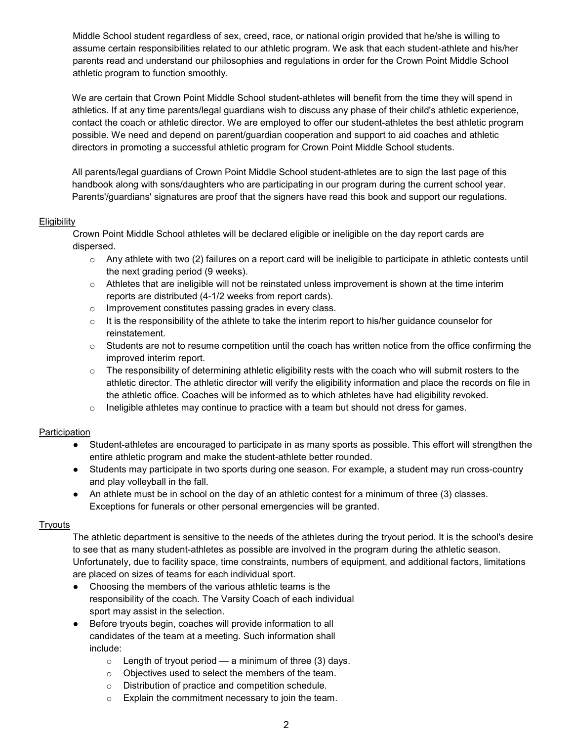Middle School student regardless of sex, creed, race, or national origin provided that he/she is willing to assume certain responsibilities related to our athletic program. We ask that each student-athlete and his/her parents read and understand our philosophies and regulations in order for the Crown Point Middle School athletic program to function smoothly.

We are certain that Crown Point Middle School student-athletes will benefit from the time they will spend in athletics. If at any time parents/legal guardians wish to discuss any phase of their child's athletic experience, contact the coach or athletic director. We are employed to offer our student-athletes the best athletic program possible. We need and depend on parent/guardian cooperation and support to aid coaches and athletic directors in promoting a successful athletic program for Crown Point Middle School students.

All parents/legal guardians of Crown Point Middle School student-athletes are to sign the last page of this handbook along with sons/daughters who are participating in our program during the current school year. Parents'/guardians' signatures are proof that the signers have read this book and support our regulations.

Eligibility

Crown Point Middle School athletes will be declared eligible or ineligible on the day report cards are dispersed.

- Any athlete with two (2) failures on a report card will be ineligible to participate in athletic contests until the next grading period (9 weeks).
- Athletes that are ineligible will not be reinstated unless improvement is shown at the time interim reports are distributed (4-1/2 weeks from report cards).
- Improvement constitutes passing grades in every class.
- It is the responsibility of the athlete to take the interim report to his/her guidance counselor for reinstatement.
- Students are not to resume competition until the coach has written notice from the office confirming the improved interim report.
- The responsibility of determining athletic eligibility rests with the coach who will submit rosters to the athletic director. The athletic director will verify the eligibility information and place the records on file in the athletic office. Coaches will be informed as to which athletes have had eligibility revoked.
- Ineligible athletes may continue to practice with a team but should not dress for games.

Participation

- Student-athletes are encouraged to participate in as many sports as possible. This effort will strengthen the entire athletic program and make the student-athlete better rounded.
- Students may participate in two sports during one season. For example, a student may run cross-country and play volleyball in the fall.
- An athlete must be in school on the day of an athletic contest for a minimum of three (3) classes. Exceptions for funerals or other personal emergencies will be granted.

Tryouts

The athletic department is sensitive to the needs of the athletes during the tryout period. It is the school's desire to see that as many student-athletes as possible are involved in the program during the athletic season. Unfortunately, due to facility space, time constraints, numbers of equipment, and additional factors, limitations are placed on sizes of teams for each individual sport.

- Choosing the members of the various athletic teams is the responsibility of the coach. The Varsity Coach of each individual sport may assist in the selection.
- Before tryouts begin, coaches will provide information to all candidates of the team at a meeting. Such information shall include:
  - Length of tryout period — a minimum of three (3) days.
  - Objectives used to select the members of the team.
  - Distribution of practice and competition schedule.
  - Explain the commitment necessary to join the team.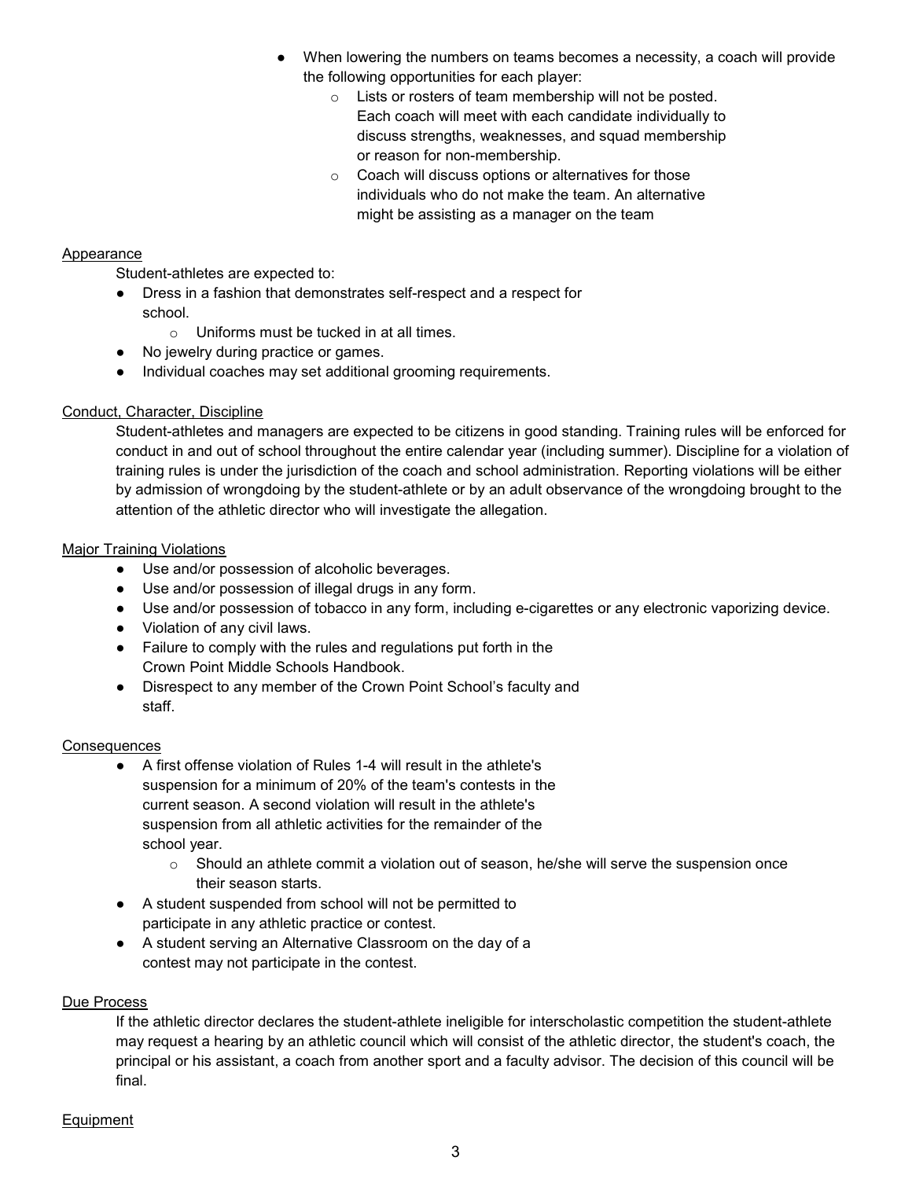- When lowering the numbers on teams becomes a necessity, a coach will provide the following opportunities for each player:
  - Lists or rosters of team membership will not be posted. Each coach will meet with each candidate individually to discuss strengths, weaknesses, and squad membership or reason for non-membership.
  - Coach will discuss options or alternatives for those individuals who do not make the team. An alternative might be assisting as a manager on the team

<u>Appearance</u>

Student-athletes are expected to:

- Dress in a fashion that demonstrates self-respect and a respect for school.
  - Uniforms must be tucked in at all times.
- No jewelry during practice or games.
- Individual coaches may set additional grooming requirements.

<u>Conduct, Character, Discipline</u>

Student-athletes and managers are expected to be citizens in good standing. Training rules will be enforced for conduct in and out of school throughout the entire calendar year (including summer). Discipline for a violation of training rules is under the jurisdiction of the coach and school administration. Reporting violations will be either by admission of wrongdoing by the student-athlete or by an adult observance of the wrongdoing brought to the attention of the athletic director who will investigate the allegation.

<u>Major Training Violations</u>

- Use and/or possession of alcoholic beverages.
- Use and/or possession of illegal drugs in any form.
- Use and/or possession of tobacco in any form, including e-cigarettes or any electronic vaporizing device.
- Violation of any civil laws.
- Failure to comply with the rules and regulations put forth in the Crown Point Middle Schools Handbook.
- Disrespect to any member of the Crown Point School's faculty and staff.

<u>Consequences</u>

- A first offense violation of Rules 1-4 will result in the athlete's suspension for a minimum of 20% of the team's contests in the current season. A second violation will result in the athlete's suspension from all athletic activities for the remainder of the school year.
  - Should an athlete commit a violation out of season, he/she will serve the suspension once their season starts.
- A student suspended from school will not be permitted to participate in any athletic practice or contest.
- A student serving an Alternative Classroom on the day of a contest may not participate in the contest.

<u>Due Process</u>

If the athletic director declares the student-athlete ineligible for interscholastic competition the student-athlete may request a hearing by an athletic council which will consist of the athletic director, the student's coach, the principal or his assistant, a coach from another sport and a faculty advisor. The decision of this council will be final.

<u>Equipment</u>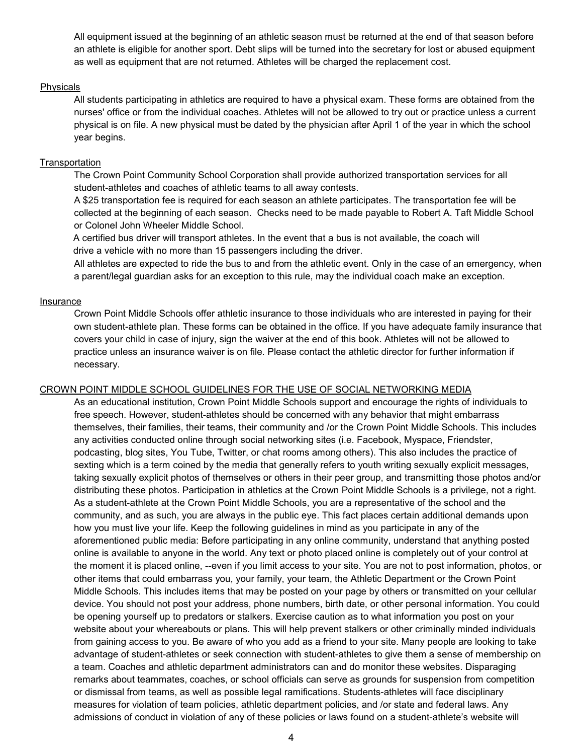All equipment issued at the beginning of an athletic season must be returned at the end of that season before an athlete is eligible for another sport. Debt slips will be turned into the secretary for lost or abused equipment as well as equipment that are not returned. Athletes will be charged the replacement cost.

Physicals

All students participating in athletics are required to have a physical exam. These forms are obtained from the nurses' office or from the individual coaches. Athletes will not be allowed to try out or practice unless a current physical is on file. A new physical must be dated by the physician after April 1 of the year in which the school year begins.

Transportation

The Crown Point Community School Corporation shall provide authorized transportation services for all student-athletes and coaches of athletic teams to all away contests.

A $25 transportation fee is required for each season an athlete participates. The transportation fee will be collected at the beginning of each season. Checks need to be made payable to Robert A. Taft Middle School or Colonel John Wheeler Middle School.

A certified bus driver will transport athletes. In the event that a bus is not available, the coach will drive a vehicle with no more than 15 passengers including the driver.

All athletes are expected to ride the bus to and from the athletic event. Only in the case of an emergency, when a parent/legal guardian asks for an exception to this rule, may the individual coach make an exception.

Insurance

Crown Point Middle Schools offer athletic insurance to those individuals who are interested in paying for their own student-athlete plan. These forms can be obtained in the office. If you have adequate family insurance that covers your child in case of injury, sign the waiver at the end of this book. Athletes will not be allowed to practice unless an insurance waiver is on file. Please contact the athletic director for further information if necessary.

CROWN POINT MIDDLE SCHOOL GUIDELINES FOR THE USE OF SOCIAL NETWORKING MEDIA

As an educational institution, Crown Point Middle Schools support and encourage the rights of individuals to free speech. However, student-athletes should be concerned with any behavior that might embarrass themselves, their families, their teams, their community and /or the Crown Point Middle Schools. This includes any activities conducted online through social networking sites (i.e. Facebook, Myspace, Friendster, podcasting, blog sites, You Tube, Twitter, or chat rooms among others). This also includes the practice of sexting which is a term coined by the media that generally refers to youth writing sexually explicit messages, taking sexually explicit photos of themselves or others in their peer group, and transmitting those photos and/or distributing these photos. Participation in athletics at the Crown Point Middle Schools is a privilege, not a right. As a student-athlete at the Crown Point Middle Schools, you are a representative of the school and the community, and as such, you are always in the public eye. This fact places certain additional demands upon how you must live your life. Keep the following guidelines in mind as you participate in any of the aforementioned public media: Before participating in any online community, understand that anything posted online is available to anyone in the world. Any text or photo placed online is completely out of your control at the moment it is placed online, --even if you limit access to your site. You are not to post information, photos, or other items that could embarrass you, your family, your team, the Athletic Department or the Crown Point Middle Schools. This includes items that may be posted on your page by others or transmitted on your cellular device. You should not post your address, phone numbers, birth date, or other personal information. You could be opening yourself up to predators or stalkers. Exercise caution as to what information you post on your website about your whereabouts or plans. This will help prevent stalkers or other criminally minded individuals from gaining access to you. Be aware of who you add as a friend to your site. Many people are looking to take advantage of student-athletes or seek connection with student-athletes to give them a sense of membership on a team. Coaches and athletic department administrators can and do monitor these websites. Disparaging remarks about teammates, coaches, or school officials can serve as grounds for suspension from competition or dismissal from teams, as well as possible legal ramifications. Students-athletes will face disciplinary measures for violation of team policies, athletic department policies, and /or state and federal laws. Any admissions of conduct in violation of any of these policies or laws found on a student-athlete's website will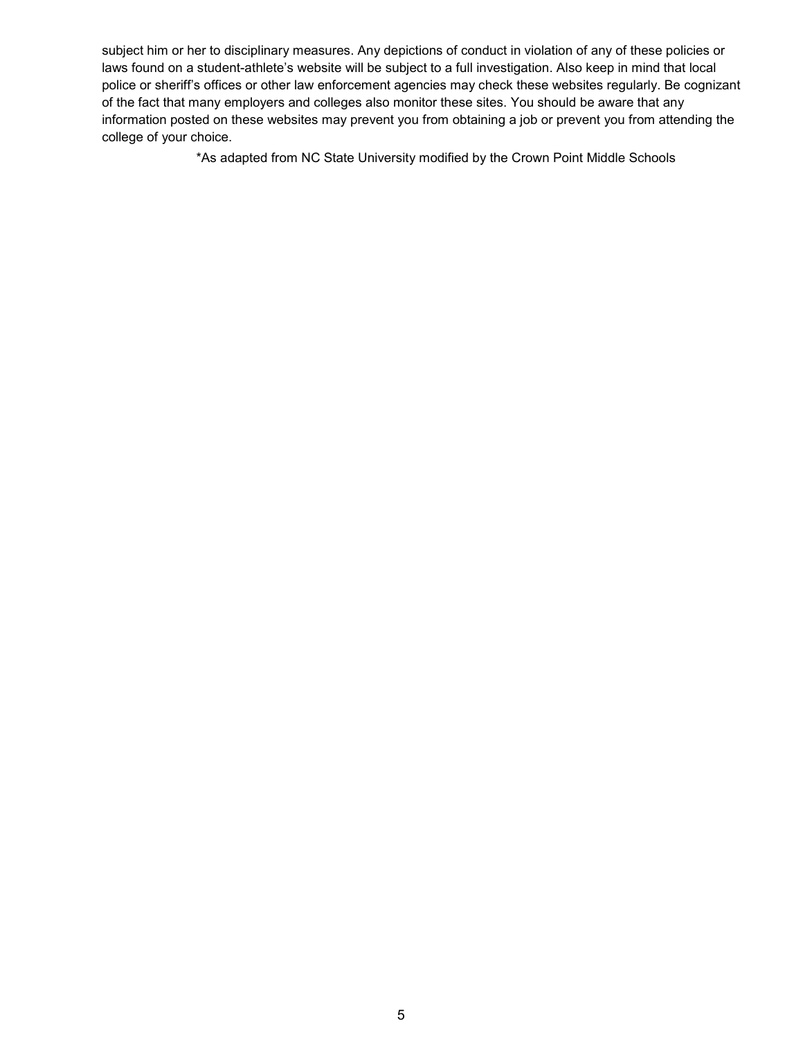subject him or her to disciplinary measures. Any depictions of conduct in violation of any of these policies or laws found on a student-athlete's website will be subject to a full investigation. Also keep in mind that local police or sheriff's offices or other law enforcement agencies may check these websites regularly. Be cognizant of the fact that many employers and colleges also monitor these sites. You should be aware that any information posted on these websites may prevent you from obtaining a job or prevent you from attending the college of your choice.

*As adapted from NC State University modified by the Crown Point Middle Schools